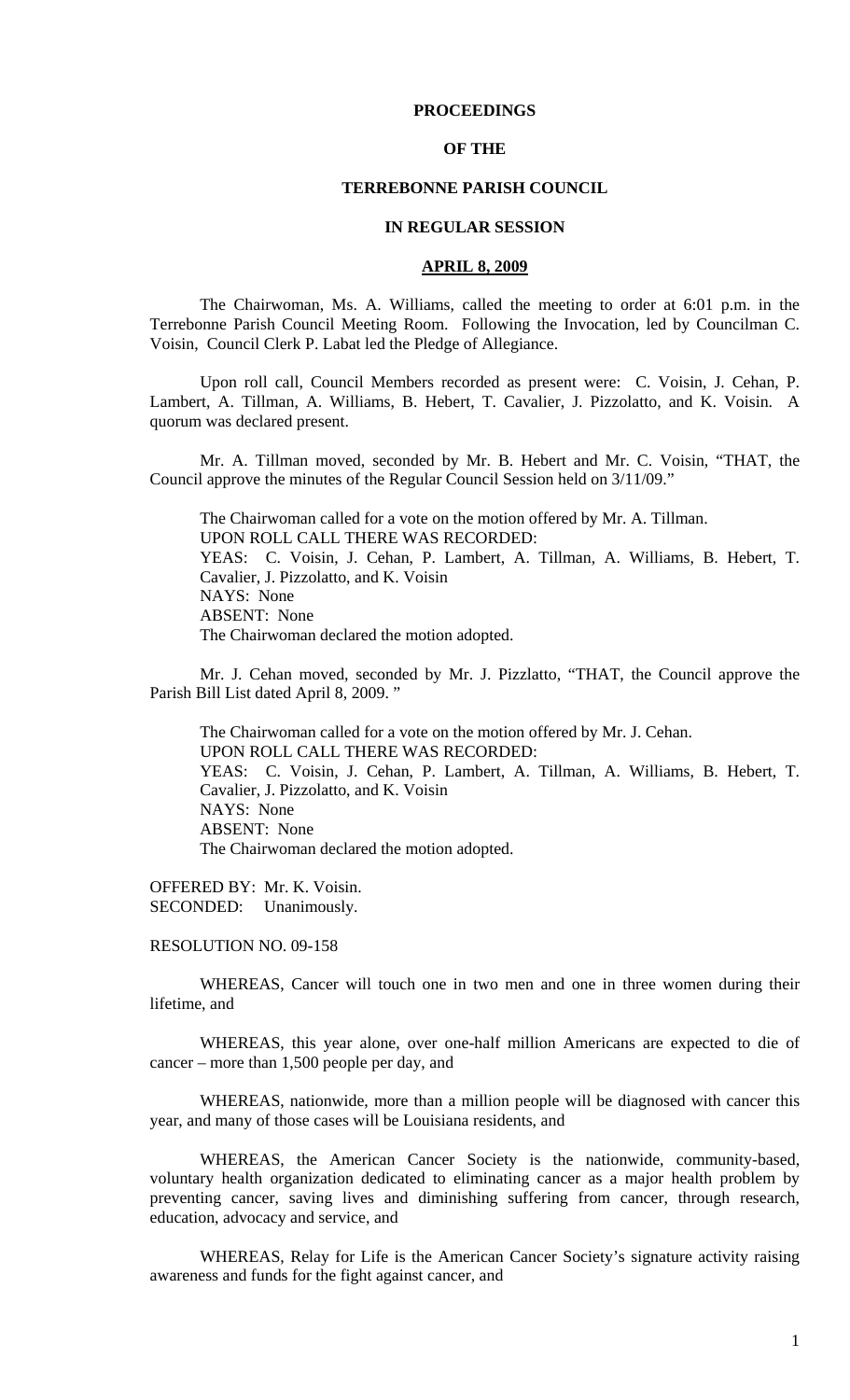# PROCEEDINGS

# OF THE

# TERREBONNE PARISH COUNCIL

# IN REGULAR SESSION

## APRIL 8, 2009

The Chairwoman, Ms. A. Williams, called the meeting to order at 6:01 p.m. in the Terrebonne Parish Council Meeting Room. Following the Invocation, led by Councilman C. Voisin, Council Clerk P. Labat led the Pledge of Allegiance.

Upon roll call, Council Members recorded as present were: C. Voisin, J. Cehan, P. Lambert, A. Tillman, A. Williams, B. Hebert, T. Cavalier, J. Pizzolatto, and K. Voisin. A quorum was declared present.

Mr. A. Tillman moved, seconded by Mr. B. Hebert and Mr. C. Voisin, "THAT, the Council approve the minutes of the Regular Council Session held on 3/11/09."

The Chairwoman called for a vote on the motion offered by Mr. A. Tillman.
UPON ROLL CALL THERE WAS RECORDED:
YEAS: C. Voisin, J. Cehan, P. Lambert, A. Tillman, A. Williams, B. Hebert, T. Cavalier, J. Pizzolatto, and K. Voisin
NAYS: None
ABSENT: None
The Chairwoman declared the motion adopted.

Mr. J. Cehan moved, seconded by Mr. J. Pizzlatto, "THAT, the Council approve the Parish Bill List dated April 8, 2009. "

The Chairwoman called for a vote on the motion offered by Mr. J. Cehan.
UPON ROLL CALL THERE WAS RECORDED:
YEAS: C. Voisin, J. Cehan, P. Lambert, A. Tillman, A. Williams, B. Hebert, T. Cavalier, J. Pizzolatto, and K. Voisin
NAYS: None
ABSENT: None
The Chairwoman declared the motion adopted.

OFFERED BY: Mr. K. Voisin.
SECONDED: Unanimously.

RESOLUTION NO. 09-158

WHEREAS, Cancer will touch one in two men and one in three women during their lifetime, and

WHEREAS, this year alone, over one-half million Americans are expected to die of cancer – more than 1,500 people per day, and

WHEREAS, nationwide, more than a million people will be diagnosed with cancer this year, and many of those cases will be Louisiana residents, and

WHEREAS, the American Cancer Society is the nationwide, community-based, voluntary health organization dedicated to eliminating cancer as a major health problem by preventing cancer, saving lives and diminishing suffering from cancer, through research, education, advocacy and service, and

WHEREAS, Relay for Life is the American Cancer Society's signature activity raising awareness and funds for the fight against cancer, and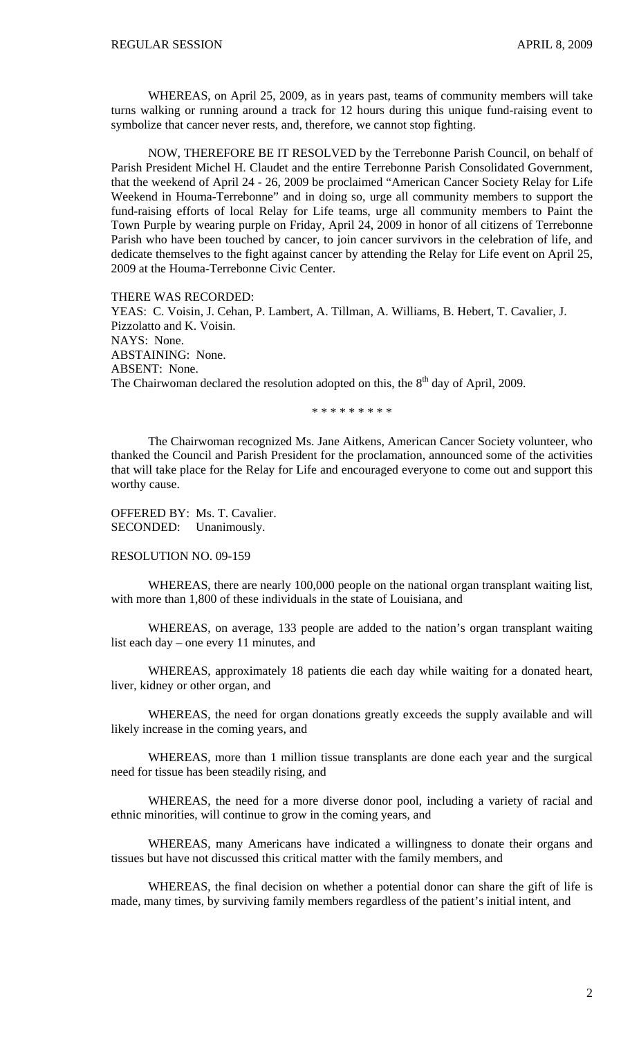WHEREAS, on April 25, 2009, as in years past, teams of community members will take turns walking or running around a track for 12 hours during this unique fund-raising event to symbolize that cancer never rests, and, therefore, we cannot stop fighting.

NOW, THEREFORE BE IT RESOLVED by the Terrebonne Parish Council, on behalf of Parish President Michel H. Claudet and the entire Terrebonne Parish Consolidated Government, that the weekend of April 24 - 26, 2009 be proclaimed "American Cancer Society Relay for Life Weekend in Houma-Terrebonne" and in doing so, urge all community members to support the fund-raising efforts of local Relay for Life teams, urge all community members to Paint the Town Purple by wearing purple on Friday, April 24, 2009 in honor of all citizens of Terrebonne Parish who have been touched by cancer, to join cancer survivors in the celebration of life, and dedicate themselves to the fight against cancer by attending the Relay for Life event on April 25, 2009 at the Houma-Terrebonne Civic Center.

THERE WAS RECORDED:
YEAS: C. Voisin, J. Cehan, P. Lambert, A. Tillman, A. Williams, B. Hebert, T. Cavalier, J. Pizzolatto and K. Voisin.
NAYS: None.
ABSTAINING: None.
ABSENT: None.
The Chairwoman declared the resolution adopted on this, the 8th day of April, 2009.

\* \* \* \* \* \* \* \* \*

The Chairwoman recognized Ms. Jane Aitkens, American Cancer Society volunteer, who thanked the Council and Parish President for the proclamation, announced some of the activities that will take place for the Relay for Life and encouraged everyone to come out and support this worthy cause.

OFFERED BY: Ms. T. Cavalier.
SECONDED: Unanimously.

RESOLUTION NO. 09-159

WHEREAS, there are nearly 100,000 people on the national organ transplant waiting list, with more than 1,800 of these individuals in the state of Louisiana, and

WHEREAS, on average, 133 people are added to the nation's organ transplant waiting list each day – one every 11 minutes, and

WHEREAS, approximately 18 patients die each day while waiting for a donated heart, liver, kidney or other organ, and

WHEREAS, the need for organ donations greatly exceeds the supply available and will likely increase in the coming years, and

WHEREAS, more than 1 million tissue transplants are done each year and the surgical need for tissue has been steadily rising, and

WHEREAS, the need for a more diverse donor pool, including a variety of racial and ethnic minorities, will continue to grow in the coming years, and

WHEREAS, many Americans have indicated a willingness to donate their organs and tissues but have not discussed this critical matter with the family members, and

WHEREAS, the final decision on whether a potential donor can share the gift of life is made, many times, by surviving family members regardless of the patient's initial intent, and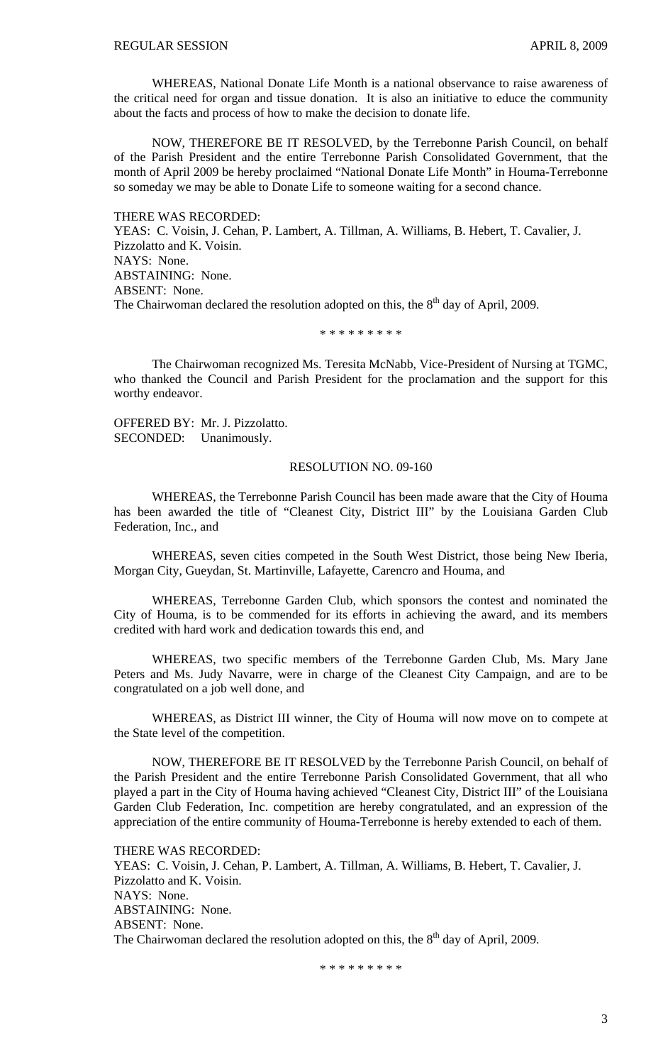WHEREAS, National Donate Life Month is a national observance to raise awareness of the critical need for organ and tissue donation. It is also an initiative to educe the community about the facts and process of how to make the decision to donate life.

NOW, THEREFORE BE IT RESOLVED, by the Terrebonne Parish Council, on behalf of the Parish President and the entire Terrebonne Parish Consolidated Government, that the month of April 2009 be hereby proclaimed "National Donate Life Month" in Houma-Terrebonne so someday we may be able to Donate Life to someone waiting for a second chance.

THERE WAS RECORDED:
YEAS: C. Voisin, J. Cehan, P. Lambert, A. Tillman, A. Williams, B. Hebert, T. Cavalier, J. Pizzolatto and K. Voisin.
NAYS: None.
ABSTAINING: None.
ABSENT: None.
The Chairwoman declared the resolution adopted on this, the 8th day of April, 2009.

\* \* \* \* \* \* \* \* \*

The Chairwoman recognized Ms. Teresita McNabb, Vice-President of Nursing at TGMC, who thanked the Council and Parish President for the proclamation and the support for this worthy endeavor.

OFFERED BY: Mr. J. Pizzolatto.
SECONDED: Unanimously.

RESOLUTION NO. 09-160

WHEREAS, the Terrebonne Parish Council has been made aware that the City of Houma has been awarded the title of "Cleanest City, District III" by the Louisiana Garden Club Federation, Inc., and

WHEREAS, seven cities competed in the South West District, those being New Iberia, Morgan City, Gueydan, St. Martinville, Lafayette, Carencro and Houma, and

WHEREAS, Terrebonne Garden Club, which sponsors the contest and nominated the City of Houma, is to be commended for its efforts in achieving the award, and its members credited with hard work and dedication towards this end, and

WHEREAS, two specific members of the Terrebonne Garden Club, Ms. Mary Jane Peters and Ms. Judy Navarre, were in charge of the Cleanest City Campaign, and are to be congratulated on a job well done, and

WHEREAS, as District III winner, the City of Houma will now move on to compete at the State level of the competition.

NOW, THEREFORE BE IT RESOLVED by the Terrebonne Parish Council, on behalf of the Parish President and the entire Terrebonne Parish Consolidated Government, that all who played a part in the City of Houma having achieved "Cleanest City, District III" of the Louisiana Garden Club Federation, Inc. competition are hereby congratulated, and an expression of the appreciation of the entire community of Houma-Terrebonne is hereby extended to each of them.

THERE WAS RECORDED:
YEAS: C. Voisin, J. Cehan, P. Lambert, A. Tillman, A. Williams, B. Hebert, T. Cavalier, J. Pizzolatto and K. Voisin.
NAYS: None.
ABSTAINING: None.
ABSENT: None.
The Chairwoman declared the resolution adopted on this, the 8th day of April, 2009.

\* \* \* \* \* \* \* \* \*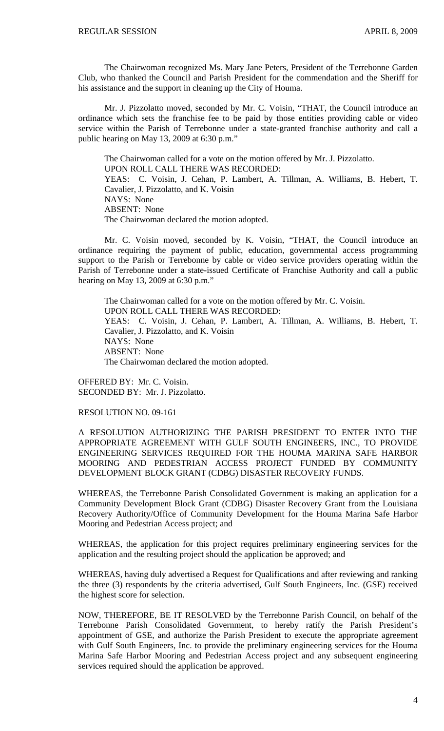The Chairwoman recognized Ms. Mary Jane Peters, President of the Terrebonne Garden Club, who thanked the Council and Parish President for the commendation and the Sheriff for his assistance and the support in cleaning up the City of Houma.

Mr. J. Pizzolatto moved, seconded by Mr. C. Voisin, "THAT, the Council introduce an ordinance which sets the franchise fee to be paid by those entities providing cable or video service within the Parish of Terrebonne under a state-granted franchise authority and call a public hearing on May 13, 2009 at 6:30 p.m."

The Chairwoman called for a vote on the motion offered by Mr. J. Pizzolatto.
UPON ROLL CALL THERE WAS RECORDED:
YEAS: C. Voisin, J. Cehan, P. Lambert, A. Tillman, A. Williams, B. Hebert, T. Cavalier, J. Pizzolatto, and K. Voisin
NAYS: None
ABSENT: None
The Chairwoman declared the motion adopted.

Mr. C. Voisin moved, seconded by K. Voisin, "THAT, the Council introduce an ordinance requiring the payment of public, education, governmental access programming support to the Parish or Terrebonne by cable or video service providers operating within the Parish of Terrebonne under a state-issued Certificate of Franchise Authority and call a public hearing on May 13, 2009 at 6:30 p.m."

The Chairwoman called for a vote on the motion offered by Mr. C. Voisin.
UPON ROLL CALL THERE WAS RECORDED:
YEAS: C. Voisin, J. Cehan, P. Lambert, A. Tillman, A. Williams, B. Hebert, T. Cavalier, J. Pizzolatto, and K. Voisin
NAYS: None
ABSENT: None
The Chairwoman declared the motion adopted.

OFFERED BY: Mr. C. Voisin.
SECONDED BY: Mr. J. Pizzolatto.

RESOLUTION NO. 09-161

A RESOLUTION AUTHORIZING THE PARISH PRESIDENT TO ENTER INTO THE APPROPRIATE AGREEMENT WITH GULF SOUTH ENGINEERS, INC., TO PROVIDE ENGINEERING SERVICES REQUIRED FOR THE HOUMA MARINA SAFE HARBOR MOORING AND PEDESTRIAN ACCESS PROJECT FUNDED BY COMMUNITY DEVELOPMENT BLOCK GRANT (CDBG) DISASTER RECOVERY FUNDS.

WHEREAS, the Terrebonne Parish Consolidated Government is making an application for a Community Development Block Grant (CDBG) Disaster Recovery Grant from the Louisiana Recovery Authority/Office of Community Development for the Houma Marina Safe Harbor Mooring and Pedestrian Access project; and

WHEREAS, the application for this project requires preliminary engineering services for the application and the resulting project should the application be approved; and

WHEREAS, having duly advertised a Request for Qualifications and after reviewing and ranking the three (3) respondents by the criteria advertised, Gulf South Engineers, Inc. (GSE) received the highest score for selection.

NOW, THEREFORE, BE IT RESOLVED by the Terrebonne Parish Council, on behalf of the Terrebonne Parish Consolidated Government, to hereby ratify the Parish President's appointment of GSE, and authorize the Parish President to execute the appropriate agreement with Gulf South Engineers, Inc. to provide the preliminary engineering services for the Houma Marina Safe Harbor Mooring and Pedestrian Access project and any subsequent engineering services required should the application be approved.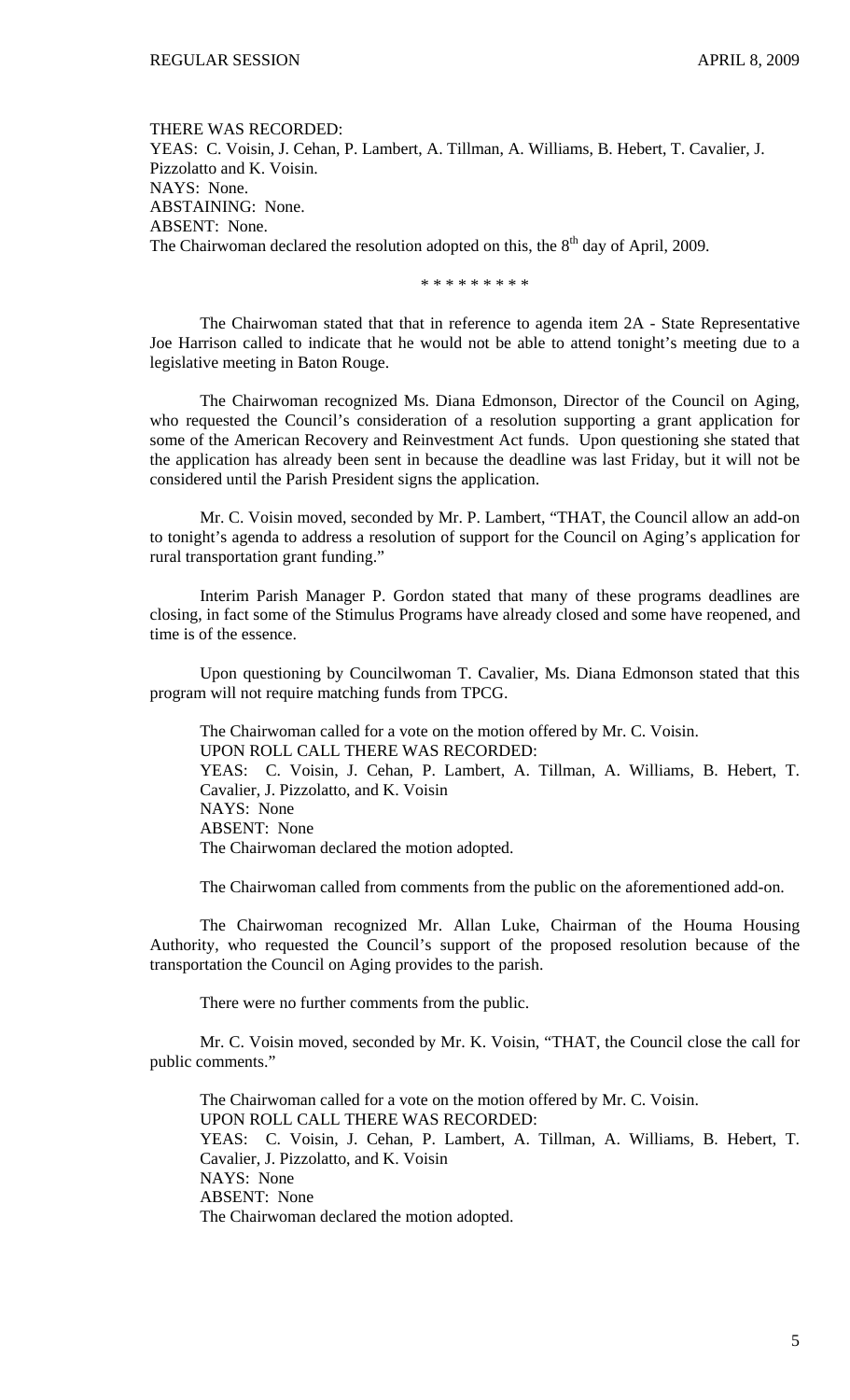THERE WAS RECORDED:
YEAS: C. Voisin, J. Cehan, P. Lambert, A. Tillman, A. Williams, B. Hebert, T. Cavalier, J. Pizzolatto and K. Voisin.
NAYS: None.
ABSTAINING: None.
ABSENT: None.
The Chairwoman declared the resolution adopted on this, the 8th day of April, 2009.

\* \* \* \* \* \* \* \* \*

The Chairwoman stated that that in reference to agenda item 2A - State Representative Joe Harrison called to indicate that he would not be able to attend tonight's meeting due to a legislative meeting in Baton Rouge.

The Chairwoman recognized Ms. Diana Edmonson, Director of the Council on Aging, who requested the Council's consideration of a resolution supporting a grant application for some of the American Recovery and Reinvestment Act funds. Upon questioning she stated that the application has already been sent in because the deadline was last Friday, but it will not be considered until the Parish President signs the application.

Mr. C. Voisin moved, seconded by Mr. P. Lambert, "THAT, the Council allow an add-on to tonight's agenda to address a resolution of support for the Council on Aging's application for rural transportation grant funding."

Interim Parish Manager P. Gordon stated that many of these programs deadlines are closing, in fact some of the Stimulus Programs have already closed and some have reopened, and time is of the essence.

Upon questioning by Councilwoman T. Cavalier, Ms. Diana Edmonson stated that this program will not require matching funds from TPCG.

The Chairwoman called for a vote on the motion offered by Mr. C. Voisin.
UPON ROLL CALL THERE WAS RECORDED:
YEAS: C. Voisin, J. Cehan, P. Lambert, A. Tillman, A. Williams, B. Hebert, T. Cavalier, J. Pizzolatto, and K. Voisin
NAYS: None
ABSENT: None
The Chairwoman declared the motion adopted.

The Chairwoman called from comments from the public on the aforementioned add-on.

The Chairwoman recognized Mr. Allan Luke, Chairman of the Houma Housing Authority, who requested the Council's support of the proposed resolution because of the transportation the Council on Aging provides to the parish.

There were no further comments from the public.

Mr. C. Voisin moved, seconded by Mr. K. Voisin, "THAT, the Council close the call for public comments."

The Chairwoman called for a vote on the motion offered by Mr. C. Voisin.
UPON ROLL CALL THERE WAS RECORDED:
YEAS: C. Voisin, J. Cehan, P. Lambert, A. Tillman, A. Williams, B. Hebert, T. Cavalier, J. Pizzolatto, and K. Voisin
NAYS: None
ABSENT: None
The Chairwoman declared the motion adopted.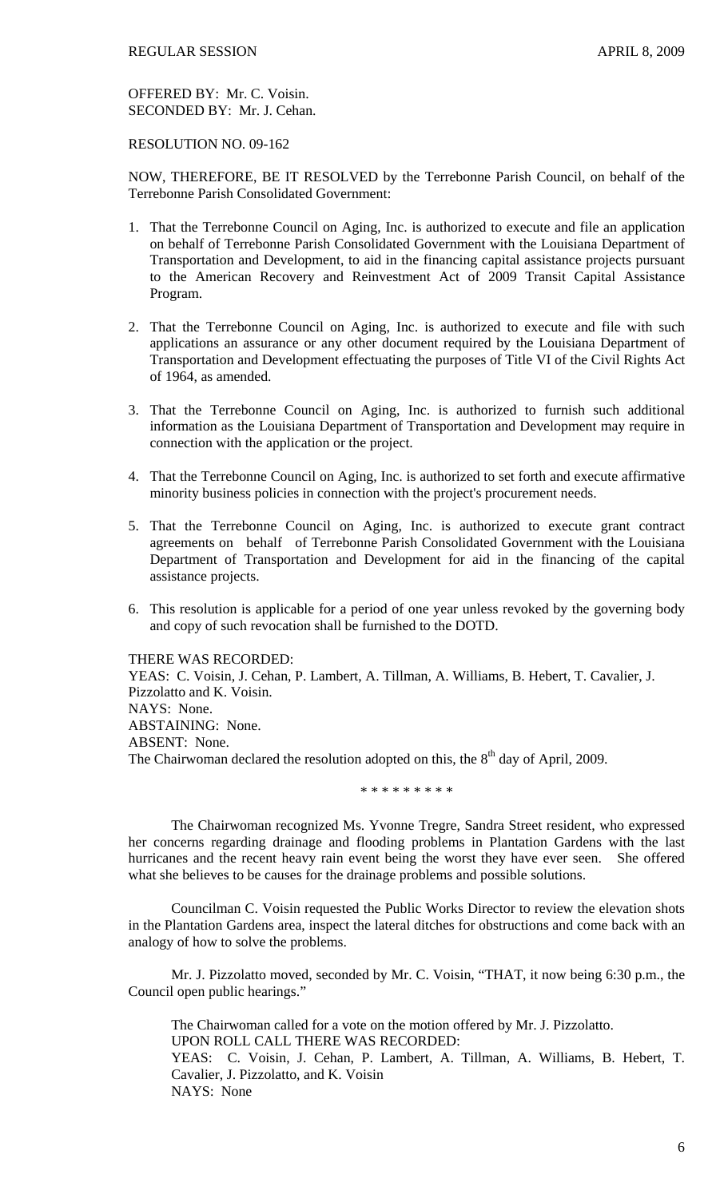OFFERED BY: Mr. C. Voisin.
SECONDED BY: Mr. J. Cehan.

RESOLUTION NO. 09-162

NOW, THEREFORE, BE IT RESOLVED by the Terrebonne Parish Council, on behalf of the Terrebonne Parish Consolidated Government:

1. That the Terrebonne Council on Aging, Inc. is authorized to execute and file an application on behalf of Terrebonne Parish Consolidated Government with the Louisiana Department of Transportation and Development, to aid in the financing capital assistance projects pursuant to the American Recovery and Reinvestment Act of 2009 Transit Capital Assistance Program.

2. That the Terrebonne Council on Aging, Inc. is authorized to execute and file with such applications an assurance or any other document required by the Louisiana Department of Transportation and Development effectuating the purposes of Title VI of the Civil Rights Act of 1964, as amended.

3. That the Terrebonne Council on Aging, Inc. is authorized to furnish such additional information as the Louisiana Department of Transportation and Development may require in connection with the application or the project.

4. That the Terrebonne Council on Aging, Inc. is authorized to set forth and execute affirmative minority business policies in connection with the project's procurement needs.

5. That the Terrebonne Council on Aging, Inc. is authorized to execute grant contract agreements on behalf of Terrebonne Parish Consolidated Government with the Louisiana Department of Transportation and Development for aid in the financing of the capital assistance projects.

6. This resolution is applicable for a period of one year unless revoked by the governing body and copy of such revocation shall be furnished to the DOTD.

THERE WAS RECORDED:
YEAS: C. Voisin, J. Cehan, P. Lambert, A. Tillman, A. Williams, B. Hebert, T. Cavalier, J. Pizzolatto and K. Voisin.
NAYS: None.
ABSTAINING: None.
ABSENT: None.
The Chairwoman declared the resolution adopted on this, the 8th day of April, 2009.

\* \* \* \* \* \* \* \* \*

The Chairwoman recognized Ms. Yvonne Tregre, Sandra Street resident, who expressed her concerns regarding drainage and flooding problems in Plantation Gardens with the last hurricanes and the recent heavy rain event being the worst they have ever seen. She offered what she believes to be causes for the drainage problems and possible solutions.

Councilman C. Voisin requested the Public Works Director to review the elevation shots in the Plantation Gardens area, inspect the lateral ditches for obstructions and come back with an analogy of how to solve the problems.

Mr. J. Pizzolatto moved, seconded by Mr. C. Voisin, "THAT, it now being 6:30 p.m., the Council open public hearings."

The Chairwoman called for a vote on the motion offered by Mr. J. Pizzolatto.
UPON ROLL CALL THERE WAS RECORDED:
YEAS: C. Voisin, J. Cehan, P. Lambert, A. Tillman, A. Williams, B. Hebert, T. Cavalier, J. Pizzolatto, and K. Voisin
NAYS: None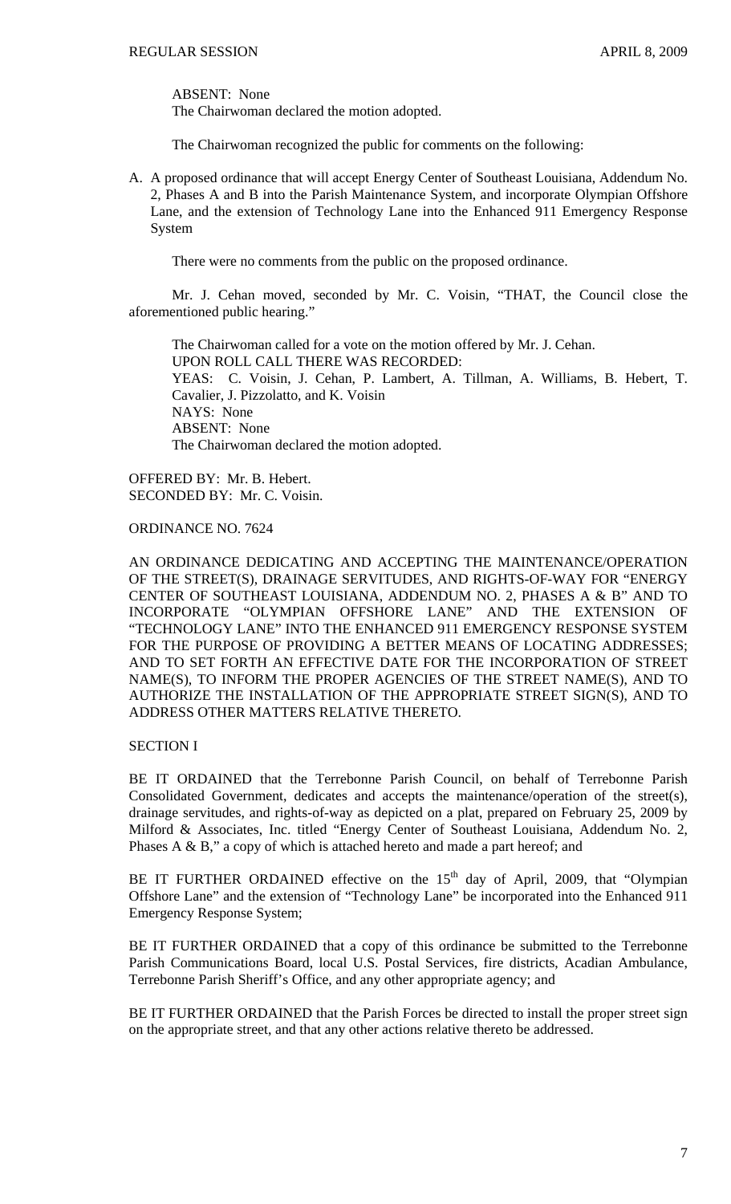ABSENT: None
The Chairwoman declared the motion adopted.

The Chairwoman recognized the public for comments on the following:

A. A proposed ordinance that will accept Energy Center of Southeast Louisiana, Addendum No. 2, Phases A and B into the Parish Maintenance System, and incorporate Olympian Offshore Lane, and the extension of Technology Lane into the Enhanced 911 Emergency Response System

There were no comments from the public on the proposed ordinance.

Mr. J. Cehan moved, seconded by Mr. C. Voisin, "THAT, the Council close the aforementioned public hearing."

The Chairwoman called for a vote on the motion offered by Mr. J. Cehan.
UPON ROLL CALL THERE WAS RECORDED:
YEAS: C. Voisin, J. Cehan, P. Lambert, A. Tillman, A. Williams, B. Hebert, T. Cavalier, J. Pizzolatto, and K. Voisin
NAYS: None
ABSENT: None
The Chairwoman declared the motion adopted.

OFFERED BY: Mr. B. Hebert.
SECONDED BY: Mr. C. Voisin.

ORDINANCE NO. 7624

AN ORDINANCE DEDICATING AND ACCEPTING THE MAINTENANCE/OPERATION OF THE STREET(S), DRAINAGE SERVITUDES, AND RIGHTS-OF-WAY FOR "ENERGY CENTER OF SOUTHEAST LOUISIANA, ADDENDUM NO. 2, PHASES A & B" AND TO INCORPORATE "OLYMPIAN OFFSHORE LANE" AND THE EXTENSION OF "TECHNOLOGY LANE" INTO THE ENHANCED 911 EMERGENCY RESPONSE SYSTEM FOR THE PURPOSE OF PROVIDING A BETTER MEANS OF LOCATING ADDRESSES; AND TO SET FORTH AN EFFECTIVE DATE FOR THE INCORPORATION OF STREET NAME(S), TO INFORM THE PROPER AGENCIES OF THE STREET NAME(S), AND TO AUTHORIZE THE INSTALLATION OF THE APPROPRIATE STREET SIGN(S), AND TO ADDRESS OTHER MATTERS RELATIVE THERETO.

SECTION I

BE IT ORDAINED that the Terrebonne Parish Council, on behalf of Terrebonne Parish Consolidated Government, dedicates and accepts the maintenance/operation of the street(s), drainage servitudes, and rights-of-way as depicted on a plat, prepared on February 25, 2009 by Milford & Associates, Inc. titled "Energy Center of Southeast Louisiana, Addendum No. 2, Phases A & B," a copy of which is attached hereto and made a part hereof; and

BE IT FURTHER ORDAINED effective on the 15th day of April, 2009, that "Olympian Offshore Lane" and the extension of "Technology Lane" be incorporated into the Enhanced 911 Emergency Response System;

BE IT FURTHER ORDAINED that a copy of this ordinance be submitted to the Terrebonne Parish Communications Board, local U.S. Postal Services, fire districts, Acadian Ambulance, Terrebonne Parish Sheriff's Office, and any other appropriate agency; and

BE IT FURTHER ORDAINED that the Parish Forces be directed to install the proper street sign on the appropriate street, and that any other actions relative thereto be addressed.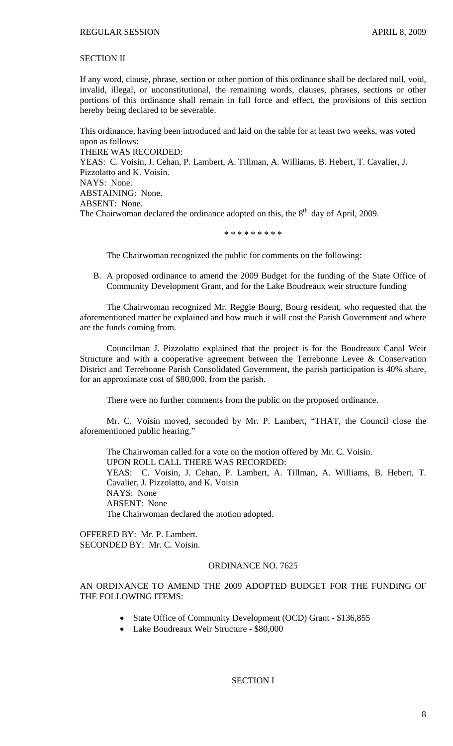SECTION II

If any word, clause, phrase, section or other portion of this ordinance shall be declared null, void, invalid, illegal, or unconstitutional, the remaining words, clauses, phrases, sections or other portions of this ordinance shall remain in full force and effect, the provisions of this section hereby being declared to be severable.

This ordinance, having been introduced and laid on the table for at least two weeks, was voted upon as follows:
THERE WAS RECORDED:
YEAS: C. Voisin, J. Cehan, P. Lambert, A. Tillman, A. Williams, B. Hebert, T. Cavalier, J. Pizzolatto and K. Voisin.
NAYS: None.
ABSTAINING: None.
ABSENT: None.
The Chairwoman declared the ordinance adopted on this, the 8th day of April, 2009.

\* \* \* \* \* \* \* \* \*

The Chairwoman recognized the public for comments on the following:

B. A proposed ordinance to amend the 2009 Budget for the funding of the State Office of Community Development Grant, and for the Lake Boudreaux weir structure funding

The Chairwoman recognized Mr. Reggie Bourg, Bourg resident, who requested that the aforementioned matter be explained and how much it will cost the Parish Government and where are the funds coming from.

Councilman J. Pizzolatto explained that the project is for the Boudreaux Canal Weir Structure and with a cooperative agreement between the Terrebonne Levee & Conservation District and Terrebonne Parish Consolidated Government, the parish participation is 40% share, for an approximate cost of $80,000. from the parish.

There were no further comments from the public on the proposed ordinance.

Mr. C. Voisin moved, seconded by Mr. P. Lambert, "THAT, the Council close the aforementioned public hearing."

The Chairwoman called for a vote on the motion offered by Mr. C. Voisin.
UPON ROLL CALL THERE WAS RECORDED:
YEAS: C. Voisin, J. Cehan, P. Lambert, A. Tillman, A. Williams, B. Hebert, T. Cavalier, J. Pizzolatto, and K. Voisin
NAYS: None
ABSENT: None
The Chairwoman declared the motion adopted.

OFFERED BY: Mr. P. Lambert.
SECONDED BY: Mr. C. Voisin.

ORDINANCE NO. 7625

AN ORDINANCE TO AMEND THE 2009 ADOPTED BUDGET FOR THE FUNDING OF THE FOLLOWING ITEMS:

- State Office of Community Development (OCD) Grant - $136,855
- Lake Boudreaux Weir Structure - $80,000

SECTION I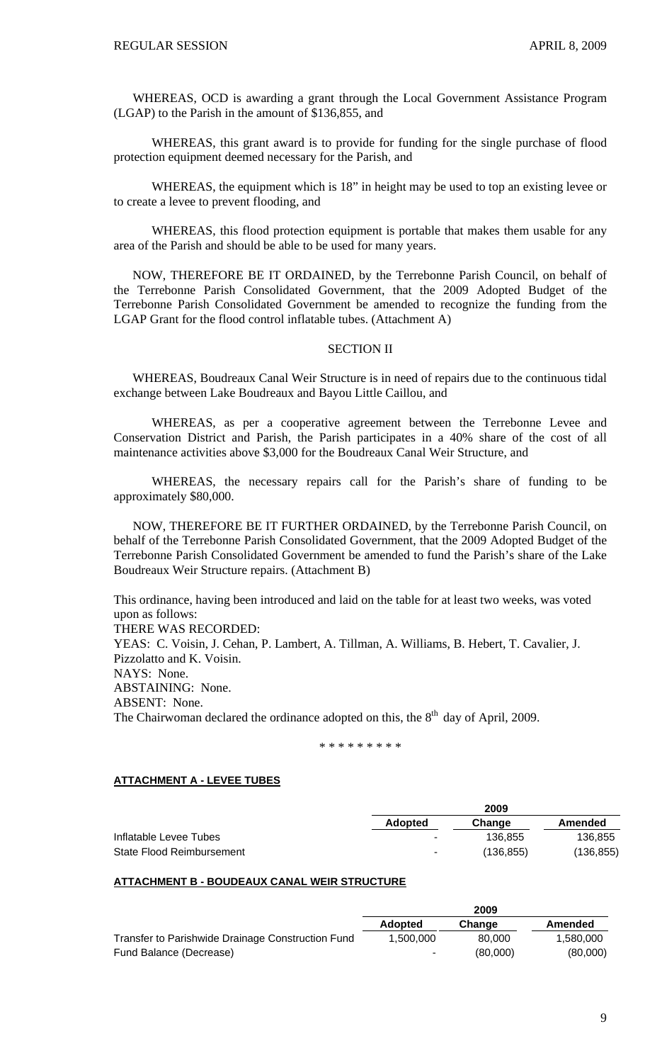WHEREAS, OCD is awarding a grant through the Local Government Assistance Program (LGAP) to the Parish in the amount of $136,855, and

WHEREAS, this grant award is to provide for funding for the single purchase of flood protection equipment deemed necessary for the Parish, and

WHEREAS, the equipment which is 18" in height may be used to top an existing levee or to create a levee to prevent flooding, and

WHEREAS, this flood protection equipment is portable that makes them usable for any area of the Parish and should be able to be used for many years.

NOW, THEREFORE BE IT ORDAINED, by the Terrebonne Parish Council, on behalf of the Terrebonne Parish Consolidated Government, that the 2009 Adopted Budget of the Terrebonne Parish Consolidated Government be amended to recognize the funding from the LGAP Grant for the flood control inflatable tubes. (Attachment A)

SECTION II

WHEREAS, Boudreaux Canal Weir Structure is in need of repairs due to the continuous tidal exchange between Lake Boudreaux and Bayou Little Caillou, and

WHEREAS, as per a cooperative agreement between the Terrebonne Levee and Conservation District and Parish, the Parish participates in a 40% share of the cost of all maintenance activities above $3,000 for the Boudreaux Canal Weir Structure, and

WHEREAS, the necessary repairs call for the Parish's share of funding to be approximately $80,000.

NOW, THEREFORE BE IT FURTHER ORDAINED, by the Terrebonne Parish Council, on behalf of the Terrebonne Parish Consolidated Government, that the 2009 Adopted Budget of the Terrebonne Parish Consolidated Government be amended to fund the Parish's share of the Lake Boudreaux Weir Structure repairs. (Attachment B)

This ordinance, having been introduced and laid on the table for at least two weeks, was voted upon as follows:
THERE WAS RECORDED:
YEAS: C. Voisin, J. Cehan, P. Lambert, A. Tillman, A. Williams, B. Hebert, T. Cavalier, J. Pizzolatto and K. Voisin.
NAYS: None.
ABSTAINING: None.
ABSENT: None.
The Chairwoman declared the ordinance adopted on this, the 8th day of April, 2009.

\* \* \* \* \* \* \* \* \*

**ATTACHMENT A - LEVEE TUBES**

| | 2009 | | |
|---|---|---|---|
| | **Adopted** | **Change** | **Amended** |
| Inflatable Levee Tubes | - | 136,855 | 136,855 |
| State Flood Reimbursement | - | (136,855) | (136,855) |

**ATTACHMENT B - BOUDEAUX CANAL WEIR STRUCTURE**

| | 2009 | | |
|---|---|---|---|
| | **Adopted** | **Change** | **Amended** |
| Transfer to Parishwide Drainage Construction Fund | 1,500,000 | 80,000 | 1,580,000 |
| Fund Balance (Decrease) | - | (80,000) | (80,000) |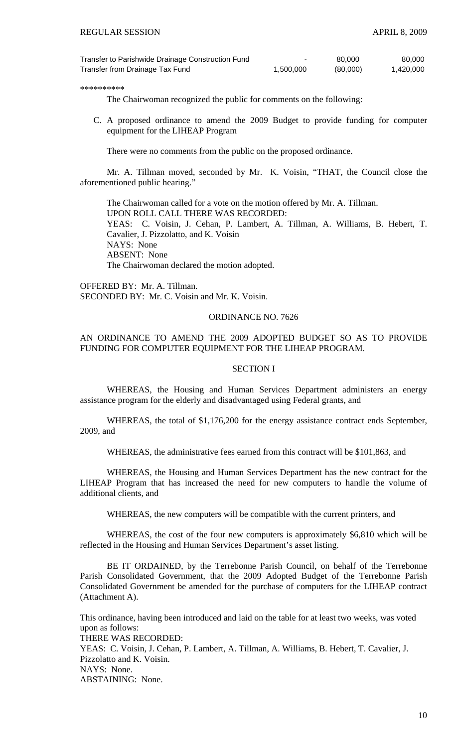| | | | |
|---|---|---|---|
| Transfer to Parishwide Drainage Construction Fund | - | 80,000 | 80,000 |
| Transfer from Drainage Tax Fund | 1,500,000 | (80,000) | 1,420,000 |

**********

The Chairwoman recognized the public for comments on the following:

C. A proposed ordinance to amend the 2009 Budget to provide funding for computer equipment for the LIHEAP Program

There were no comments from the public on the proposed ordinance.

Mr. A. Tillman moved, seconded by Mr. K. Voisin, "THAT, the Council close the aforementioned public hearing."

The Chairwoman called for a vote on the motion offered by Mr. A. Tillman.
UPON ROLL CALL THERE WAS RECORDED:
YEAS: C. Voisin, J. Cehan, P. Lambert, A. Tillman, A. Williams, B. Hebert, T. Cavalier, J. Pizzolatto, and K. Voisin
NAYS: None
ABSENT: None
The Chairwoman declared the motion adopted.

OFFERED BY: Mr. A. Tillman.
SECONDED BY: Mr. C. Voisin and Mr. K. Voisin.

ORDINANCE NO. 7626

AN ORDINANCE TO AMEND THE 2009 ADOPTED BUDGET SO AS TO PROVIDE FUNDING FOR COMPUTER EQUIPMENT FOR THE LIHEAP PROGRAM.

SECTION I

WHEREAS, the Housing and Human Services Department administers an energy assistance program for the elderly and disadvantaged using Federal grants, and

WHEREAS, the total of $1,176,200 for the energy assistance contract ends September, 2009, and

WHEREAS, the administrative fees earned from this contract will be $101,863, and

WHEREAS, the Housing and Human Services Department has the new contract for the LIHEAP Program that has increased the need for new computers to handle the volume of additional clients, and

WHEREAS, the new computers will be compatible with the current printers, and

WHEREAS, the cost of the four new computers is approximately $6,810 which will be reflected in the Housing and Human Services Department's asset listing.

BE IT ORDAINED, by the Terrebonne Parish Council, on behalf of the Terrebonne Parish Consolidated Government, that the 2009 Adopted Budget of the Terrebonne Parish Consolidated Government be amended for the purchase of computers for the LIHEAP contract (Attachment A).

This ordinance, having been introduced and laid on the table for at least two weeks, was voted upon as follows:
THERE WAS RECORDED:
YEAS: C. Voisin, J. Cehan, P. Lambert, A. Tillman, A. Williams, B. Hebert, T. Cavalier, J. Pizzolatto and K. Voisin.
NAYS: None.
ABSTAINING: None.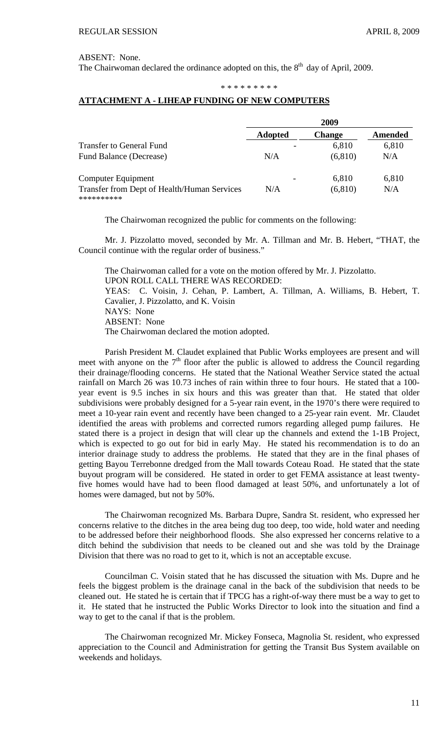ABSENT: None.

The Chairwoman declared the ordinance adopted on this, the 8th day of April, 2009.

\* \* \* \* \* \* \* \* \*

**ATTACHMENT A - LIHEAP FUNDING OF NEW COMPUTERS**

| | 2009 | | |
|---|---|---|---|
| | **Adopted** | **Change** | **Amended** |
| Transfer to General Fund | - | 6,810 | 6,810 |
| Fund Balance (Decrease) | N/A | (6,810) | N/A |
| Computer Equipment | - | 6,810 | 6,810 |
| Transfer from Dept of Health/Human Services | N/A | (6,810) | N/A |

\*\*\*\*\*\*\*\*\*\*

The Chairwoman recognized the public for comments on the following:

Mr. J. Pizzolatto moved, seconded by Mr. A. Tillman and Mr. B. Hebert, "THAT, the Council continue with the regular order of business."

The Chairwoman called for a vote on the motion offered by Mr. J. Pizzolatto.
UPON ROLL CALL THERE WAS RECORDED:
YEAS: C. Voisin, J. Cehan, P. Lambert, A. Tillman, A. Williams, B. Hebert, T. Cavalier, J. Pizzolatto, and K. Voisin
NAYS: None
ABSENT: None
The Chairwoman declared the motion adopted.

Parish President M. Claudet explained that Public Works employees are present and will meet with anyone on the 7th floor after the public is allowed to address the Council regarding their drainage/flooding concerns. He stated that the National Weather Service stated the actual rainfall on March 26 was 10.73 inches of rain within three to four hours. He stated that a 100-year event is 9.5 inches in six hours and this was greater than that. He stated that older subdivisions were probably designed for a 5-year rain event, in the 1970's there were required to meet a 10-year rain event and recently have been changed to a 25-year rain event. Mr. Claudet identified the areas with problems and corrected rumors regarding alleged pump failures. He stated there is a project in design that will clear up the channels and extend the 1-1B Project, which is expected to go out for bid in early May. He stated his recommendation is to do an interior drainage study to address the problems. He stated that they are in the final phases of getting Bayou Terrebonne dredged from the Mall towards Coteau Road. He stated that the state buyout program will be considered. He stated in order to get FEMA assistance at least twenty-five homes would have had to been flood damaged at least 50%, and unfortunately a lot of homes were damaged, but not by 50%.

The Chairwoman recognized Ms. Barbara Dupre, Sandra St. resident, who expressed her concerns relative to the ditches in the area being dug too deep, too wide, hold water and needing to be addressed before their neighborhood floods. She also expressed her concerns relative to a ditch behind the subdivision that needs to be cleaned out and she was told by the Drainage Division that there was no road to get to it, which is not an acceptable excuse.

Councilman C. Voisin stated that he has discussed the situation with Ms. Dupre and he feels the biggest problem is the drainage canal in the back of the subdivision that needs to be cleaned out. He stated he is certain that if TPCG has a right-of-way there must be a way to get to it. He stated that he instructed the Public Works Director to look into the situation and find a way to get to the canal if that is the problem.

The Chairwoman recognized Mr. Mickey Fonseca, Magnolia St. resident, who expressed appreciation to the Council and Administration for getting the Transit Bus System available on weekends and holidays.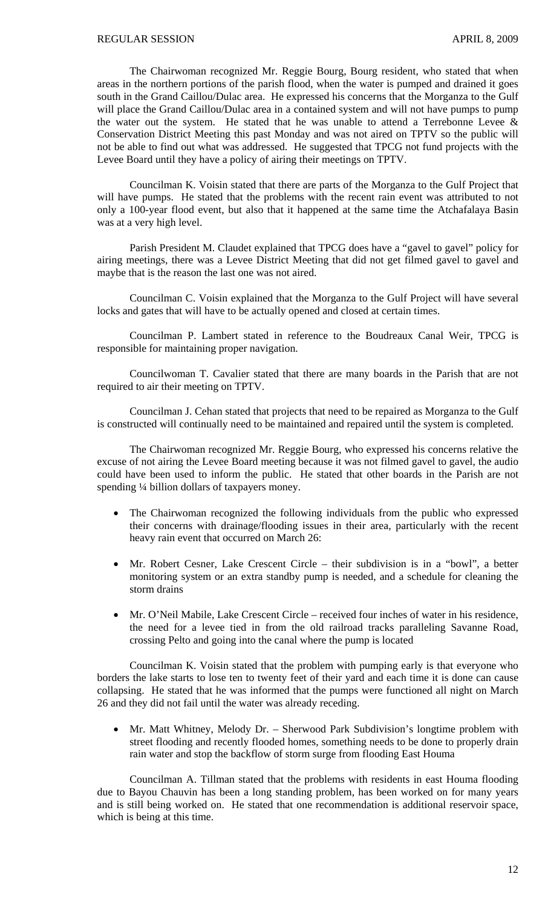The Chairwoman recognized Mr. Reggie Bourg, Bourg resident, who stated that when areas in the northern portions of the parish flood, when the water is pumped and drained it goes south in the Grand Caillou/Dulac area. He expressed his concerns that the Morganza to the Gulf will place the Grand Caillou/Dulac area in a contained system and will not have pumps to pump the water out the system. He stated that he was unable to attend a Terrebonne Levee & Conservation District Meeting this past Monday and was not aired on TPTV so the public will not be able to find out what was addressed. He suggested that TPCG not fund projects with the Levee Board until they have a policy of airing their meetings on TPTV.

Councilman K. Voisin stated that there are parts of the Morganza to the Gulf Project that will have pumps. He stated that the problems with the recent rain event was attributed to not only a 100-year flood event, but also that it happened at the same time the Atchafalaya Basin was at a very high level.

Parish President M. Claudet explained that TPCG does have a "gavel to gavel" policy for airing meetings, there was a Levee District Meeting that did not get filmed gavel to gavel and maybe that is the reason the last one was not aired.

Councilman C. Voisin explained that the Morganza to the Gulf Project will have several locks and gates that will have to be actually opened and closed at certain times.

Councilman P. Lambert stated in reference to the Boudreaux Canal Weir, TPCG is responsible for maintaining proper navigation.

Councilwoman T. Cavalier stated that there are many boards in the Parish that are not required to air their meeting on TPTV.

Councilman J. Cehan stated that projects that need to be repaired as Morganza to the Gulf is constructed will continually need to be maintained and repaired until the system is completed.

The Chairwoman recognized Mr. Reggie Bourg, who expressed his concerns relative the excuse of not airing the Levee Board meeting because it was not filmed gavel to gavel, the audio could have been used to inform the public. He stated that other boards in the Parish are not spending ¼ billion dollars of taxpayers money.

- The Chairwoman recognized the following individuals from the public who expressed their concerns with drainage/flooding issues in their area, particularly with the recent heavy rain event that occurred on March 26:

- Mr. Robert Cesner, Lake Crescent Circle – their subdivision is in a "bowl", a better monitoring system or an extra standby pump is needed, and a schedule for cleaning the storm drains

- Mr. O'Neil Mabile, Lake Crescent Circle – received four inches of water in his residence, the need for a levee tied in from the old railroad tracks paralleling Savanne Road, crossing Pelto and going into the canal where the pump is located

Councilman K. Voisin stated that the problem with pumping early is that everyone who borders the lake starts to lose ten to twenty feet of their yard and each time it is done can cause collapsing. He stated that he was informed that the pumps were functioned all night on March 26 and they did not fail until the water was already receding.

- Mr. Matt Whitney, Melody Dr. – Sherwood Park Subdivision's longtime problem with street flooding and recently flooded homes, something needs to be done to properly drain rain water and stop the backflow of storm surge from flooding East Houma

Councilman A. Tillman stated that the problems with residents in east Houma flooding due to Bayou Chauvin has been a long standing problem, has been worked on for many years and is still being worked on. He stated that one recommendation is additional reservoir space, which is being at this time.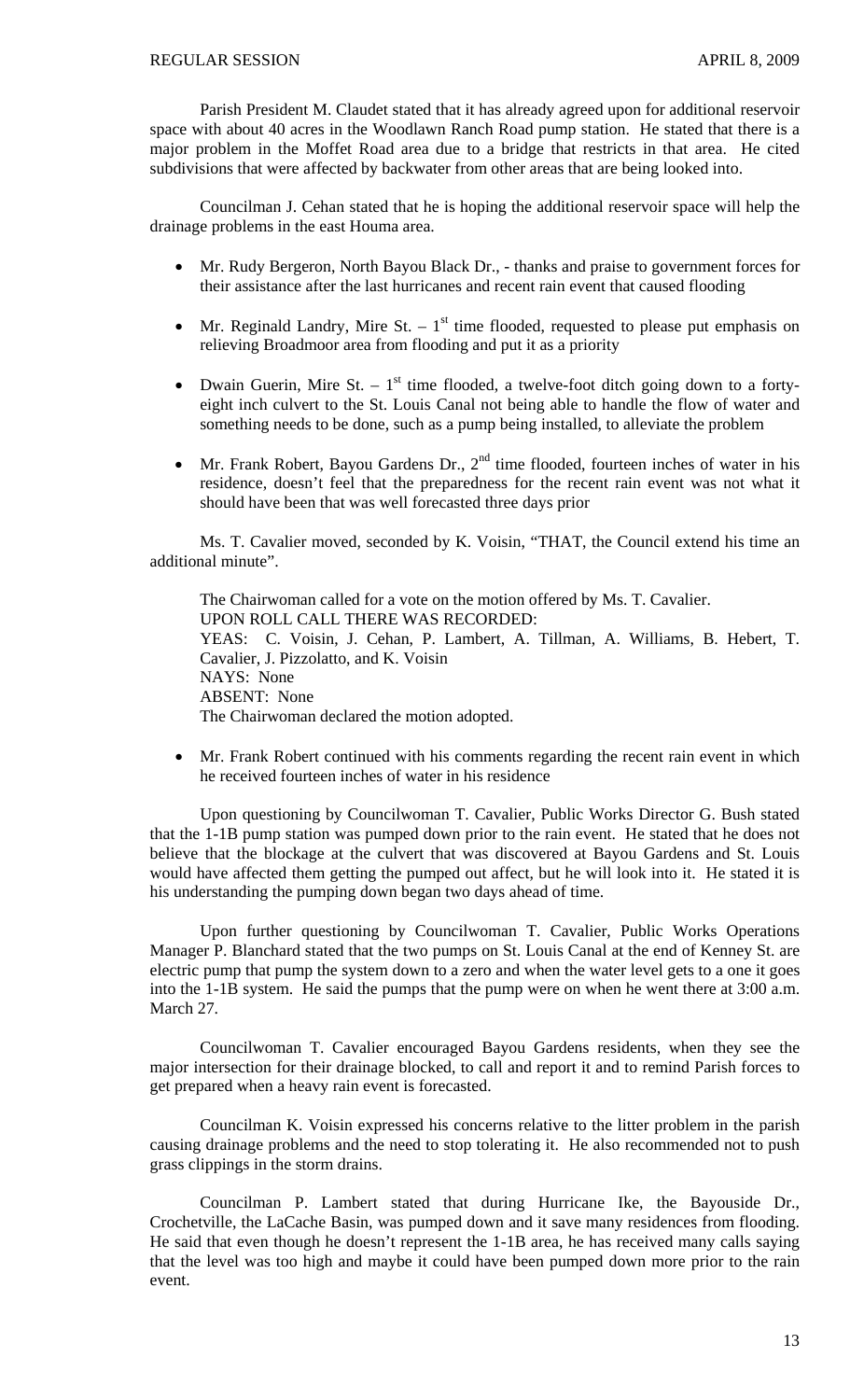Parish President M. Claudet stated that it has already agreed upon for additional reservoir space with about 40 acres in the Woodlawn Ranch Road pump station. He stated that there is a major problem in the Moffet Road area due to a bridge that restricts in that area. He cited subdivisions that were affected by backwater from other areas that are being looked into.

Councilman J. Cehan stated that he is hoping the additional reservoir space will help the drainage problems in the east Houma area.

- Mr. Rudy Bergeron, North Bayou Black Dr., - thanks and praise to government forces for their assistance after the last hurricanes and recent rain event that caused flooding
- Mr. Reginald Landry, Mire St. – 1st time flooded, requested to please put emphasis on relieving Broadmoor area from flooding and put it as a priority
- Dwain Guerin, Mire St. – 1st time flooded, a twelve-foot ditch going down to a forty-eight inch culvert to the St. Louis Canal not being able to handle the flow of water and something needs to be done, such as a pump being installed, to alleviate the problem
- Mr. Frank Robert, Bayou Gardens Dr., 2nd time flooded, fourteen inches of water in his residence, doesn't feel that the preparedness for the recent rain event was not what it should have been that was well forecasted three days prior

Ms. T. Cavalier moved, seconded by K. Voisin, "THAT, the Council extend his time an additional minute".

The Chairwoman called for a vote on the motion offered by Ms. T. Cavalier.
UPON ROLL CALL THERE WAS RECORDED:
YEAS: C. Voisin, J. Cehan, P. Lambert, A. Tillman, A. Williams, B. Hebert, T. Cavalier, J. Pizzolatto, and K. Voisin
NAYS: None
ABSENT: None
The Chairwoman declared the motion adopted.

- Mr. Frank Robert continued with his comments regarding the recent rain event in which he received fourteen inches of water in his residence

Upon questioning by Councilwoman T. Cavalier, Public Works Director G. Bush stated that the 1-1B pump station was pumped down prior to the rain event. He stated that he does not believe that the blockage at the culvert that was discovered at Bayou Gardens and St. Louis would have affected them getting the pumped out affect, but he will look into it. He stated it is his understanding the pumping down began two days ahead of time.

Upon further questioning by Councilwoman T. Cavalier, Public Works Operations Manager P. Blanchard stated that the two pumps on St. Louis Canal at the end of Kenney St. are electric pump that pump the system down to a zero and when the water level gets to a one it goes into the 1-1B system. He said the pumps that the pump were on when he went there at 3:00 a.m. March 27.

Councilwoman T. Cavalier encouraged Bayou Gardens residents, when they see the major intersection for their drainage blocked, to call and report it and to remind Parish forces to get prepared when a heavy rain event is forecasted.

Councilman K. Voisin expressed his concerns relative to the litter problem in the parish causing drainage problems and the need to stop tolerating it. He also recommended not to push grass clippings in the storm drains.

Councilman P. Lambert stated that during Hurricane Ike, the Bayouside Dr., Crochetville, the LaCache Basin, was pumped down and it save many residences from flooding. He said that even though he doesn't represent the 1-1B area, he has received many calls saying that the level was too high and maybe it could have been pumped down more prior to the rain event.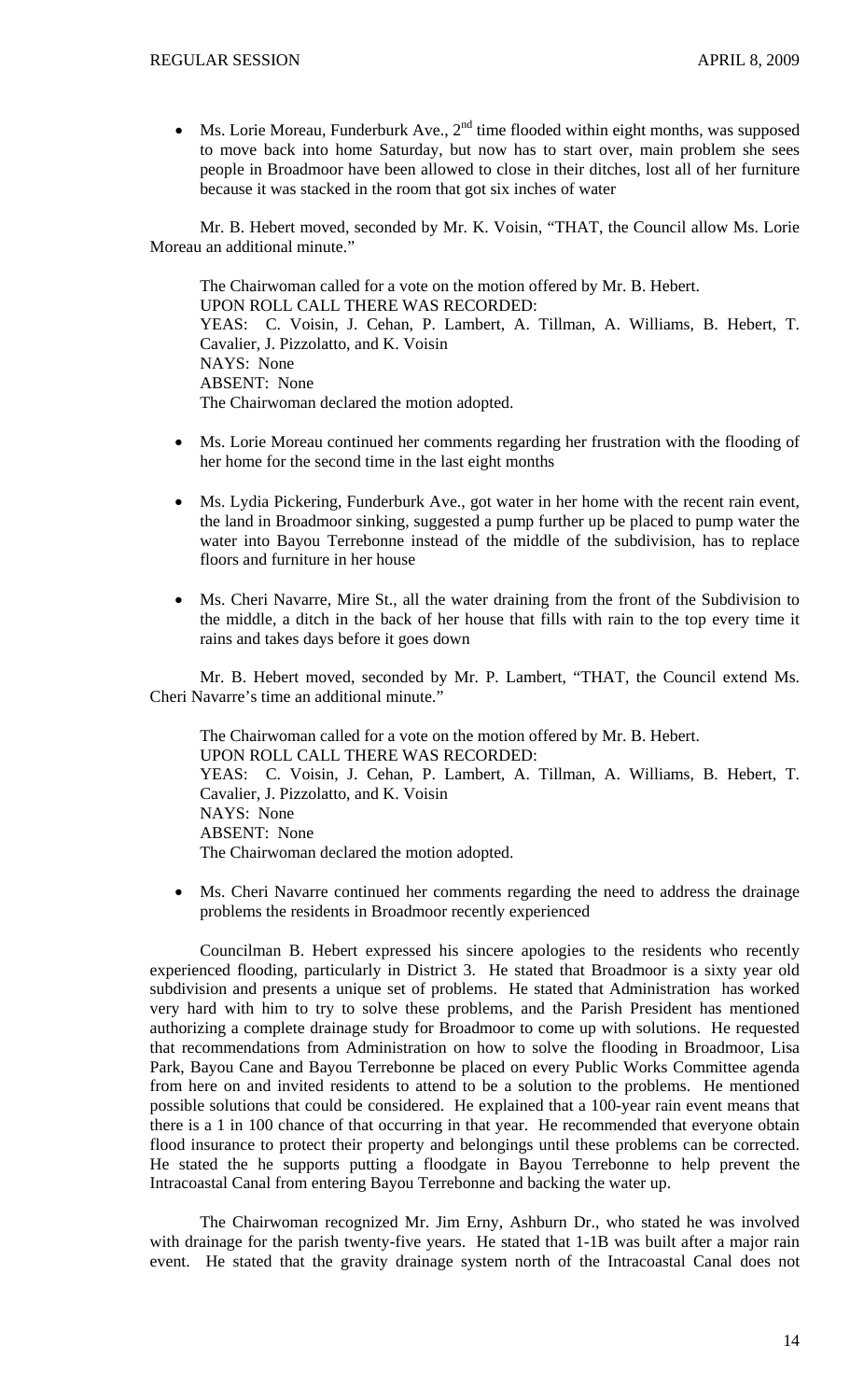- Ms. Lorie Moreau, Funderburk Ave., 2nd time flooded within eight months, was supposed to move back into home Saturday, but now has to start over, main problem she sees people in Broadmoor have been allowed to close in their ditches, lost all of her furniture because it was stacked in the room that got six inches of water

Mr. B. Hebert moved, seconded by Mr. K. Voisin, "THAT, the Council allow Ms. Lorie Moreau an additional minute."

The Chairwoman called for a vote on the motion offered by Mr. B. Hebert.
UPON ROLL CALL THERE WAS RECORDED:
YEAS: C. Voisin, J. Cehan, P. Lambert, A. Tillman, A. Williams, B. Hebert, T. Cavalier, J. Pizzolatto, and K. Voisin
NAYS: None
ABSENT: None
The Chairwoman declared the motion adopted.

- Ms. Lorie Moreau continued her comments regarding her frustration with the flooding of her home for the second time in the last eight months

- Ms. Lydia Pickering, Funderburk Ave., got water in her home with the recent rain event, the land in Broadmoor sinking, suggested a pump further up be placed to pump water the water into Bayou Terrebonne instead of the middle of the subdivision, has to replace floors and furniture in her house

- Ms. Cheri Navarre, Mire St., all the water draining from the front of the Subdivision to the middle, a ditch in the back of her house that fills with rain to the top every time it rains and takes days before it goes down

Mr. B. Hebert moved, seconded by Mr. P. Lambert, "THAT, the Council extend Ms. Cheri Navarre's time an additional minute."

The Chairwoman called for a vote on the motion offered by Mr. B. Hebert.
UPON ROLL CALL THERE WAS RECORDED:
YEAS: C. Voisin, J. Cehan, P. Lambert, A. Tillman, A. Williams, B. Hebert, T. Cavalier, J. Pizzolatto, and K. Voisin
NAYS: None
ABSENT: None
The Chairwoman declared the motion adopted.

- Ms. Cheri Navarre continued her comments regarding the need to address the drainage problems the residents in Broadmoor recently experienced

Councilman B. Hebert expressed his sincere apologies to the residents who recently experienced flooding, particularly in District 3. He stated that Broadmoor is a sixty year old subdivision and presents a unique set of problems. He stated that Administration has worked very hard with him to try to solve these problems, and the Parish President has mentioned authorizing a complete drainage study for Broadmoor to come up with solutions. He requested that recommendations from Administration on how to solve the flooding in Broadmoor, Lisa Park, Bayou Cane and Bayou Terrebonne be placed on every Public Works Committee agenda from here on and invited residents to attend to be a solution to the problems. He mentioned possible solutions that could be considered. He explained that a 100-year rain event means that there is a 1 in 100 chance of that occurring in that year. He recommended that everyone obtain flood insurance to protect their property and belongings until these problems can be corrected. He stated the he supports putting a floodgate in Bayou Terrebonne to help prevent the Intracoastal Canal from entering Bayou Terrebonne and backing the water up.

The Chairwoman recognized Mr. Jim Erny, Ashburn Dr., who stated he was involved with drainage for the parish twenty-five years. He stated that 1-1B was built after a major rain event. He stated that the gravity drainage system north of the Intracoastal Canal does not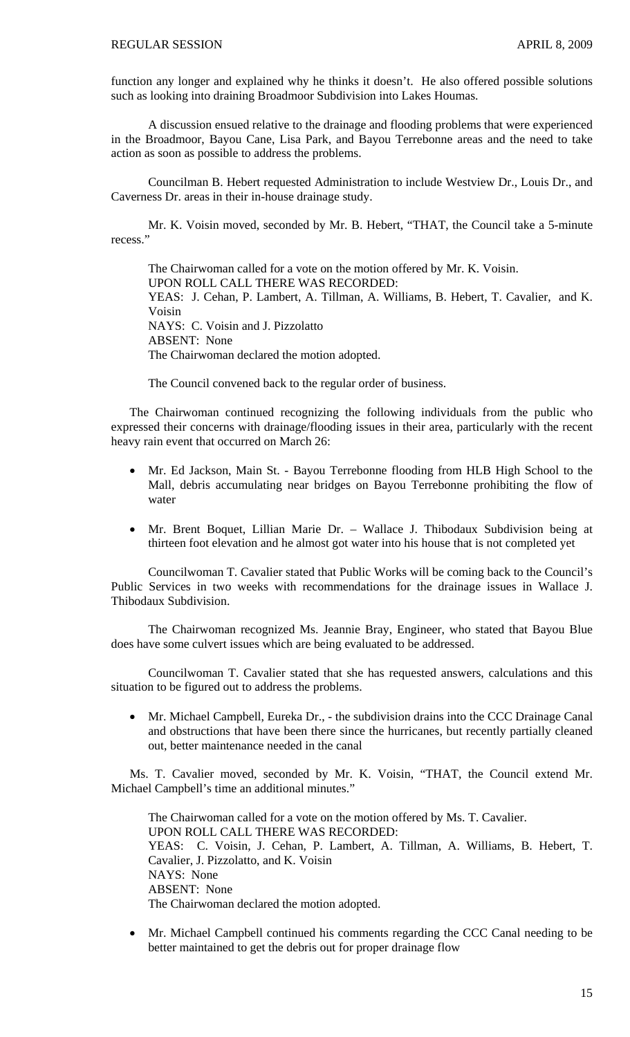function any longer and explained why he thinks it doesn't. He also offered possible solutions such as looking into draining Broadmoor Subdivision into Lakes Houmas.

A discussion ensued relative to the drainage and flooding problems that were experienced in the Broadmoor, Bayou Cane, Lisa Park, and Bayou Terrebonne areas and the need to take action as soon as possible to address the problems.

Councilman B. Hebert requested Administration to include Westview Dr., Louis Dr., and Caverness Dr. areas in their in-house drainage study.

Mr. K. Voisin moved, seconded by Mr. B. Hebert, "THAT, the Council take a 5-minute recess."

The Chairwoman called for a vote on the motion offered by Mr. K. Voisin.
UPON ROLL CALL THERE WAS RECORDED:
YEAS: J. Cehan, P. Lambert, A. Tillman, A. Williams, B. Hebert, T. Cavalier, and K. Voisin
NAYS: C. Voisin and J. Pizzolatto
ABSENT: None
The Chairwoman declared the motion adopted.

The Council convened back to the regular order of business.

The Chairwoman continued recognizing the following individuals from the public who expressed their concerns with drainage/flooding issues in their area, particularly with the recent heavy rain event that occurred on March 26:

- Mr. Ed Jackson, Main St. - Bayou Terrebonne flooding from HLB High School to the Mall, debris accumulating near bridges on Bayou Terrebonne prohibiting the flow of water
- Mr. Brent Boquet, Lillian Marie Dr. – Wallace J. Thibodaux Subdivision being at thirteen foot elevation and he almost got water into his house that is not completed yet

Councilwoman T. Cavalier stated that Public Works will be coming back to the Council's Public Services in two weeks with recommendations for the drainage issues in Wallace J. Thibodaux Subdivision.

The Chairwoman recognized Ms. Jeannie Bray, Engineer, who stated that Bayou Blue does have some culvert issues which are being evaluated to be addressed.

Councilwoman T. Cavalier stated that she has requested answers, calculations and this situation to be figured out to address the problems.

- Mr. Michael Campbell, Eureka Dr., - the subdivision drains into the CCC Drainage Canal and obstructions that have been there since the hurricanes, but recently partially cleaned out, better maintenance needed in the canal

Ms. T. Cavalier moved, seconded by Mr. K. Voisin, "THAT, the Council extend Mr. Michael Campbell's time an additional minutes."

The Chairwoman called for a vote on the motion offered by Ms. T. Cavalier.
UPON ROLL CALL THERE WAS RECORDED:
YEAS: C. Voisin, J. Cehan, P. Lambert, A. Tillman, A. Williams, B. Hebert, T. Cavalier, J. Pizzolatto, and K. Voisin
NAYS: None
ABSENT: None
The Chairwoman declared the motion adopted.

- Mr. Michael Campbell continued his comments regarding the CCC Canal needing to be better maintained to get the debris out for proper drainage flow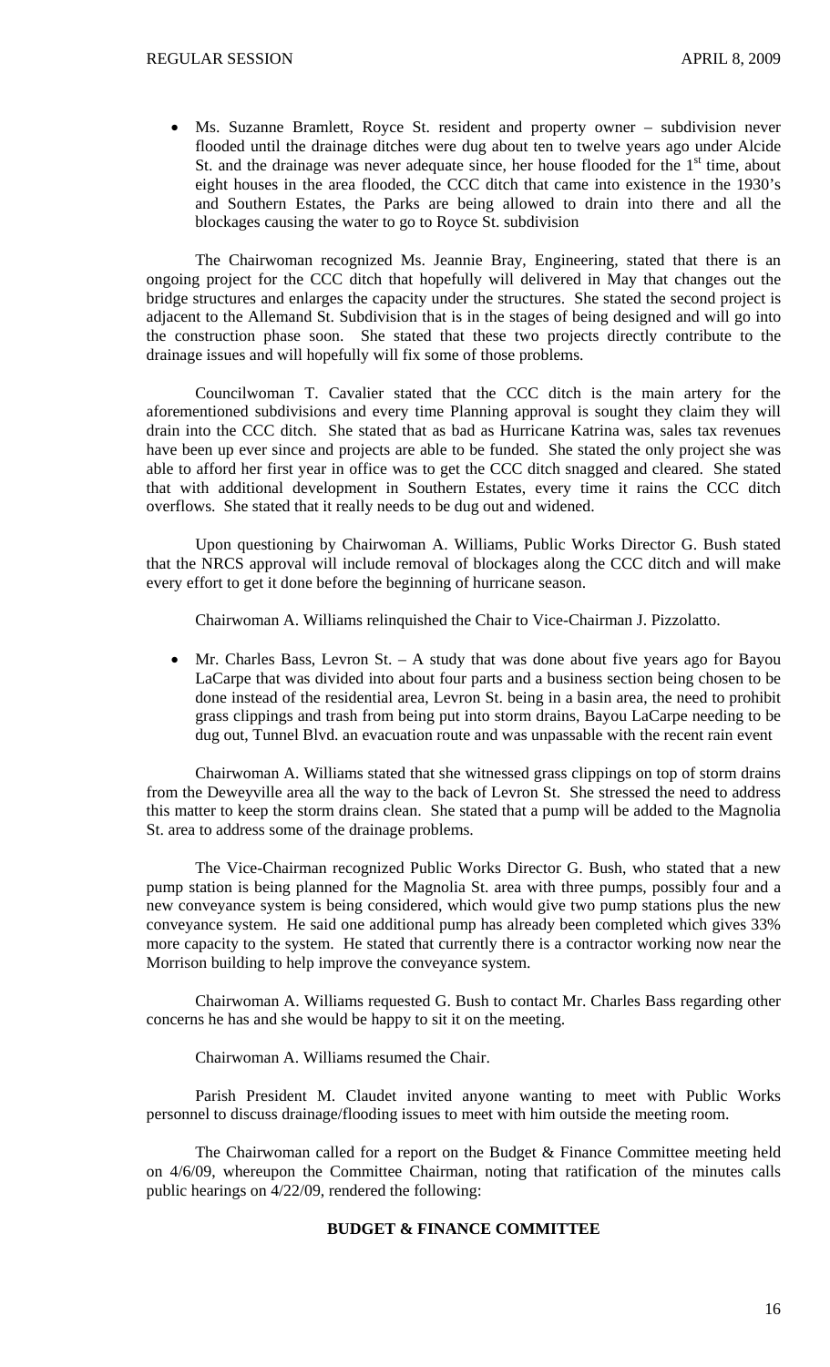- Ms. Suzanne Bramlett, Royce St. resident and property owner – subdivision never flooded until the drainage ditches were dug about ten to twelve years ago under Alcide St. and the drainage was never adequate since, her house flooded for the 1st time, about eight houses in the area flooded, the CCC ditch that came into existence in the 1930's and Southern Estates, the Parks are being allowed to drain into there and all the blockages causing the water to go to Royce St. subdivision

The Chairwoman recognized Ms. Jeannie Bray, Engineering, stated that there is an ongoing project for the CCC ditch that hopefully will delivered in May that changes out the bridge structures and enlarges the capacity under the structures. She stated the second project is adjacent to the Allemand St. Subdivision that is in the stages of being designed and will go into the construction phase soon. She stated that these two projects directly contribute to the drainage issues and will hopefully will fix some of those problems.

Councilwoman T. Cavalier stated that the CCC ditch is the main artery for the aforementioned subdivisions and every time Planning approval is sought they claim they will drain into the CCC ditch. She stated that as bad as Hurricane Katrina was, sales tax revenues have been up ever since and projects are able to be funded. She stated the only project she was able to afford her first year in office was to get the CCC ditch snagged and cleared. She stated that with additional development in Southern Estates, every time it rains the CCC ditch overflows. She stated that it really needs to be dug out and widened.

Upon questioning by Chairwoman A. Williams, Public Works Director G. Bush stated that the NRCS approval will include removal of blockages along the CCC ditch and will make every effort to get it done before the beginning of hurricane season.

Chairwoman A. Williams relinquished the Chair to Vice-Chairman J. Pizzolatto.

- Mr. Charles Bass, Levron St. – A study that was done about five years ago for Bayou LaCarpe that was divided into about four parts and a business section being chosen to be done instead of the residential area, Levron St. being in a basin area, the need to prohibit grass clippings and trash from being put into storm drains, Bayou LaCarpe needing to be dug out, Tunnel Blvd. an evacuation route and was unpassable with the recent rain event

Chairwoman A. Williams stated that she witnessed grass clippings on top of storm drains from the Deweyville area all the way to the back of Levron St. She stressed the need to address this matter to keep the storm drains clean. She stated that a pump will be added to the Magnolia St. area to address some of the drainage problems.

The Vice-Chairman recognized Public Works Director G. Bush, who stated that a new pump station is being planned for the Magnolia St. area with three pumps, possibly four and a new conveyance system is being considered, which would give two pump stations plus the new conveyance system. He said one additional pump has already been completed which gives 33% more capacity to the system. He stated that currently there is a contractor working now near the Morrison building to help improve the conveyance system.

Chairwoman A. Williams requested G. Bush to contact Mr. Charles Bass regarding other concerns he has and she would be happy to sit it on the meeting.

Chairwoman A. Williams resumed the Chair.

Parish President M. Claudet invited anyone wanting to meet with Public Works personnel to discuss drainage/flooding issues to meet with him outside the meeting room.

The Chairwoman called for a report on the Budget & Finance Committee meeting held on 4/6/09, whereupon the Committee Chairman, noting that ratification of the minutes calls public hearings on 4/22/09, rendered the following:

**BUDGET & FINANCE COMMITTEE**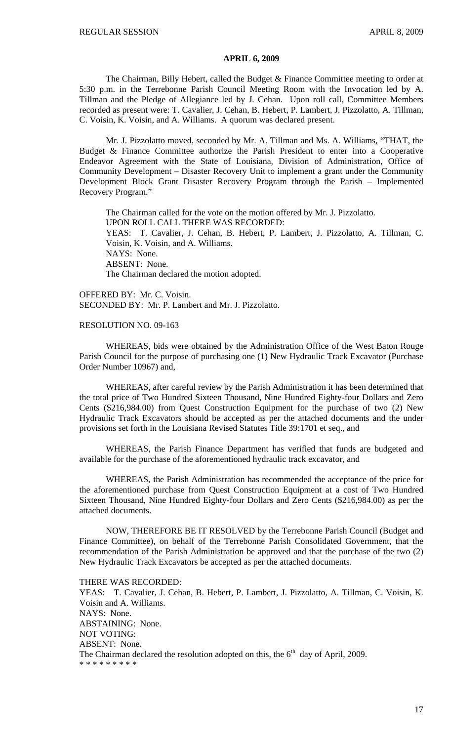**APRIL 6, 2009**

The Chairman, Billy Hebert, called the Budget & Finance Committee meeting to order at 5:30 p.m. in the Terrebonne Parish Council Meeting Room with the Invocation led by A. Tillman and the Pledge of Allegiance led by J. Cehan. Upon roll call, Committee Members recorded as present were: T. Cavalier, J. Cehan, B. Hebert, P. Lambert, J. Pizzolatto, A. Tillman, C. Voisin, K. Voisin, and A. Williams. A quorum was declared present.

Mr. J. Pizzolatto moved, seconded by Mr. A. Tillman and Ms. A. Williams, "THAT, the Budget & Finance Committee authorize the Parish President to enter into a Cooperative Endeavor Agreement with the State of Louisiana, Division of Administration, Office of Community Development – Disaster Recovery Unit to implement a grant under the Community Development Block Grant Disaster Recovery Program through the Parish – Implemented Recovery Program."

The Chairman called for the vote on the motion offered by Mr. J. Pizzolatto.
UPON ROLL CALL THERE WAS RECORDED:
YEAS: T. Cavalier, J. Cehan, B. Hebert, P. Lambert, J. Pizzolatto, A. Tillman, C. Voisin, K. Voisin, and A. Williams.
NAYS: None.
ABSENT: None.
The Chairman declared the motion adopted.

OFFERED BY: Mr. C. Voisin.
SECONDED BY: Mr. P. Lambert and Mr. J. Pizzolatto.

RESOLUTION NO. 09-163

WHEREAS, bids were obtained by the Administration Office of the West Baton Rouge Parish Council for the purpose of purchasing one (1) New Hydraulic Track Excavator (Purchase Order Number 10967) and,

WHEREAS, after careful review by the Parish Administration it has been determined that the total price of Two Hundred Sixteen Thousand, Nine Hundred Eighty-four Dollars and Zero Cents ($216,984.00) from Quest Construction Equipment for the purchase of two (2) New Hydraulic Track Excavators should be accepted as per the attached documents and the under provisions set forth in the Louisiana Revised Statutes Title 39:1701 et seq., and

WHEREAS, the Parish Finance Department has verified that funds are budgeted and available for the purchase of the aforementioned hydraulic track excavator, and

WHEREAS, the Parish Administration has recommended the acceptance of the price for the aforementioned purchase from Quest Construction Equipment at a cost of Two Hundred Sixteen Thousand, Nine Hundred Eighty-four Dollars and Zero Cents ($216,984.00) as per the attached documents.

NOW, THEREFORE BE IT RESOLVED by the Terrebonne Parish Council (Budget and Finance Committee), on behalf of the Terrebonne Parish Consolidated Government, that the recommendation of the Parish Administration be approved and that the purchase of the two (2) New Hydraulic Track Excavators be accepted as per the attached documents.

THERE WAS RECORDED:
YEAS: T. Cavalier, J. Cehan, B. Hebert, P. Lambert, J. Pizzolatto, A. Tillman, C. Voisin, K. Voisin and A. Williams.
NAYS: None.
ABSTAINING: None.
NOT VOTING:
ABSENT: None.
The Chairman declared the resolution adopted on this, the 6th day of April, 2009.
* * * * * * * * *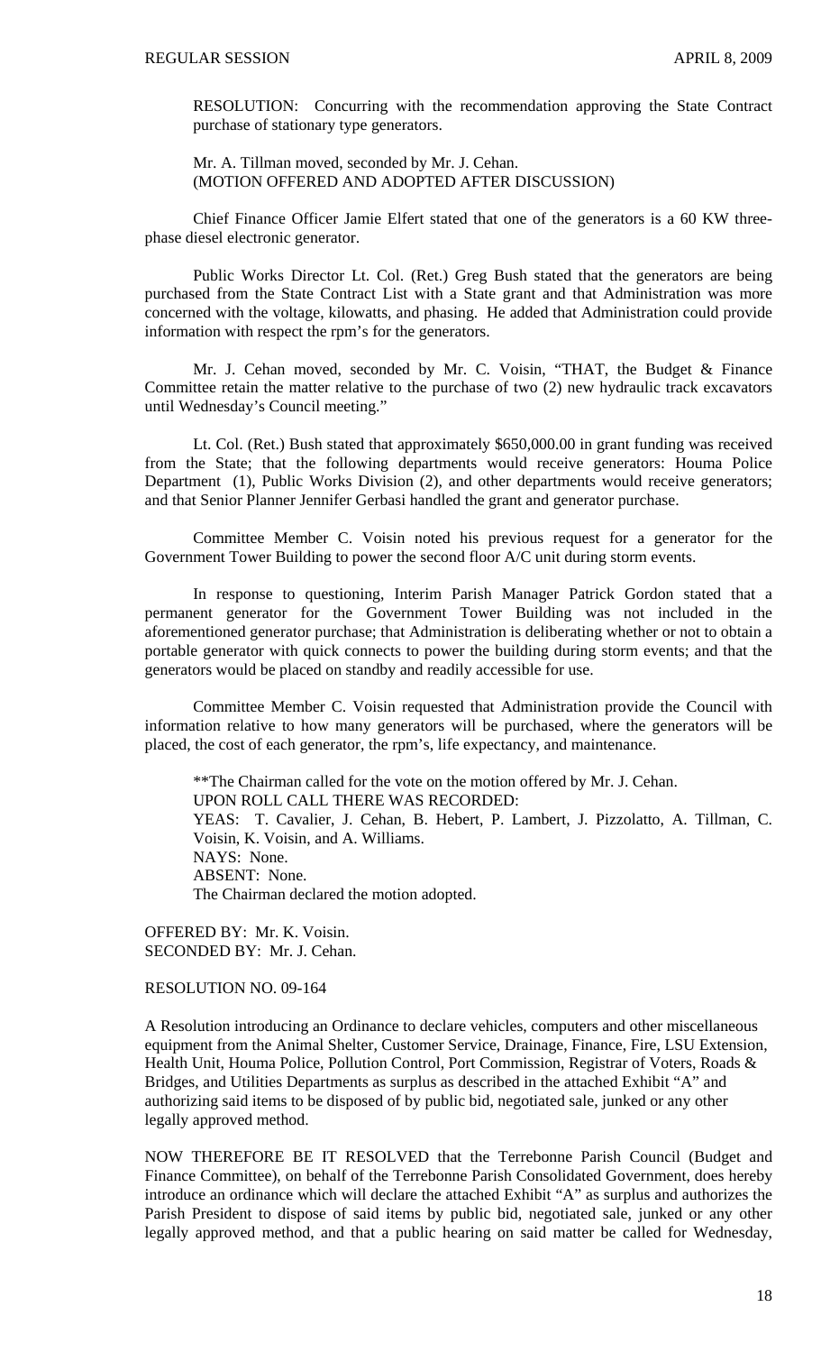RESOLUTION: Concurring with the recommendation approving the State Contract purchase of stationary type generators.

Mr. A. Tillman moved, seconded by Mr. J. Cehan.
(MOTION OFFERED AND ADOPTED AFTER DISCUSSION)

Chief Finance Officer Jamie Elfert stated that one of the generators is a 60 KW three-phase diesel electronic generator.

Public Works Director Lt. Col. (Ret.) Greg Bush stated that the generators are being purchased from the State Contract List with a State grant and that Administration was more concerned with the voltage, kilowatts, and phasing. He added that Administration could provide information with respect the rpm's for the generators.

Mr. J. Cehan moved, seconded by Mr. C. Voisin, "THAT, the Budget & Finance Committee retain the matter relative to the purchase of two (2) new hydraulic track excavators until Wednesday's Council meeting."

Lt. Col. (Ret.) Bush stated that approximately $650,000.00 in grant funding was received from the State; that the following departments would receive generators: Houma Police Department (1), Public Works Division (2), and other departments would receive generators; and that Senior Planner Jennifer Gerbasi handled the grant and generator purchase.

Committee Member C. Voisin noted his previous request for a generator for the Government Tower Building to power the second floor A/C unit during storm events.

In response to questioning, Interim Parish Manager Patrick Gordon stated that a permanent generator for the Government Tower Building was not included in the aforementioned generator purchase; that Administration is deliberating whether or not to obtain a portable generator with quick connects to power the building during storm events; and that the generators would be placed on standby and readily accessible for use.

Committee Member C. Voisin requested that Administration provide the Council with information relative to how many generators will be purchased, where the generators will be placed, the cost of each generator, the rpm's, life expectancy, and maintenance.

**The Chairman called for the vote on the motion offered by Mr. J. Cehan.
UPON ROLL CALL THERE WAS RECORDED:
YEAS: T. Cavalier, J. Cehan, B. Hebert, P. Lambert, J. Pizzolatto, A. Tillman, C. Voisin, K. Voisin, and A. Williams.
NAYS: None.
ABSENT: None.
The Chairman declared the motion adopted.

OFFERED BY: Mr. K. Voisin.
SECONDED BY: Mr. J. Cehan.

RESOLUTION NO. 09-164

A Resolution introducing an Ordinance to declare vehicles, computers and other miscellaneous equipment from the Animal Shelter, Customer Service, Drainage, Finance, Fire, LSU Extension, Health Unit, Houma Police, Pollution Control, Port Commission, Registrar of Voters, Roads & Bridges, and Utilities Departments as surplus as described in the attached Exhibit "A" and authorizing said items to be disposed of by public bid, negotiated sale, junked or any other legally approved method.

NOW THEREFORE BE IT RESOLVED that the Terrebonne Parish Council (Budget and Finance Committee), on behalf of the Terrebonne Parish Consolidated Government, does hereby introduce an ordinance which will declare the attached Exhibit "A" as surplus and authorizes the Parish President to dispose of said items by public bid, negotiated sale, junked or any other legally approved method, and that a public hearing on said matter be called for Wednesday,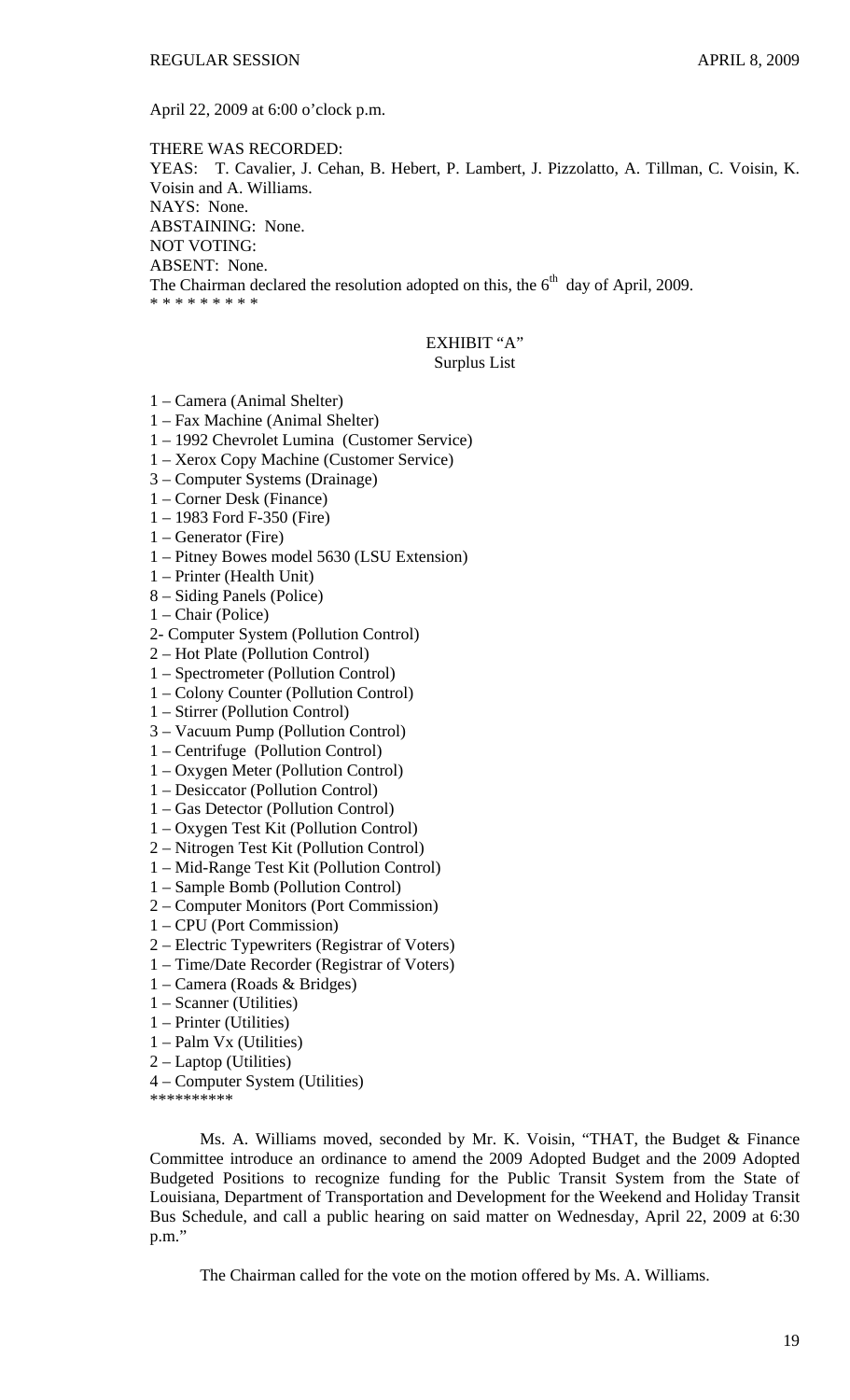April 22, 2009 at 6:00 o'clock p.m.

THERE WAS RECORDED:
YEAS: T. Cavalier, J. Cehan, B. Hebert, P. Lambert, J. Pizzolatto, A. Tillman, C. Voisin, K. Voisin and A. Williams.
NAYS: None.
ABSTAINING: None.
NOT VOTING:
ABSENT: None.
The Chairman declared the resolution adopted on this, the 6th day of April, 2009.
* * * * * * * * *

EXHIBIT "A"
Surplus List

1 – Camera (Animal Shelter)
1 – Fax Machine (Animal Shelter)
1 – 1992 Chevrolet Lumina (Customer Service)
1 – Xerox Copy Machine (Customer Service)
3 – Computer Systems (Drainage)
1 – Corner Desk (Finance)
1 – 1983 Ford F-350 (Fire)
1 – Generator (Fire)
1 – Pitney Bowes model 5630 (LSU Extension)
1 – Printer (Health Unit)
8 – Siding Panels (Police)
1 – Chair (Police)
2- Computer System (Pollution Control)
2 – Hot Plate (Pollution Control)
1 – Spectrometer (Pollution Control)
1 – Colony Counter (Pollution Control)
1 – Stirrer (Pollution Control)
3 – Vacuum Pump (Pollution Control)
1 – Centrifuge (Pollution Control)
1 – Oxygen Meter (Pollution Control)
1 – Desiccator (Pollution Control)
1 – Gas Detector (Pollution Control)
1 – Oxygen Test Kit (Pollution Control)
2 – Nitrogen Test Kit (Pollution Control)
1 – Mid-Range Test Kit (Pollution Control)
1 – Sample Bomb (Pollution Control)
2 – Computer Monitors (Port Commission)
1 – CPU (Port Commission)
2 – Electric Typewriters (Registrar of Voters)
1 – Time/Date Recorder (Registrar of Voters)
1 – Camera (Roads & Bridges)
1 – Scanner (Utilities)
1 – Printer (Utilities)
1 – Palm Vx (Utilities)
2 – Laptop (Utilities)
4 – Computer System (Utilities)
**********

Ms. A. Williams moved, seconded by Mr. K. Voisin, "THAT, the Budget & Finance Committee introduce an ordinance to amend the 2009 Adopted Budget and the 2009 Adopted Budgeted Positions to recognize funding for the Public Transit System from the State of Louisiana, Department of Transportation and Development for the Weekend and Holiday Transit Bus Schedule, and call a public hearing on said matter on Wednesday, April 22, 2009 at 6:30 p.m."

The Chairman called for the vote on the motion offered by Ms. A. Williams.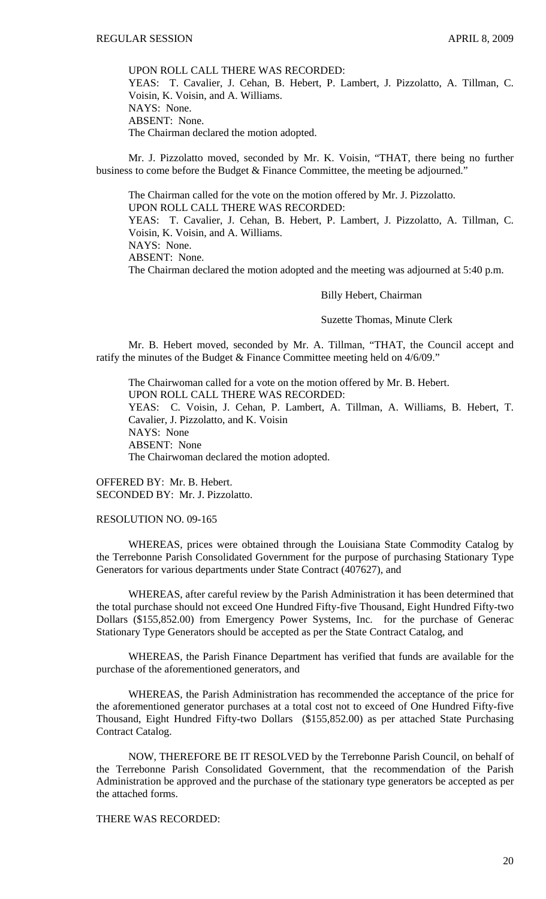UPON ROLL CALL THERE WAS RECORDED:
YEAS: T. Cavalier, J. Cehan, B. Hebert, P. Lambert, J. Pizzolatto, A. Tillman, C. Voisin, K. Voisin, and A. Williams.
NAYS: None.
ABSENT: None.
The Chairman declared the motion adopted.

Mr. J. Pizzolatto moved, seconded by Mr. K. Voisin, "THAT, there being no further business to come before the Budget & Finance Committee, the meeting be adjourned."

The Chairman called for the vote on the motion offered by Mr. J. Pizzolatto.
UPON ROLL CALL THERE WAS RECORDED:
YEAS: T. Cavalier, J. Cehan, B. Hebert, P. Lambert, J. Pizzolatto, A. Tillman, C. Voisin, K. Voisin, and A. Williams.
NAYS: None.
ABSENT: None.
The Chairman declared the motion adopted and the meeting was adjourned at 5:40 p.m.

Billy Hebert, Chairman

Suzette Thomas, Minute Clerk

Mr. B. Hebert moved, seconded by Mr. A. Tillman, "THAT, the Council accept and ratify the minutes of the Budget & Finance Committee meeting held on 4/6/09."

The Chairwoman called for a vote on the motion offered by Mr. B. Hebert.
UPON ROLL CALL THERE WAS RECORDED:
YEAS: C. Voisin, J. Cehan, P. Lambert, A. Tillman, A. Williams, B. Hebert, T. Cavalier, J. Pizzolatto, and K. Voisin
NAYS: None
ABSENT: None
The Chairwoman declared the motion adopted.

OFFERED BY: Mr. B. Hebert.
SECONDED BY: Mr. J. Pizzolatto.

RESOLUTION NO. 09-165

WHEREAS, prices were obtained through the Louisiana State Commodity Catalog by the Terrebonne Parish Consolidated Government for the purpose of purchasing Stationary Type Generators for various departments under State Contract (407627), and

WHEREAS, after careful review by the Parish Administration it has been determined that the total purchase should not exceed One Hundred Fifty-five Thousand, Eight Hundred Fifty-two Dollars ($155,852.00) from Emergency Power Systems, Inc. for the purchase of Generac Stationary Type Generators should be accepted as per the State Contract Catalog, and

WHEREAS, the Parish Finance Department has verified that funds are available for the purchase of the aforementioned generators, and

WHEREAS, the Parish Administration has recommended the acceptance of the price for the aforementioned generator purchases at a total cost not to exceed of One Hundred Fifty-five Thousand, Eight Hundred Fifty-two Dollars ($155,852.00) as per attached State Purchasing Contract Catalog.

NOW, THEREFORE BE IT RESOLVED by the Terrebonne Parish Council, on behalf of the Terrebonne Parish Consolidated Government, that the recommendation of the Parish Administration be approved and the purchase of the stationary type generators be accepted as per the attached forms.

THERE WAS RECORDED: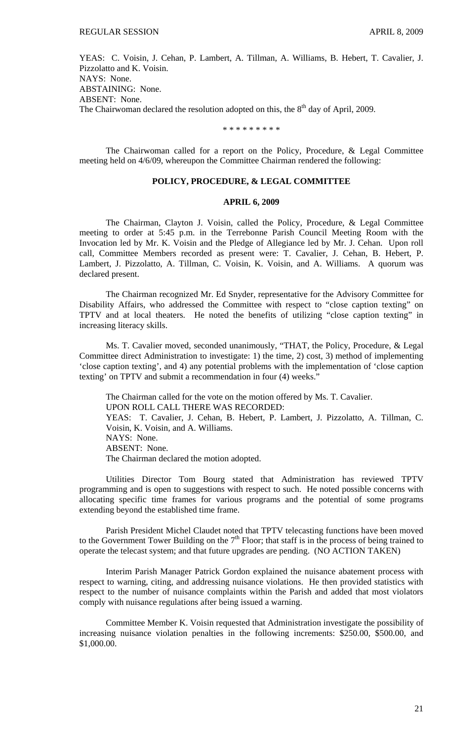YEAS: C. Voisin, J. Cehan, P. Lambert, A. Tillman, A. Williams, B. Hebert, T. Cavalier, J. Pizzolatto and K. Voisin.
NAYS: None.
ABSTAINING: None.
ABSENT: None.
The Chairwoman declared the resolution adopted on this, the 8th day of April, 2009.

\* \* \* \* \* \* \* \* \*

The Chairwoman called for a report on the Policy, Procedure, & Legal Committee meeting held on 4/6/09, whereupon the Committee Chairman rendered the following:

## POLICY, PROCEDURE, & LEGAL COMMITTEE

### APRIL 6, 2009

The Chairman, Clayton J. Voisin, called the Policy, Procedure, & Legal Committee meeting to order at 5:45 p.m. in the Terrebonne Parish Council Meeting Room with the Invocation led by Mr. K. Voisin and the Pledge of Allegiance led by Mr. J. Cehan. Upon roll call, Committee Members recorded as present were: T. Cavalier, J. Cehan, B. Hebert, P. Lambert, J. Pizzolatto, A. Tillman, C. Voisin, K. Voisin, and A. Williams. A quorum was declared present.

The Chairman recognized Mr. Ed Snyder, representative for the Advisory Committee for Disability Affairs, who addressed the Committee with respect to "close caption texting" on TPTV and at local theaters. He noted the benefits of utilizing "close caption texting" in increasing literacy skills.

Ms. T. Cavalier moved, seconded unanimously, "THAT, the Policy, Procedure, & Legal Committee direct Administration to investigate: 1) the time, 2) cost, 3) method of implementing 'close caption texting', and 4) any potential problems with the implementation of 'close caption texting' on TPTV and submit a recommendation in four (4) weeks."

The Chairman called for the vote on the motion offered by Ms. T. Cavalier.
UPON ROLL CALL THERE WAS RECORDED:
YEAS: T. Cavalier, J. Cehan, B. Hebert, P. Lambert, J. Pizzolatto, A. Tillman, C. Voisin, K. Voisin, and A. Williams.
NAYS: None.
ABSENT: None.
The Chairman declared the motion adopted.

Utilities Director Tom Bourg stated that Administration has reviewed TPTV programming and is open to suggestions with respect to such. He noted possible concerns with allocating specific time frames for various programs and the potential of some programs extending beyond the established time frame.

Parish President Michel Claudet noted that TPTV telecasting functions have been moved to the Government Tower Building on the 7th Floor; that staff is in the process of being trained to operate the telecast system; and that future upgrades are pending. (NO ACTION TAKEN)

Interim Parish Manager Patrick Gordon explained the nuisance abatement process with respect to warning, citing, and addressing nuisance violations. He then provided statistics with respect to the number of nuisance complaints within the Parish and added that most violators comply with nuisance regulations after being issued a warning.

Committee Member K. Voisin requested that Administration investigate the possibility of increasing nuisance violation penalties in the following increments: $250.00, $500.00, and $1,000.00.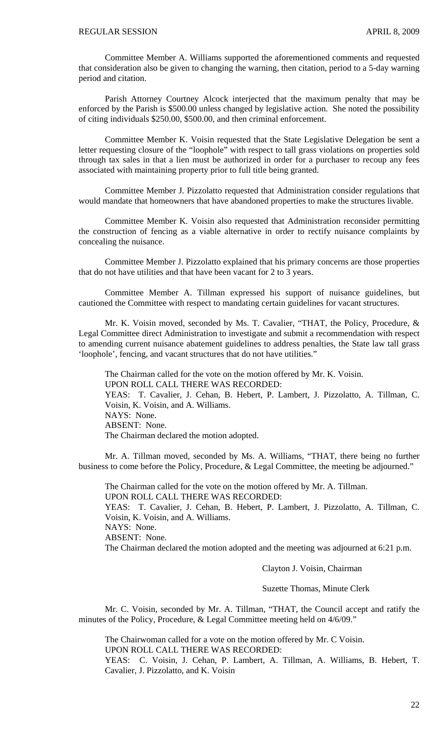Committee Member A. Williams supported the aforementioned comments and requested that consideration also be given to changing the warning, then citation, period to a 5-day warning period and citation.

Parish Attorney Courtney Alcock interjected that the maximum penalty that may be enforced by the Parish is $500.00 unless changed by legislative action. She noted the possibility of citing individuals $250.00, $500.00, and then criminal enforcement.

Committee Member K. Voisin requested that the State Legislative Delegation be sent a letter requesting closure of the "loophole" with respect to tall grass violations on properties sold through tax sales in that a lien must be authorized in order for a purchaser to recoup any fees associated with maintaining property prior to full title being granted.

Committee Member J. Pizzolatto requested that Administration consider regulations that would mandate that homeowners that have abandoned properties to make the structures livable.

Committee Member K. Voisin also requested that Administration reconsider permitting the construction of fencing as a viable alternative in order to rectify nuisance complaints by concealing the nuisance.

Committee Member J. Pizzolatto explained that his primary concerns are those properties that do not have utilities and that have been vacant for 2 to 3 years.

Committee Member A. Tillman expressed his support of nuisance guidelines, but cautioned the Committee with respect to mandating certain guidelines for vacant structures.

Mr. K. Voisin moved, seconded by Ms. T. Cavalier, "THAT, the Policy, Procedure, & Legal Committee direct Administration to investigate and submit a recommendation with respect to amending current nuisance abatement guidelines to address penalties, the State law tall grass 'loophole', fencing, and vacant structures that do not have utilities."

The Chairman called for the vote on the motion offered by Mr. K. Voisin.
UPON ROLL CALL THERE WAS RECORDED:
YEAS: T. Cavalier, J. Cehan, B. Hebert, P. Lambert, J. Pizzolatto, A. Tillman, C. Voisin, K. Voisin, and A. Williams.
NAYS: None.
ABSENT: None.
The Chairman declared the motion adopted.

Mr. A. Tillman moved, seconded by Ms. A. Williams, "THAT, there being no further business to come before the Policy, Procedure, & Legal Committee, the meeting be adjourned."

The Chairman called for the vote on the motion offered by Mr. A. Tillman.
UPON ROLL CALL THERE WAS RECORDED:
YEAS: T. Cavalier, J. Cehan, B. Hebert, P. Lambert, J. Pizzolatto, A. Tillman, C. Voisin, K. Voisin, and A. Williams.
NAYS: None.
ABSENT: None.
The Chairman declared the motion adopted and the meeting was adjourned at 6:21 p.m.

Clayton J. Voisin, Chairman

Suzette Thomas, Minute Clerk

Mr. C. Voisin, seconded by Mr. A. Tillman, "THAT, the Council accept and ratify the minutes of the Policy, Procedure, & Legal Committee meeting held on 4/6/09."

The Chairwoman called for a vote on the motion offered by Mr. C Voisin.
UPON ROLL CALL THERE WAS RECORDED:
YEAS: C. Voisin, J. Cehan, P. Lambert, A. Tillman, A. Williams, B. Hebert, T. Cavalier, J. Pizzolatto, and K. Voisin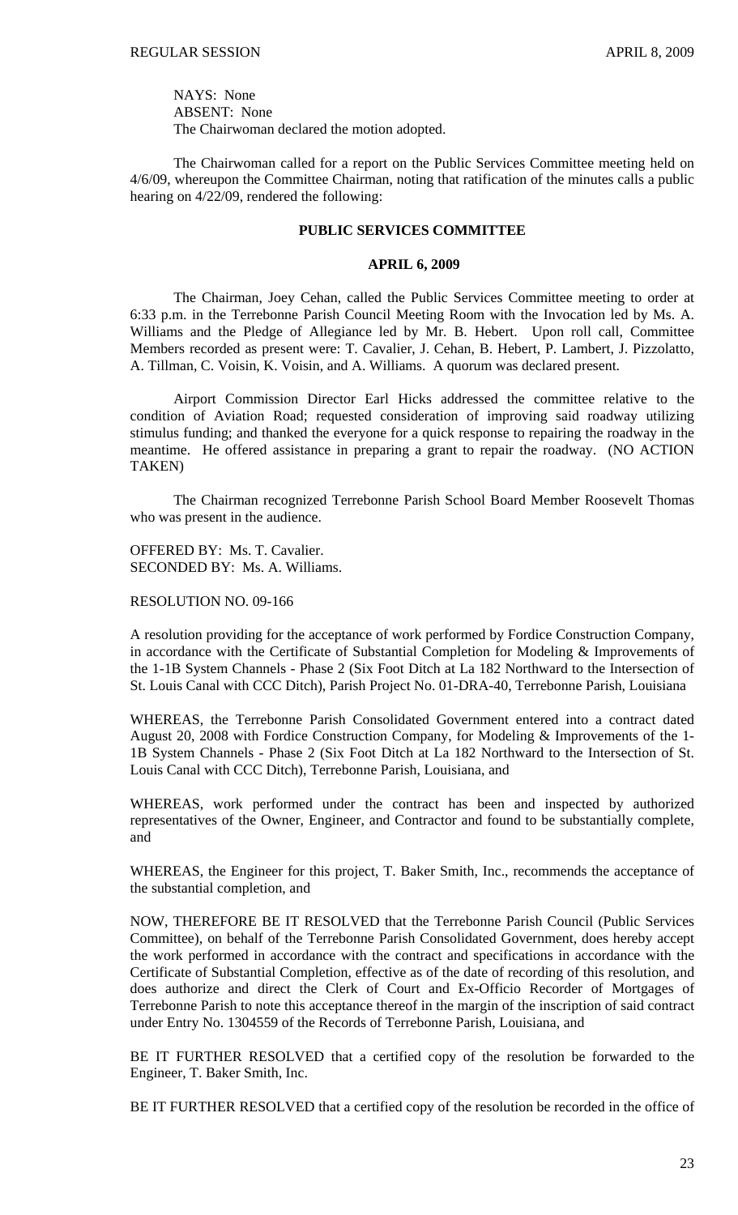NAYS: None
ABSENT: None
The Chairwoman declared the motion adopted.

The Chairwoman called for a report on the Public Services Committee meeting held on 4/6/09, whereupon the Committee Chairman, noting that ratification of the minutes calls a public hearing on 4/22/09, rendered the following:

## PUBLIC SERVICES COMMITTEE

### APRIL 6, 2009

The Chairman, Joey Cehan, called the Public Services Committee meeting to order at 6:33 p.m. in the Terrebonne Parish Council Meeting Room with the Invocation led by Ms. A. Williams and the Pledge of Allegiance led by Mr. B. Hebert. Upon roll call, Committee Members recorded as present were: T. Cavalier, J. Cehan, B. Hebert, P. Lambert, J. Pizzolatto, A. Tillman, C. Voisin, K. Voisin, and A. Williams. A quorum was declared present.

Airport Commission Director Earl Hicks addressed the committee relative to the condition of Aviation Road; requested consideration of improving said roadway utilizing stimulus funding; and thanked the everyone for a quick response to repairing the roadway in the meantime. He offered assistance in preparing a grant to repair the roadway. (NO ACTION TAKEN)

The Chairman recognized Terrebonne Parish School Board Member Roosevelt Thomas who was present in the audience.

OFFERED BY: Ms. T. Cavalier.
SECONDED BY: Ms. A. Williams.

RESOLUTION NO. 09-166

A resolution providing for the acceptance of work performed by Fordice Construction Company, in accordance with the Certificate of Substantial Completion for Modeling & Improvements of the 1-1B System Channels - Phase 2 (Six Foot Ditch at La 182 Northward to the Intersection of St. Louis Canal with CCC Ditch), Parish Project No. 01-DRA-40, Terrebonne Parish, Louisiana

WHEREAS, the Terrebonne Parish Consolidated Government entered into a contract dated August 20, 2008 with Fordice Construction Company, for Modeling & Improvements of the 1-1B System Channels - Phase 2 (Six Foot Ditch at La 182 Northward to the Intersection of St. Louis Canal with CCC Ditch), Terrebonne Parish, Louisiana, and

WHEREAS, work performed under the contract has been and inspected by authorized representatives of the Owner, Engineer, and Contractor and found to be substantially complete, and

WHEREAS, the Engineer for this project, T. Baker Smith, Inc., recommends the acceptance of the substantial completion, and

NOW, THEREFORE BE IT RESOLVED that the Terrebonne Parish Council (Public Services Committee), on behalf of the Terrebonne Parish Consolidated Government, does hereby accept the work performed in accordance with the contract and specifications in accordance with the Certificate of Substantial Completion, effective as of the date of recording of this resolution, and does authorize and direct the Clerk of Court and Ex-Officio Recorder of Mortgages of Terrebonne Parish to note this acceptance thereof in the margin of the inscription of said contract under Entry No. 1304559 of the Records of Terrebonne Parish, Louisiana, and

BE IT FURTHER RESOLVED that a certified copy of the resolution be forwarded to the Engineer, T. Baker Smith, Inc.

BE IT FURTHER RESOLVED that a certified copy of the resolution be recorded in the office of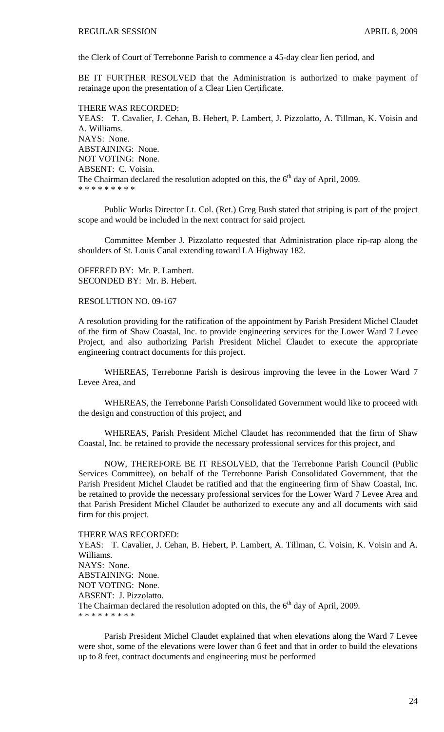the Clerk of Court of Terrebonne Parish to commence a 45-day clear lien period, and

BE IT FURTHER RESOLVED that the Administration is authorized to make payment of retainage upon the presentation of a Clear Lien Certificate.

THERE WAS RECORDED:
YEAS: T. Cavalier, J. Cehan, B. Hebert, P. Lambert, J. Pizzolatto, A. Tillman, K. Voisin and A. Williams.
NAYS: None.
ABSTAINING: None.
NOT VOTING: None.
ABSENT: C. Voisin.
The Chairman declared the resolution adopted on this, the 6th day of April, 2009.
\* \* \* \* \* \* \* \* \*

Public Works Director Lt. Col. (Ret.) Greg Bush stated that striping is part of the project scope and would be included in the next contract for said project.

Committee Member J. Pizzolatto requested that Administration place rip-rap along the shoulders of St. Louis Canal extending toward LA Highway 182.

OFFERED BY: Mr. P. Lambert.
SECONDED BY: Mr. B. Hebert.

RESOLUTION NO. 09-167

A resolution providing for the ratification of the appointment by Parish President Michel Claudet of the firm of Shaw Coastal, Inc. to provide engineering services for the Lower Ward 7 Levee Project, and also authorizing Parish President Michel Claudet to execute the appropriate engineering contract documents for this project.

WHEREAS, Terrebonne Parish is desirous improving the levee in the Lower Ward 7 Levee Area, and

WHEREAS, the Terrebonne Parish Consolidated Government would like to proceed with the design and construction of this project, and

WHEREAS, Parish President Michel Claudet has recommended that the firm of Shaw Coastal, Inc. be retained to provide the necessary professional services for this project, and

NOW, THEREFORE BE IT RESOLVED, that the Terrebonne Parish Council (Public Services Committee), on behalf of the Terrebonne Parish Consolidated Government, that the Parish President Michel Claudet be ratified and that the engineering firm of Shaw Coastal, Inc. be retained to provide the necessary professional services for the Lower Ward 7 Levee Area and that Parish President Michel Claudet be authorized to execute any and all documents with said firm for this project.

THERE WAS RECORDED:
YEAS: T. Cavalier, J. Cehan, B. Hebert, P. Lambert, A. Tillman, C. Voisin, K. Voisin and A. Williams.
NAYS: None.
ABSTAINING: None.
NOT VOTING: None.
ABSENT: J. Pizzolatto.
The Chairman declared the resolution adopted on this, the 6th day of April, 2009.
\* \* \* \* \* \* \* \* \*

Parish President Michel Claudet explained that when elevations along the Ward 7 Levee were shot, some of the elevations were lower than 6 feet and that in order to build the elevations up to 8 feet, contract documents and engineering must be performed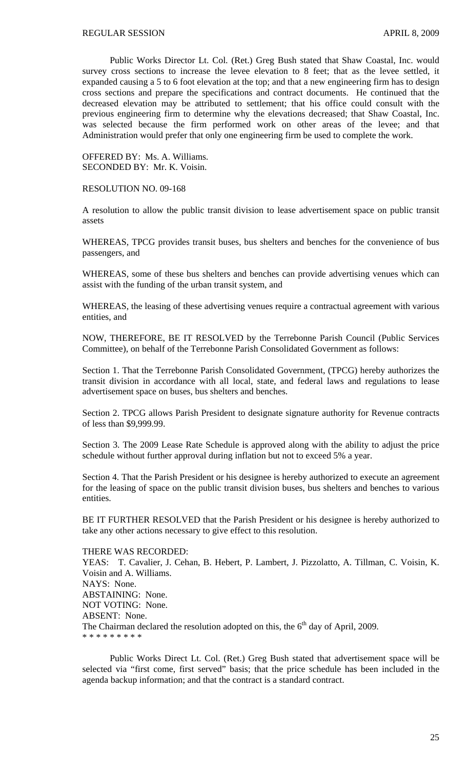Public Works Director Lt. Col. (Ret.) Greg Bush stated that Shaw Coastal, Inc. would survey cross sections to increase the levee elevation to 8 feet; that as the levee settled, it expanded causing a 5 to 6 foot elevation at the top; and that a new engineering firm has to design cross sections and prepare the specifications and contract documents. He continued that the decreased elevation may be attributed to settlement; that his office could consult with the previous engineering firm to determine why the elevations decreased; that Shaw Coastal, Inc. was selected because the firm performed work on other areas of the levee; and that Administration would prefer that only one engineering firm be used to complete the work.

OFFERED BY: Ms. A. Williams.
SECONDED BY: Mr. K. Voisin.

RESOLUTION NO. 09-168

A resolution to allow the public transit division to lease advertisement space on public transit assets

WHEREAS, TPCG provides transit buses, bus shelters and benches for the convenience of bus passengers, and

WHEREAS, some of these bus shelters and benches can provide advertising venues which can assist with the funding of the urban transit system, and

WHEREAS, the leasing of these advertising venues require a contractual agreement with various entities, and

NOW, THEREFORE, BE IT RESOLVED by the Terrebonne Parish Council (Public Services Committee), on behalf of the Terrebonne Parish Consolidated Government as follows:

Section 1. That the Terrebonne Parish Consolidated Government, (TPCG) hereby authorizes the transit division in accordance with all local, state, and federal laws and regulations to lease advertisement space on buses, bus shelters and benches.

Section 2. TPCG allows Parish President to designate signature authority for Revenue contracts of less than $9,999.99.

Section 3. The 2009 Lease Rate Schedule is approved along with the ability to adjust the price schedule without further approval during inflation but not to exceed 5% a year.

Section 4. That the Parish President or his designee is hereby authorized to execute an agreement for the leasing of space on the public transit division buses, bus shelters and benches to various entities.

BE IT FURTHER RESOLVED that the Parish President or his designee is hereby authorized to take any other actions necessary to give effect to this resolution.

THERE WAS RECORDED:
YEAS: T. Cavalier, J. Cehan, B. Hebert, P. Lambert, J. Pizzolatto, A. Tillman, C. Voisin, K. Voisin and A. Williams.
NAYS: None.
ABSTAINING: None.
NOT VOTING: None.
ABSENT: None.
The Chairman declared the resolution adopted on this, the 6th day of April, 2009.
\* \* \* \* \* \* \* \* \*

Public Works Direct Lt. Col. (Ret.) Greg Bush stated that advertisement space will be selected via "first come, first served" basis; that the price schedule has been included in the agenda backup information; and that the contract is a standard contract.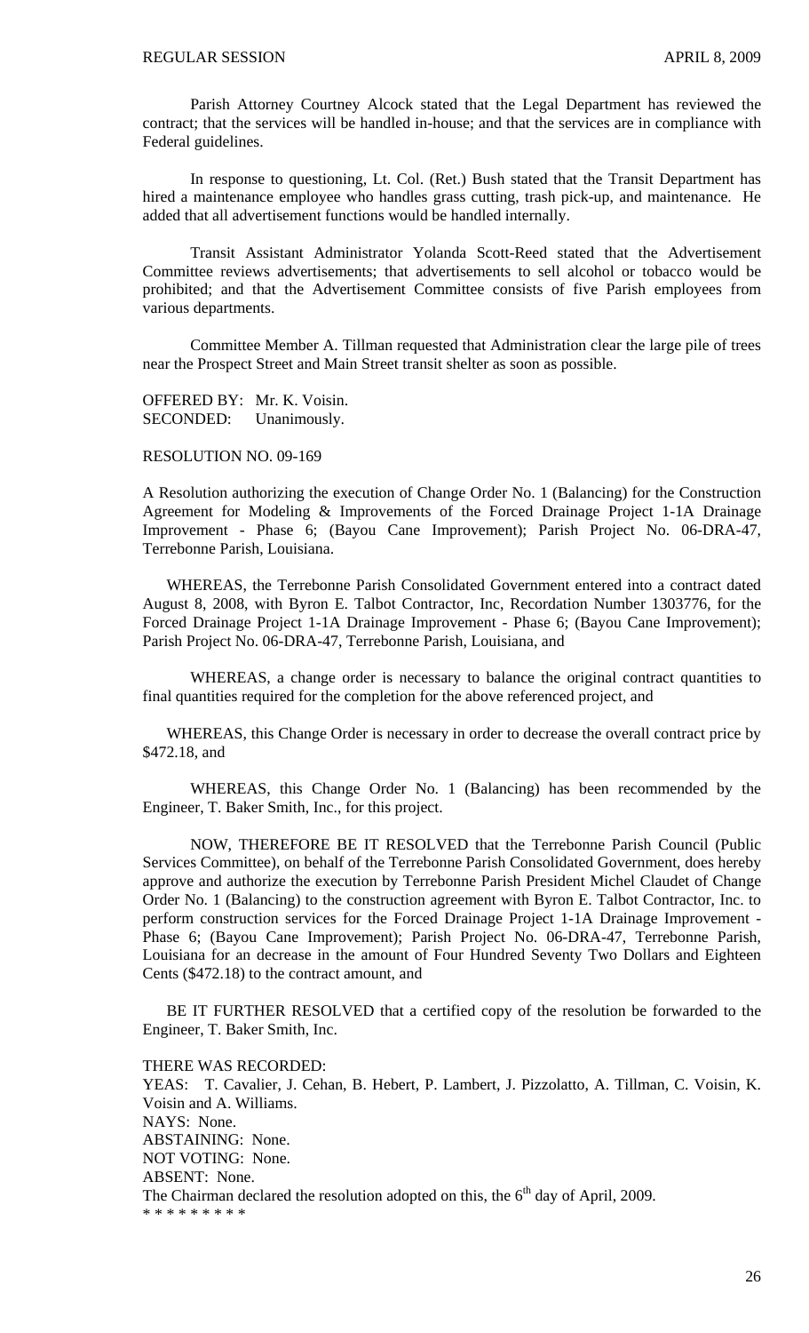Parish Attorney Courtney Alcock stated that the Legal Department has reviewed the contract; that the services will be handled in-house; and that the services are in compliance with Federal guidelines.

In response to questioning, Lt. Col. (Ret.) Bush stated that the Transit Department has hired a maintenance employee who handles grass cutting, trash pick-up, and maintenance. He added that all advertisement functions would be handled internally.

Transit Assistant Administrator Yolanda Scott-Reed stated that the Advertisement Committee reviews advertisements; that advertisements to sell alcohol or tobacco would be prohibited; and that the Advertisement Committee consists of five Parish employees from various departments.

Committee Member A. Tillman requested that Administration clear the large pile of trees near the Prospect Street and Main Street transit shelter as soon as possible.

OFFERED BY: Mr. K. Voisin.
SECONDED: Unanimously.

RESOLUTION NO. 09-169

A Resolution authorizing the execution of Change Order No. 1 (Balancing) for the Construction Agreement for Modeling & Improvements of the Forced Drainage Project 1-1A Drainage Improvement - Phase 6; (Bayou Cane Improvement); Parish Project No. 06-DRA-47, Terrebonne Parish, Louisiana.

WHEREAS, the Terrebonne Parish Consolidated Government entered into a contract dated August 8, 2008, with Byron E. Talbot Contractor, Inc, Recordation Number 1303776, for the Forced Drainage Project 1-1A Drainage Improvement - Phase 6; (Bayou Cane Improvement); Parish Project No. 06-DRA-47, Terrebonne Parish, Louisiana, and

WHEREAS, a change order is necessary to balance the original contract quantities to final quantities required for the completion for the above referenced project, and

WHEREAS, this Change Order is necessary in order to decrease the overall contract price by $472.18, and

WHEREAS, this Change Order No. 1 (Balancing) has been recommended by the Engineer, T. Baker Smith, Inc., for this project.

NOW, THEREFORE BE IT RESOLVED that the Terrebonne Parish Council (Public Services Committee), on behalf of the Terrebonne Parish Consolidated Government, does hereby approve and authorize the execution by Terrebonne Parish President Michel Claudet of Change Order No. 1 (Balancing) to the construction agreement with Byron E. Talbot Contractor, Inc. to perform construction services for the Forced Drainage Project 1-1A Drainage Improvement - Phase 6; (Bayou Cane Improvement); Parish Project No. 06-DRA-47, Terrebonne Parish, Louisiana for an decrease in the amount of Four Hundred Seventy Two Dollars and Eighteen Cents ($472.18) to the contract amount, and

BE IT FURTHER RESOLVED that a certified copy of the resolution be forwarded to the Engineer, T. Baker Smith, Inc.

THERE WAS RECORDED:
YEAS: T. Cavalier, J. Cehan, B. Hebert, P. Lambert, J. Pizzolatto, A. Tillman, C. Voisin, K. Voisin and A. Williams.
NAYS: None.
ABSTAINING: None.
NOT VOTING: None.
ABSENT: None.
The Chairman declared the resolution adopted on this, the 6th day of April, 2009.
* * * * * * * * *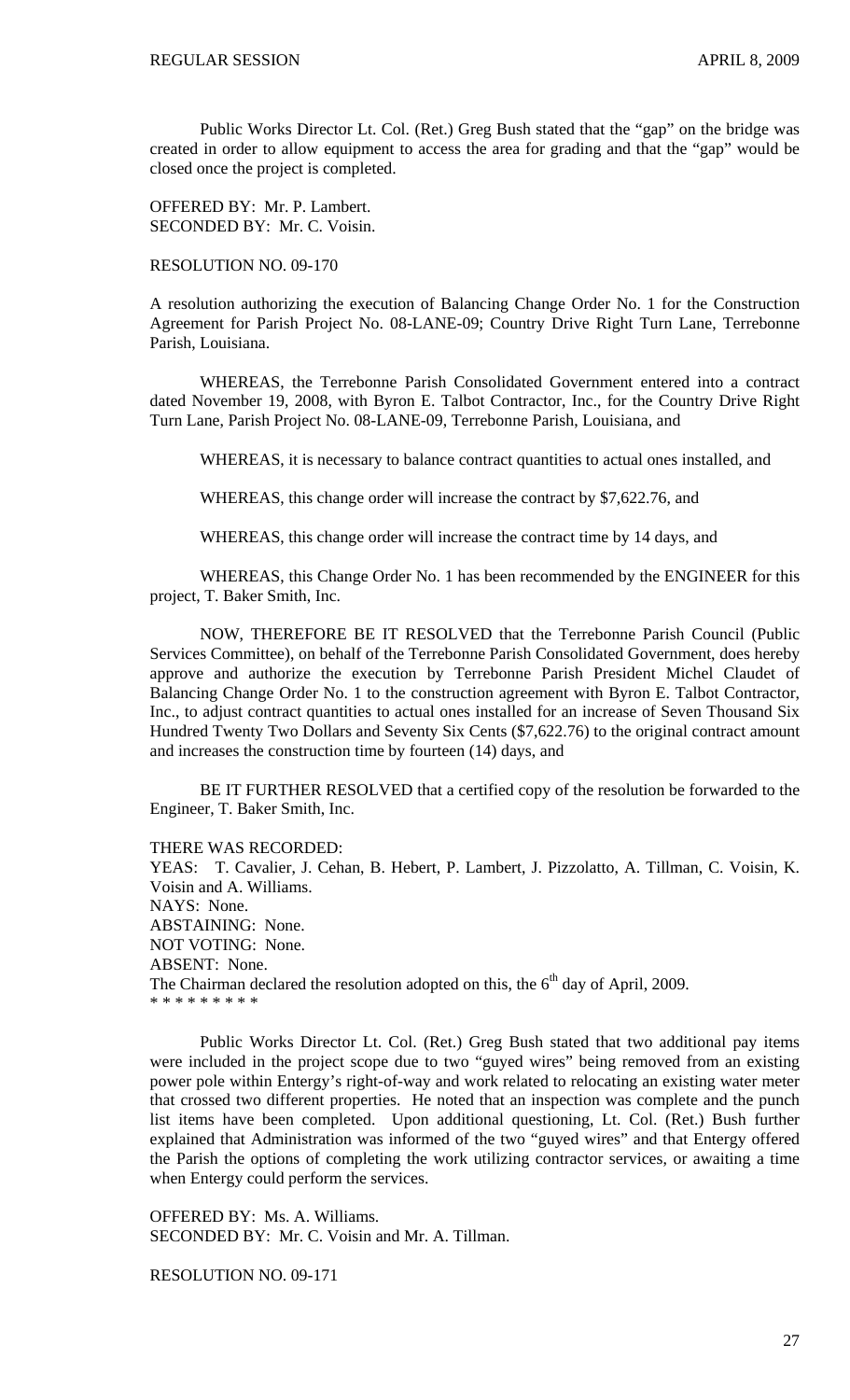Public Works Director Lt. Col. (Ret.) Greg Bush stated that the "gap" on the bridge was created in order to allow equipment to access the area for grading and that the "gap" would be closed once the project is completed.

OFFERED BY: Mr. P. Lambert.
SECONDED BY: Mr. C. Voisin.

RESOLUTION NO. 09-170

A resolution authorizing the execution of Balancing Change Order No. 1 for the Construction Agreement for Parish Project No. 08-LANE-09; Country Drive Right Turn Lane, Terrebonne Parish, Louisiana.

WHEREAS, the Terrebonne Parish Consolidated Government entered into a contract dated November 19, 2008, with Byron E. Talbot Contractor, Inc., for the Country Drive Right Turn Lane, Parish Project No. 08-LANE-09, Terrebonne Parish, Louisiana, and

WHEREAS, it is necessary to balance contract quantities to actual ones installed, and

WHEREAS, this change order will increase the contract by $7,622.76, and

WHEREAS, this change order will increase the contract time by 14 days, and

WHEREAS, this Change Order No. 1 has been recommended by the ENGINEER for this project, T. Baker Smith, Inc.

NOW, THEREFORE BE IT RESOLVED that the Terrebonne Parish Council (Public Services Committee), on behalf of the Terrebonne Parish Consolidated Government, does hereby approve and authorize the execution by Terrebonne Parish President Michel Claudet of Balancing Change Order No. 1 to the construction agreement with Byron E. Talbot Contractor, Inc., to adjust contract quantities to actual ones installed for an increase of Seven Thousand Six Hundred Twenty Two Dollars and Seventy Six Cents ($7,622.76) to the original contract amount and increases the construction time by fourteen (14) days, and

BE IT FURTHER RESOLVED that a certified copy of the resolution be forwarded to the Engineer, T. Baker Smith, Inc.

THERE WAS RECORDED:
YEAS: T. Cavalier, J. Cehan, B. Hebert, P. Lambert, J. Pizzolatto, A. Tillman, C. Voisin, K. Voisin and A. Williams.
NAYS: None.
ABSTAINING: None.
NOT VOTING: None.
ABSENT: None.
The Chairman declared the resolution adopted on this, the 6th day of April, 2009.
* * * * * * * * *

Public Works Director Lt. Col. (Ret.) Greg Bush stated that two additional pay items were included in the project scope due to two "guyed wires" being removed from an existing power pole within Entergy's right-of-way and work related to relocating an existing water meter that crossed two different properties. He noted that an inspection was complete and the punch list items have been completed. Upon additional questioning, Lt. Col. (Ret.) Bush further explained that Administration was informed of the two "guyed wires" and that Entergy offered the Parish the options of completing the work utilizing contractor services, or awaiting a time when Entergy could perform the services.

OFFERED BY: Ms. A. Williams.
SECONDED BY: Mr. C. Voisin and Mr. A. Tillman.

RESOLUTION NO. 09-171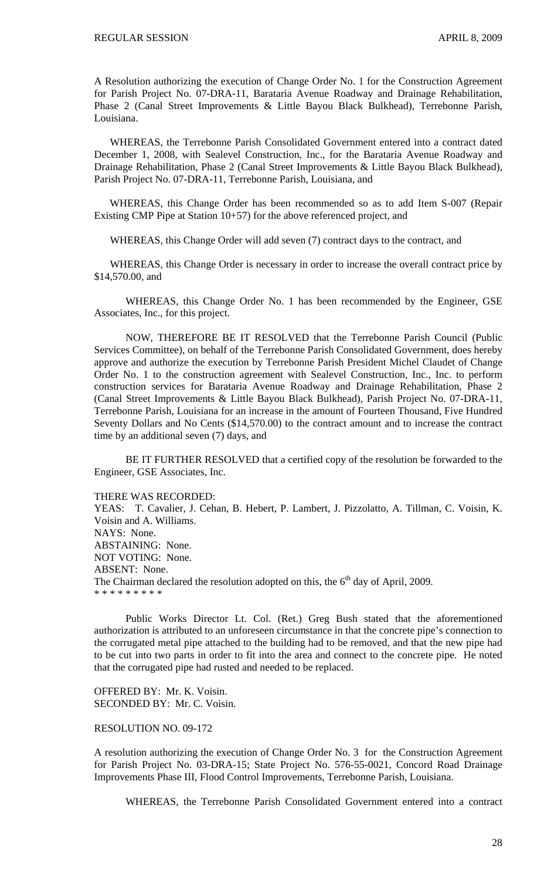A Resolution authorizing the execution of Change Order No. 1 for the Construction Agreement for Parish Project No. 07-DRA-11, Barataria Avenue Roadway and Drainage Rehabilitation, Phase 2 (Canal Street Improvements & Little Bayou Black Bulkhead), Terrebonne Parish, Louisiana.

WHEREAS, the Terrebonne Parish Consolidated Government entered into a contract dated December 1, 2008, with Sealevel Construction, Inc., for the Barataria Avenue Roadway and Drainage Rehabilitation, Phase 2 (Canal Street Improvements & Little Bayou Black Bulkhead), Parish Project No. 07-DRA-11, Terrebonne Parish, Louisiana, and

WHEREAS, this Change Order has been recommended so as to add Item S-007 (Repair Existing CMP Pipe at Station 10+57) for the above referenced project, and

WHEREAS, this Change Order will add seven (7) contract days to the contract, and

WHEREAS, this Change Order is necessary in order to increase the overall contract price by $14,570.00, and

WHEREAS, this Change Order No. 1 has been recommended by the Engineer, GSE Associates, Inc., for this project.

NOW, THEREFORE BE IT RESOLVED that the Terrebonne Parish Council (Public Services Committee), on behalf of the Terrebonne Parish Consolidated Government, does hereby approve and authorize the execution by Terrebonne Parish President Michel Claudet of Change Order No. 1 to the construction agreement with Sealevel Construction, Inc., Inc. to perform construction services for Barataria Avenue Roadway and Drainage Rehabilitation, Phase 2 (Canal Street Improvements & Little Bayou Black Bulkhead), Parish Project No. 07-DRA-11, Terrebonne Parish, Louisiana for an increase in the amount of Fourteen Thousand, Five Hundred Seventy Dollars and No Cents ($14,570.00) to the contract amount and to increase the contract time by an additional seven (7) days, and

BE IT FURTHER RESOLVED that a certified copy of the resolution be forwarded to the Engineer, GSE Associates, Inc.

THERE WAS RECORDED:
YEAS: T. Cavalier, J. Cehan, B. Hebert, P. Lambert, J. Pizzolatto, A. Tillman, C. Voisin, K. Voisin and A. Williams.
NAYS: None.
ABSTAINING: None.
NOT VOTING: None.
ABSENT: None.
The Chairman declared the resolution adopted on this, the 6th day of April, 2009.
* * * * * * * * *

Public Works Director Lt. Col. (Ret.) Greg Bush stated that the aforementioned authorization is attributed to an unforeseen circumstance in that the concrete pipe's connection to the corrugated metal pipe attached to the building had to be removed, and that the new pipe had to be cut into two parts in order to fit into the area and connect to the concrete pipe. He noted that the corrugated pipe had rusted and needed to be replaced.

OFFERED BY: Mr. K. Voisin.
SECONDED BY: Mr. C. Voisin.

RESOLUTION NO. 09-172

A resolution authorizing the execution of Change Order No. 3 for the Construction Agreement for Parish Project No. 03-DRA-15; State Project No. 576-55-0021, Concord Road Drainage Improvements Phase III, Flood Control Improvements, Terrebonne Parish, Louisiana.

WHEREAS, the Terrebonne Parish Consolidated Government entered into a contract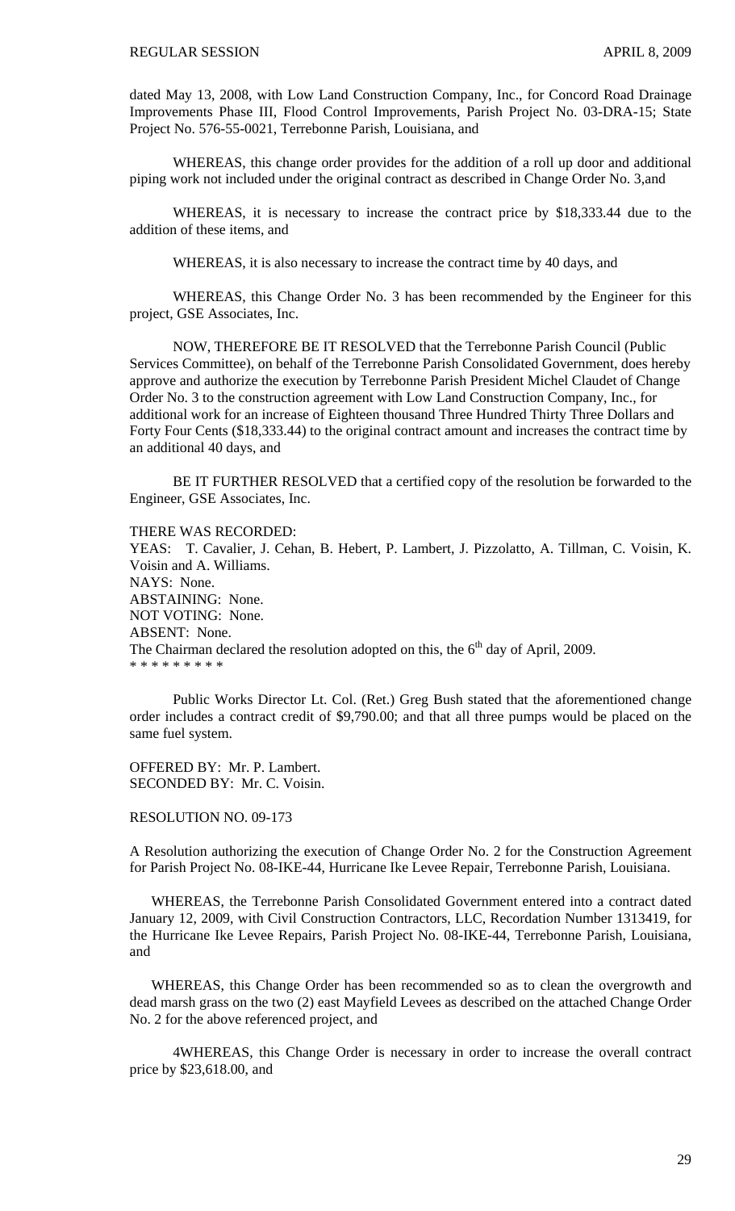dated May 13, 2008, with Low Land Construction Company, Inc., for Concord Road Drainage Improvements Phase III, Flood Control Improvements, Parish Project No. 03-DRA-15; State Project No. 576-55-0021, Terrebonne Parish, Louisiana, and

WHEREAS, this change order provides for the addition of a roll up door and additional piping work not included under the original contract as described in Change Order No. 3,and

WHEREAS, it is necessary to increase the contract price by $18,333.44 due to the addition of these items, and

WHEREAS, it is also necessary to increase the contract time by 40 days, and

WHEREAS, this Change Order No. 3 has been recommended by the Engineer for this project, GSE Associates, Inc.

NOW, THEREFORE BE IT RESOLVED that the Terrebonne Parish Council (Public Services Committee), on behalf of the Terrebonne Parish Consolidated Government, does hereby approve and authorize the execution by Terrebonne Parish President Michel Claudet of Change Order No. 3 to the construction agreement with Low Land Construction Company, Inc., for additional work for an increase of Eighteen thousand Three Hundred Thirty Three Dollars and Forty Four Cents ($18,333.44) to the original contract amount and increases the contract time by an additional 40 days, and

BE IT FURTHER RESOLVED that a certified copy of the resolution be forwarded to the Engineer, GSE Associates, Inc.

THERE WAS RECORDED:
YEAS: T. Cavalier, J. Cehan, B. Hebert, P. Lambert, J. Pizzolatto, A. Tillman, C. Voisin, K. Voisin and A. Williams.
NAYS: None.
ABSTAINING: None.
NOT VOTING: None.
ABSENT: None.
The Chairman declared the resolution adopted on this, the 6th day of April, 2009.
* * * * * * * * *

Public Works Director Lt. Col. (Ret.) Greg Bush stated that the aforementioned change order includes a contract credit of $9,790.00; and that all three pumps would be placed on the same fuel system.

OFFERED BY: Mr. P. Lambert.
SECONDED BY: Mr. C. Voisin.

RESOLUTION NO. 09-173

A Resolution authorizing the execution of Change Order No. 2 for the Construction Agreement for Parish Project No. 08-IKE-44, Hurricane Ike Levee Repair, Terrebonne Parish, Louisiana.

WHEREAS, the Terrebonne Parish Consolidated Government entered into a contract dated January 12, 2009, with Civil Construction Contractors, LLC, Recordation Number 1313419, for the Hurricane Ike Levee Repairs, Parish Project No. 08-IKE-44, Terrebonne Parish, Louisiana, and

WHEREAS, this Change Order has been recommended so as to clean the overgrowth and dead marsh grass on the two (2) east Mayfield Levees as described on the attached Change Order No. 2 for the above referenced project, and

4WHEREAS, this Change Order is necessary in order to increase the overall contract price by $23,618.00, and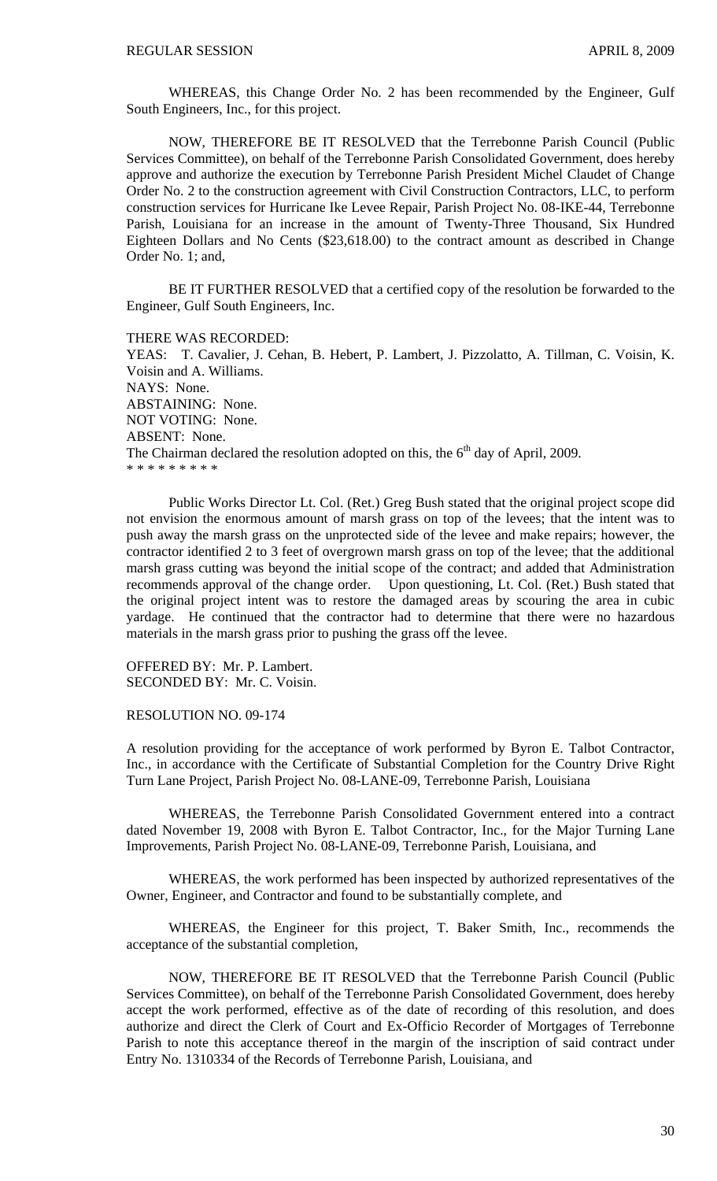WHEREAS, this Change Order No. 2 has been recommended by the Engineer, Gulf South Engineers, Inc., for this project.

NOW, THEREFORE BE IT RESOLVED that the Terrebonne Parish Council (Public Services Committee), on behalf of the Terrebonne Parish Consolidated Government, does hereby approve and authorize the execution by Terrebonne Parish President Michel Claudet of Change Order No. 2 to the construction agreement with Civil Construction Contractors, LLC, to perform construction services for Hurricane Ike Levee Repair, Parish Project No. 08-IKE-44, Terrebonne Parish, Louisiana for an increase in the amount of Twenty-Three Thousand, Six Hundred Eighteen Dollars and No Cents ($23,618.00) to the contract amount as described in Change Order No. 1; and,

BE IT FURTHER RESOLVED that a certified copy of the resolution be forwarded to the Engineer, Gulf South Engineers, Inc.

THERE WAS RECORDED:
YEAS: T. Cavalier, J. Cehan, B. Hebert, P. Lambert, J. Pizzolatto, A. Tillman, C. Voisin, K. Voisin and A. Williams.
NAYS: None.
ABSTAINING: None.
NOT VOTING: None.
ABSENT: None.
The Chairman declared the resolution adopted on this, the 6th day of April, 2009.
* * * * * * * * *

Public Works Director Lt. Col. (Ret.) Greg Bush stated that the original project scope did not envision the enormous amount of marsh grass on top of the levees; that the intent was to push away the marsh grass on the unprotected side of the levee and make repairs; however, the contractor identified 2 to 3 feet of overgrown marsh grass on top of the levee; that the additional marsh grass cutting was beyond the initial scope of the contract; and added that Administration recommends approval of the change order. Upon questioning, Lt. Col. (Ret.) Bush stated that the original project intent was to restore the damaged areas by scouring the area in cubic yardage. He continued that the contractor had to determine that there were no hazardous materials in the marsh grass prior to pushing the grass off the levee.

OFFERED BY: Mr. P. Lambert.
SECONDED BY: Mr. C. Voisin.

RESOLUTION NO. 09-174

A resolution providing for the acceptance of work performed by Byron E. Talbot Contractor, Inc., in accordance with the Certificate of Substantial Completion for the Country Drive Right Turn Lane Project, Parish Project No. 08-LANE-09, Terrebonne Parish, Louisiana

WHEREAS, the Terrebonne Parish Consolidated Government entered into a contract dated November 19, 2008 with Byron E. Talbot Contractor, Inc., for the Major Turning Lane Improvements, Parish Project No. 08-LANE-09, Terrebonne Parish, Louisiana, and

WHEREAS, the work performed has been inspected by authorized representatives of the Owner, Engineer, and Contractor and found to be substantially complete, and

WHEREAS, the Engineer for this project, T. Baker Smith, Inc., recommends the acceptance of the substantial completion,

NOW, THEREFORE BE IT RESOLVED that the Terrebonne Parish Council (Public Services Committee), on behalf of the Terrebonne Parish Consolidated Government, does hereby accept the work performed, effective as of the date of recording of this resolution, and does authorize and direct the Clerk of Court and Ex-Officio Recorder of Mortgages of Terrebonne Parish to note this acceptance thereof in the margin of the inscription of said contract under Entry No. 1310334 of the Records of Terrebonne Parish, Louisiana, and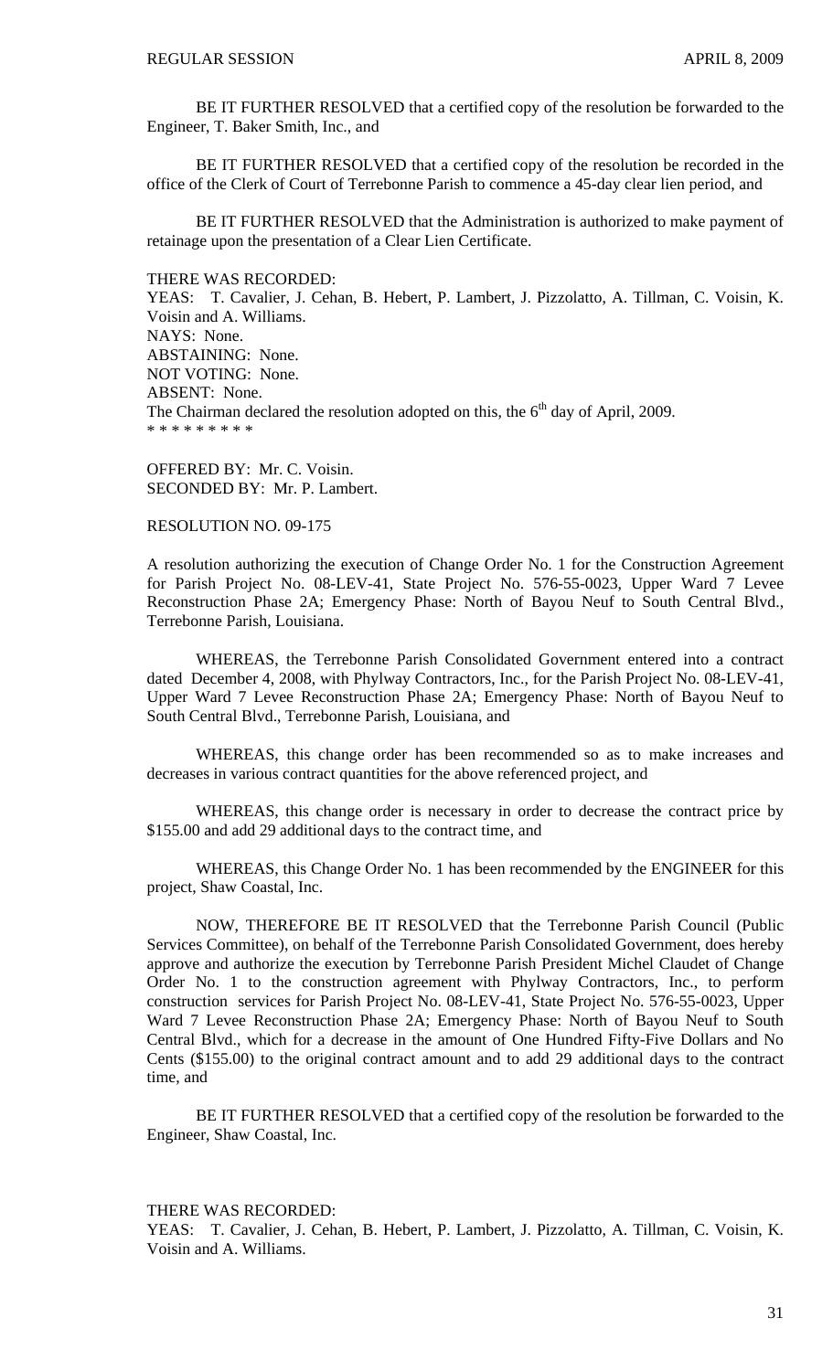BE IT FURTHER RESOLVED that a certified copy of the resolution be forwarded to the Engineer, T. Baker Smith, Inc., and

BE IT FURTHER RESOLVED that a certified copy of the resolution be recorded in the office of the Clerk of Court of Terrebonne Parish to commence a 45-day clear lien period, and

BE IT FURTHER RESOLVED that the Administration is authorized to make payment of retainage upon the presentation of a Clear Lien Certificate.

THERE WAS RECORDED:
YEAS: T. Cavalier, J. Cehan, B. Hebert, P. Lambert, J. Pizzolatto, A. Tillman, C. Voisin, K. Voisin and A. Williams.
NAYS: None.
ABSTAINING: None.
NOT VOTING: None.
ABSENT: None.
The Chairman declared the resolution adopted on this, the 6th day of April, 2009.
\* \* \* \* \* \* \* \* \*

OFFERED BY: Mr. C. Voisin.
SECONDED BY: Mr. P. Lambert.

RESOLUTION NO. 09-175

A resolution authorizing the execution of Change Order No. 1 for the Construction Agreement for Parish Project No. 08-LEV-41, State Project No. 576-55-0023, Upper Ward 7 Levee Reconstruction Phase 2A; Emergency Phase: North of Bayou Neuf to South Central Blvd., Terrebonne Parish, Louisiana.

WHEREAS, the Terrebonne Parish Consolidated Government entered into a contract dated December 4, 2008, with Phylway Contractors, Inc., for the Parish Project No. 08-LEV-41, Upper Ward 7 Levee Reconstruction Phase 2A; Emergency Phase: North of Bayou Neuf to South Central Blvd., Terrebonne Parish, Louisiana, and

WHEREAS, this change order has been recommended so as to make increases and decreases in various contract quantities for the above referenced project, and

WHEREAS, this change order is necessary in order to decrease the contract price by \$155.00 and add 29 additional days to the contract time, and

WHEREAS, this Change Order No. 1 has been recommended by the ENGINEER for this project, Shaw Coastal, Inc.

NOW, THEREFORE BE IT RESOLVED that the Terrebonne Parish Council (Public Services Committee), on behalf of the Terrebonne Parish Consolidated Government, does hereby approve and authorize the execution by Terrebonne Parish President Michel Claudet of Change Order No. 1 to the construction agreement with Phylway Contractors, Inc., to perform construction services for Parish Project No. 08-LEV-41, State Project No. 576-55-0023, Upper Ward 7 Levee Reconstruction Phase 2A; Emergency Phase: North of Bayou Neuf to South Central Blvd., which for a decrease in the amount of One Hundred Fifty-Five Dollars and No Cents (\$155.00) to the original contract amount and to add 29 additional days to the contract time, and

BE IT FURTHER RESOLVED that a certified copy of the resolution be forwarded to the Engineer, Shaw Coastal, Inc.

THERE WAS RECORDED:
YEAS: T. Cavalier, J. Cehan, B. Hebert, P. Lambert, J. Pizzolatto, A. Tillman, C. Voisin, K. Voisin and A. Williams.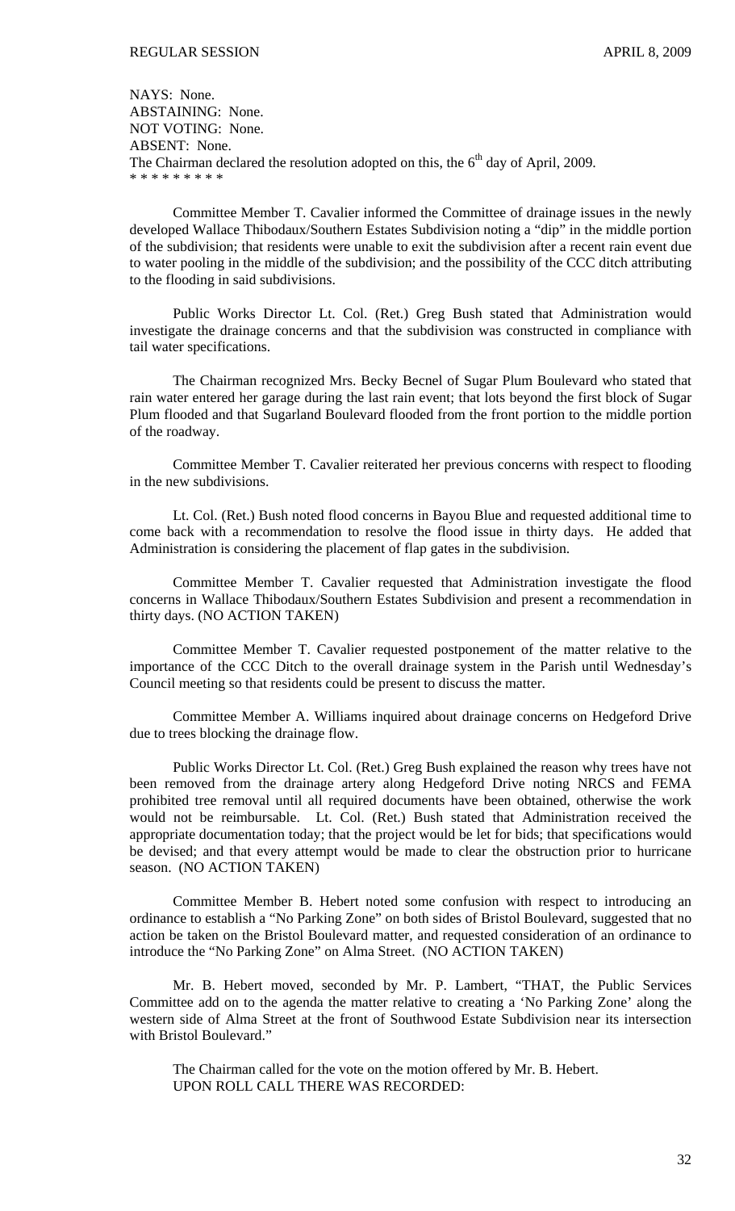NAYS: None.
ABSTAINING: None.
NOT VOTING: None.
ABSENT: None.
The Chairman declared the resolution adopted on this, the 6th day of April, 2009.
\* \* \* \* \* \* \* \* \*

Committee Member T. Cavalier informed the Committee of drainage issues in the newly developed Wallace Thibodaux/Southern Estates Subdivision noting a "dip" in the middle portion of the subdivision; that residents were unable to exit the subdivision after a recent rain event due to water pooling in the middle of the subdivision; and the possibility of the CCC ditch attributing to the flooding in said subdivisions.

Public Works Director Lt. Col. (Ret.) Greg Bush stated that Administration would investigate the drainage concerns and that the subdivision was constructed in compliance with tail water specifications.

The Chairman recognized Mrs. Becky Becnel of Sugar Plum Boulevard who stated that rain water entered her garage during the last rain event; that lots beyond the first block of Sugar Plum flooded and that Sugarland Boulevard flooded from the front portion to the middle portion of the roadway.

Committee Member T. Cavalier reiterated her previous concerns with respect to flooding in the new subdivisions.

Lt. Col. (Ret.) Bush noted flood concerns in Bayou Blue and requested additional time to come back with a recommendation to resolve the flood issue in thirty days. He added that Administration is considering the placement of flap gates in the subdivision.

Committee Member T. Cavalier requested that Administration investigate the flood concerns in Wallace Thibodaux/Southern Estates Subdivision and present a recommendation in thirty days. (NO ACTION TAKEN)

Committee Member T. Cavalier requested postponement of the matter relative to the importance of the CCC Ditch to the overall drainage system in the Parish until Wednesday's Council meeting so that residents could be present to discuss the matter.

Committee Member A. Williams inquired about drainage concerns on Hedgeford Drive due to trees blocking the drainage flow.

Public Works Director Lt. Col. (Ret.) Greg Bush explained the reason why trees have not been removed from the drainage artery along Hedgeford Drive noting NRCS and FEMA prohibited tree removal until all required documents have been obtained, otherwise the work would not be reimbursable. Lt. Col. (Ret.) Bush stated that Administration received the appropriate documentation today; that the project would be let for bids; that specifications would be devised; and that every attempt would be made to clear the obstruction prior to hurricane season. (NO ACTION TAKEN)

Committee Member B. Hebert noted some confusion with respect to introducing an ordinance to establish a "No Parking Zone" on both sides of Bristol Boulevard, suggested that no action be taken on the Bristol Boulevard matter, and requested consideration of an ordinance to introduce the "No Parking Zone" on Alma Street. (NO ACTION TAKEN)

Mr. B. Hebert moved, seconded by Mr. P. Lambert, "THAT, the Public Services Committee add on to the agenda the matter relative to creating a 'No Parking Zone' along the western side of Alma Street at the front of Southwood Estate Subdivision near its intersection with Bristol Boulevard."

The Chairman called for the vote on the motion offered by Mr. B. Hebert.
UPON ROLL CALL THERE WAS RECORDED: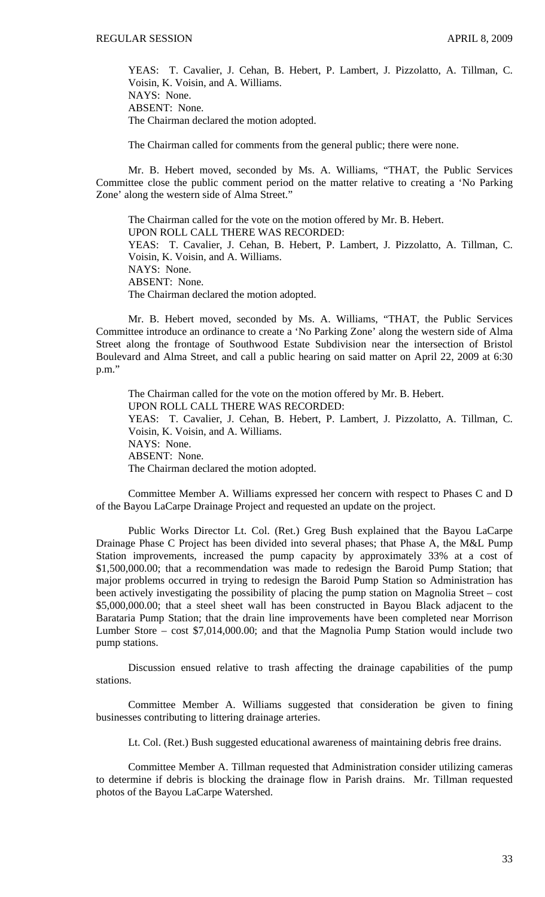YEAS: T. Cavalier, J. Cehan, B. Hebert, P. Lambert, J. Pizzolatto, A. Tillman, C. Voisin, K. Voisin, and A. Williams.
NAYS: None.
ABSENT: None.
The Chairman declared the motion adopted.

The Chairman called for comments from the general public; there were none.

Mr. B. Hebert moved, seconded by Ms. A. Williams, "THAT, the Public Services Committee close the public comment period on the matter relative to creating a 'No Parking Zone' along the western side of Alma Street."

The Chairman called for the vote on the motion offered by Mr. B. Hebert.
UPON ROLL CALL THERE WAS RECORDED:
YEAS: T. Cavalier, J. Cehan, B. Hebert, P. Lambert, J. Pizzolatto, A. Tillman, C. Voisin, K. Voisin, and A. Williams.
NAYS: None.
ABSENT: None.
The Chairman declared the motion adopted.

Mr. B. Hebert moved, seconded by Ms. A. Williams, "THAT, the Public Services Committee introduce an ordinance to create a 'No Parking Zone' along the western side of Alma Street along the frontage of Southwood Estate Subdivision near the intersection of Bristol Boulevard and Alma Street, and call a public hearing on said matter on April 22, 2009 at 6:30 p.m."

The Chairman called for the vote on the motion offered by Mr. B. Hebert.
UPON ROLL CALL THERE WAS RECORDED:
YEAS: T. Cavalier, J. Cehan, B. Hebert, P. Lambert, J. Pizzolatto, A. Tillman, C. Voisin, K. Voisin, and A. Williams.
NAYS: None.
ABSENT: None.
The Chairman declared the motion adopted.

Committee Member A. Williams expressed her concern with respect to Phases C and D of the Bayou LaCarpe Drainage Project and requested an update on the project.

Public Works Director Lt. Col. (Ret.) Greg Bush explained that the Bayou LaCarpe Drainage Phase C Project has been divided into several phases; that Phase A, the M&L Pump Station improvements, increased the pump capacity by approximately 33% at a cost of $1,500,000.00; that a recommendation was made to redesign the Baroid Pump Station; that major problems occurred in trying to redesign the Baroid Pump Station so Administration has been actively investigating the possibility of placing the pump station on Magnolia Street – cost $5,000,000.00; that a steel sheet wall has been constructed in Bayou Black adjacent to the Barataria Pump Station; that the drain line improvements have been completed near Morrison Lumber Store – cost $7,014,000.00; and that the Magnolia Pump Station would include two pump stations.

Discussion ensued relative to trash affecting the drainage capabilities of the pump stations.

Committee Member A. Williams suggested that consideration be given to fining businesses contributing to littering drainage arteries.

Lt. Col. (Ret.) Bush suggested educational awareness of maintaining debris free drains.

Committee Member A. Tillman requested that Administration consider utilizing cameras to determine if debris is blocking the drainage flow in Parish drains. Mr. Tillman requested photos of the Bayou LaCarpe Watershed.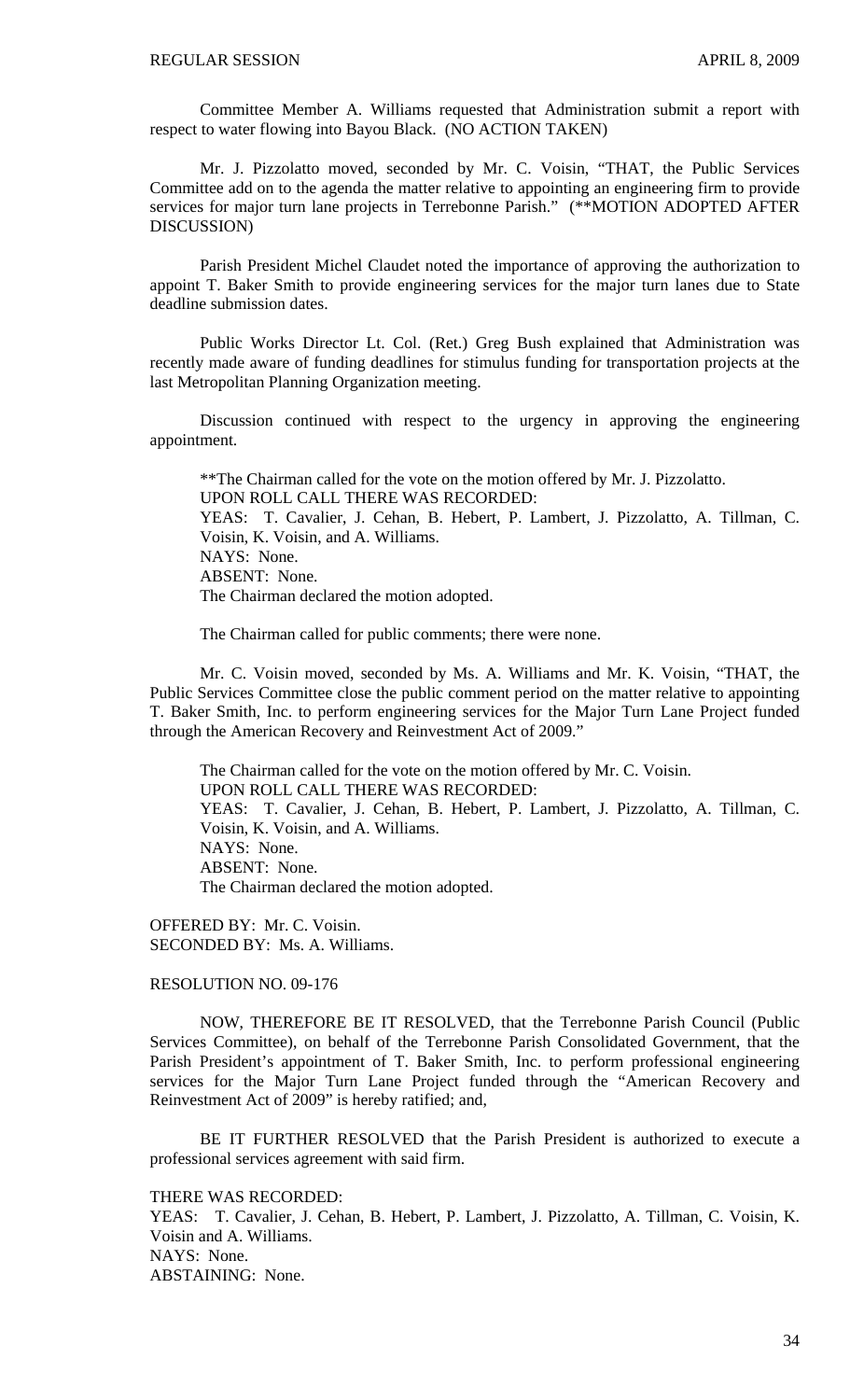Committee Member A. Williams requested that Administration submit a report with respect to water flowing into Bayou Black. (NO ACTION TAKEN)

Mr. J. Pizzolatto moved, seconded by Mr. C. Voisin, "THAT, the Public Services Committee add on to the agenda the matter relative to appointing an engineering firm to provide services for major turn lane projects in Terrebonne Parish." (**MOTION ADOPTED AFTER DISCUSSION)

Parish President Michel Claudet noted the importance of approving the authorization to appoint T. Baker Smith to provide engineering services for the major turn lanes due to State deadline submission dates.

Public Works Director Lt. Col. (Ret.) Greg Bush explained that Administration was recently made aware of funding deadlines for stimulus funding for transportation projects at the last Metropolitan Planning Organization meeting.

Discussion continued with respect to the urgency in approving the engineering appointment.

**The Chairman called for the vote on the motion offered by Mr. J. Pizzolatto.
UPON ROLL CALL THERE WAS RECORDED:
YEAS: T. Cavalier, J. Cehan, B. Hebert, P. Lambert, J. Pizzolatto, A. Tillman, C. Voisin, K. Voisin, and A. Williams.
NAYS: None.
ABSENT: None.
The Chairman declared the motion adopted.

The Chairman called for public comments; there were none.

Mr. C. Voisin moved, seconded by Ms. A. Williams and Mr. K. Voisin, "THAT, the Public Services Committee close the public comment period on the matter relative to appointing T. Baker Smith, Inc. to perform engineering services for the Major Turn Lane Project funded through the American Recovery and Reinvestment Act of 2009."

The Chairman called for the vote on the motion offered by Mr. C. Voisin.
UPON ROLL CALL THERE WAS RECORDED:
YEAS: T. Cavalier, J. Cehan, B. Hebert, P. Lambert, J. Pizzolatto, A. Tillman, C. Voisin, K. Voisin, and A. Williams.
NAYS: None.
ABSENT: None.
The Chairman declared the motion adopted.

OFFERED BY: Mr. C. Voisin.
SECONDED BY: Ms. A. Williams.

RESOLUTION NO. 09-176

NOW, THEREFORE BE IT RESOLVED, that the Terrebonne Parish Council (Public Services Committee), on behalf of the Terrebonne Parish Consolidated Government, that the Parish President's appointment of T. Baker Smith, Inc. to perform professional engineering services for the Major Turn Lane Project funded through the "American Recovery and Reinvestment Act of 2009" is hereby ratified; and,

BE IT FURTHER RESOLVED that the Parish President is authorized to execute a professional services agreement with said firm.

THERE WAS RECORDED:
YEAS: T. Cavalier, J. Cehan, B. Hebert, P. Lambert, J. Pizzolatto, A. Tillman, C. Voisin, K. Voisin and A. Williams.
NAYS: None.
ABSTAINING: None.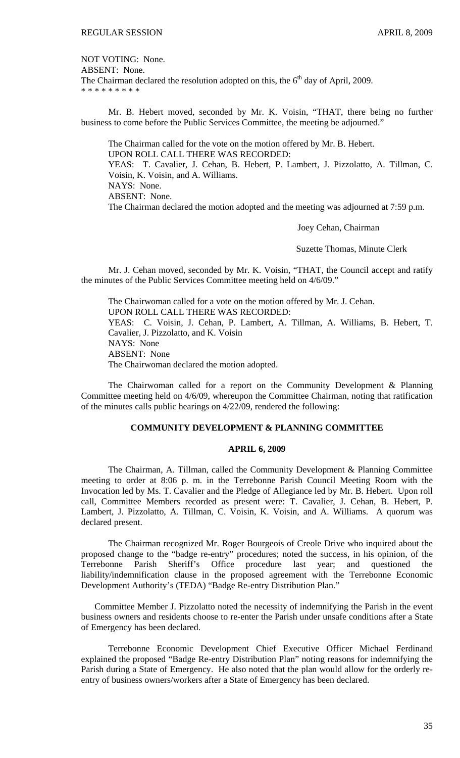NOT VOTING: None.
ABSENT: None.
The Chairman declared the resolution adopted on this, the 6th day of April, 2009.
\* \* \* \* \* \* \* \* \*

Mr. B. Hebert moved, seconded by Mr. K. Voisin, "THAT, there being no further business to come before the Public Services Committee, the meeting be adjourned."

The Chairman called for the vote on the motion offered by Mr. B. Hebert.
UPON ROLL CALL THERE WAS RECORDED:
YEAS: T. Cavalier, J. Cehan, B. Hebert, P. Lambert, J. Pizzolatto, A. Tillman, C. Voisin, K. Voisin, and A. Williams.
NAYS: None.
ABSENT: None.
The Chairman declared the motion adopted and the meeting was adjourned at 7:59 p.m.

Joey Cehan, Chairman

Suzette Thomas, Minute Clerk

Mr. J. Cehan moved, seconded by Mr. K. Voisin, "THAT, the Council accept and ratify the minutes of the Public Services Committee meeting held on 4/6/09."

The Chairwoman called for a vote on the motion offered by Mr. J. Cehan.
UPON ROLL CALL THERE WAS RECORDED:
YEAS: C. Voisin, J. Cehan, P. Lambert, A. Tillman, A. Williams, B. Hebert, T. Cavalier, J. Pizzolatto, and K. Voisin
NAYS: None
ABSENT: None
The Chairwoman declared the motion adopted.

The Chairwoman called for a report on the Community Development & Planning Committee meeting held on 4/6/09, whereupon the Committee Chairman, noting that ratification of the minutes calls public hearings on 4/22/09, rendered the following:

## COMMUNITY DEVELOPMENT & PLANNING COMMITTEE

## APRIL 6, 2009

The Chairman, A. Tillman, called the Community Development & Planning Committee meeting to order at 8:06 p. m. in the Terrebonne Parish Council Meeting Room with the Invocation led by Ms. T. Cavalier and the Pledge of Allegiance led by Mr. B. Hebert. Upon roll call, Committee Members recorded as present were: T. Cavalier, J. Cehan, B. Hebert, P. Lambert, J. Pizzolatto, A. Tillman, C. Voisin, K. Voisin, and A. Williams. A quorum was declared present.

The Chairman recognized Mr. Roger Bourgeois of Creole Drive who inquired about the proposed change to the "badge re-entry" procedures; noted the success, in his opinion, of the Terrebonne Parish Sheriff's Office procedure last year; and questioned the liability/indemnification clause in the proposed agreement with the Terrebonne Economic Development Authority's (TEDA) "Badge Re-entry Distribution Plan."

Committee Member J. Pizzolatto noted the necessity of indemnifying the Parish in the event business owners and residents choose to re-enter the Parish under unsafe conditions after a State of Emergency has been declared.

Terrebonne Economic Development Chief Executive Officer Michael Ferdinand explained the proposed "Badge Re-entry Distribution Plan" noting reasons for indemnifying the Parish during a State of Emergency. He also noted that the plan would allow for the orderly re-entry of business owners/workers after a State of Emergency has been declared.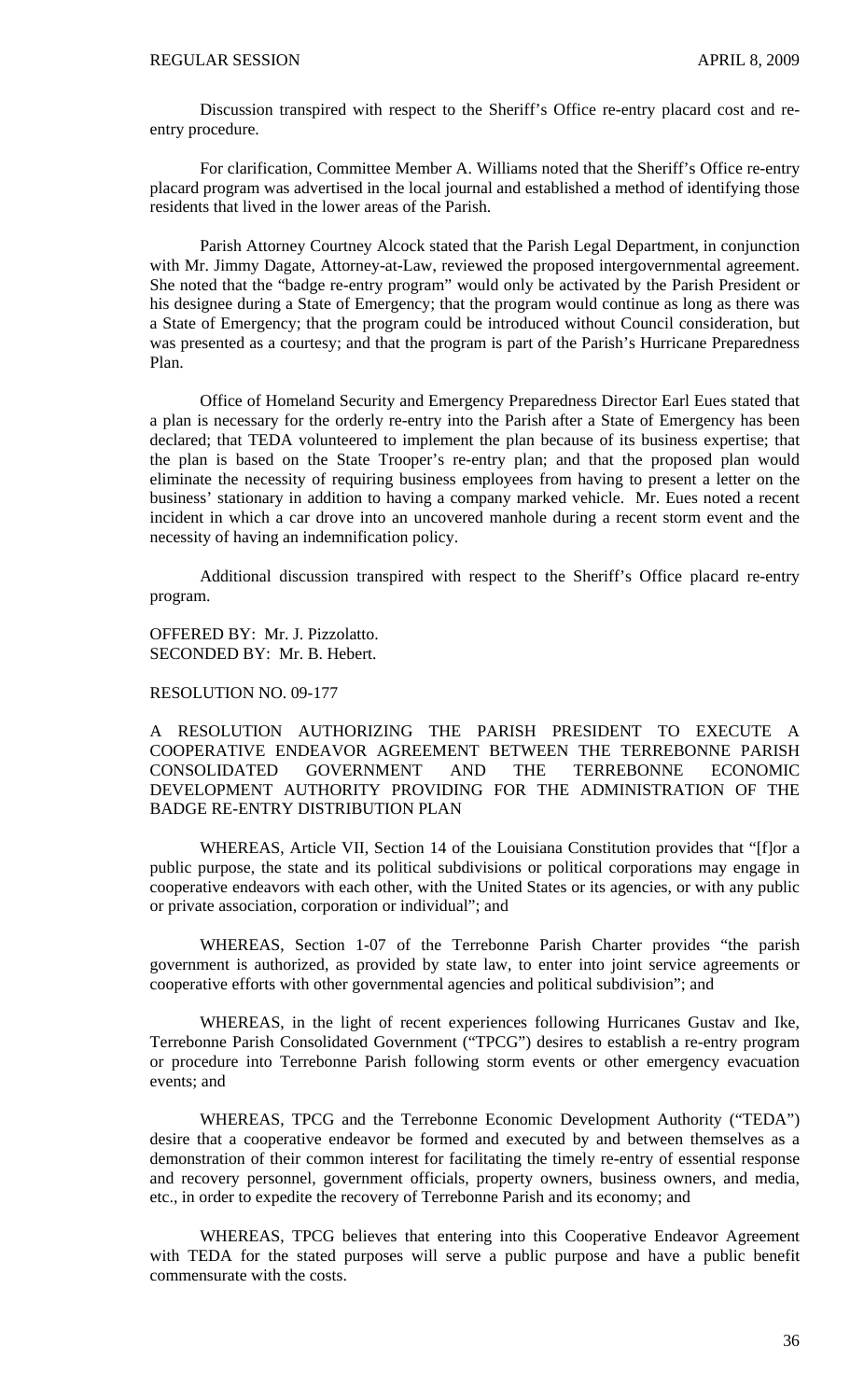Discussion transpired with respect to the Sheriff's Office re-entry placard cost and re-entry procedure.

For clarification, Committee Member A. Williams noted that the Sheriff's Office re-entry placard program was advertised in the local journal and established a method of identifying those residents that lived in the lower areas of the Parish.

Parish Attorney Courtney Alcock stated that the Parish Legal Department, in conjunction with Mr. Jimmy Dagate, Attorney-at-Law, reviewed the proposed intergovernmental agreement. She noted that the "badge re-entry program" would only be activated by the Parish President or his designee during a State of Emergency; that the program would continue as long as there was a State of Emergency; that the program could be introduced without Council consideration, but was presented as a courtesy; and that the program is part of the Parish's Hurricane Preparedness Plan.

Office of Homeland Security and Emergency Preparedness Director Earl Eues stated that a plan is necessary for the orderly re-entry into the Parish after a State of Emergency has been declared; that TEDA volunteered to implement the plan because of its business expertise; that the plan is based on the State Trooper's re-entry plan; and that the proposed plan would eliminate the necessity of requiring business employees from having to present a letter on the business' stationary in addition to having a company marked vehicle. Mr. Eues noted a recent incident in which a car drove into an uncovered manhole during a recent storm event and the necessity of having an indemnification policy.

Additional discussion transpired with respect to the Sheriff's Office placard re-entry program.

OFFERED BY: Mr. J. Pizzolatto.
SECONDED BY: Mr. B. Hebert.

RESOLUTION NO. 09-177

A RESOLUTION AUTHORIZING THE PARISH PRESIDENT TO EXECUTE A COOPERATIVE ENDEAVOR AGREEMENT BETWEEN THE TERREBONNE PARISH CONSOLIDATED GOVERNMENT AND THE TERREBONNE ECONOMIC DEVELOPMENT AUTHORITY PROVIDING FOR THE ADMINISTRATION OF THE BADGE RE-ENTRY DISTRIBUTION PLAN

WHEREAS, Article VII, Section 14 of the Louisiana Constitution provides that "[f]or a public purpose, the state and its political subdivisions or political corporations may engage in cooperative endeavors with each other, with the United States or its agencies, or with any public or private association, corporation or individual"; and

WHEREAS, Section 1-07 of the Terrebonne Parish Charter provides "the parish government is authorized, as provided by state law, to enter into joint service agreements or cooperative efforts with other governmental agencies and political subdivision"; and

WHEREAS, in the light of recent experiences following Hurricanes Gustav and Ike, Terrebonne Parish Consolidated Government ("TPCG") desires to establish a re-entry program or procedure into Terrebonne Parish following storm events or other emergency evacuation events; and

WHEREAS, TPCG and the Terrebonne Economic Development Authority ("TEDA") desire that a cooperative endeavor be formed and executed by and between themselves as a demonstration of their common interest for facilitating the timely re-entry of essential response and recovery personnel, government officials, property owners, business owners, and media, etc., in order to expedite the recovery of Terrebonne Parish and its economy; and

WHEREAS, TPCG believes that entering into this Cooperative Endeavor Agreement with TEDA for the stated purposes will serve a public purpose and have a public benefit commensurate with the costs.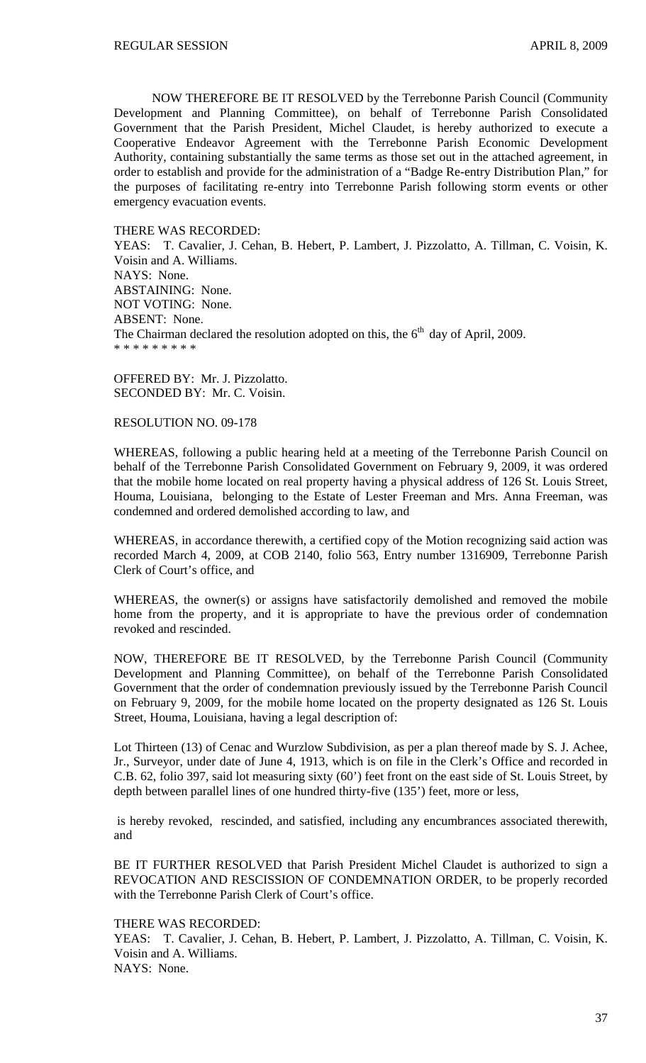NOW THEREFORE BE IT RESOLVED by the Terrebonne Parish Council (Community Development and Planning Committee), on behalf of Terrebonne Parish Consolidated Government that the Parish President, Michel Claudet, is hereby authorized to execute a Cooperative Endeavor Agreement with the Terrebonne Parish Economic Development Authority, containing substantially the same terms as those set out in the attached agreement, in order to establish and provide for the administration of a "Badge Re-entry Distribution Plan," for the purposes of facilitating re-entry into Terrebonne Parish following storm events or other emergency evacuation events.

THERE WAS RECORDED:
YEAS: T. Cavalier, J. Cehan, B. Hebert, P. Lambert, J. Pizzolatto, A. Tillman, C. Voisin, K. Voisin and A. Williams.
NAYS: None.
ABSTAINING: None.
NOT VOTING: None.
ABSENT: None.
The Chairman declared the resolution adopted on this, the 6th day of April, 2009.
* * * * * * * * *

OFFERED BY: Mr. J. Pizzolatto.
SECONDED BY: Mr. C. Voisin.

RESOLUTION NO. 09-178

WHEREAS, following a public hearing held at a meeting of the Terrebonne Parish Council on behalf of the Terrebonne Parish Consolidated Government on February 9, 2009, it was ordered that the mobile home located on real property having a physical address of 126 St. Louis Street, Houma, Louisiana, belonging to the Estate of Lester Freeman and Mrs. Anna Freeman, was condemned and ordered demolished according to law, and

WHEREAS, in accordance therewith, a certified copy of the Motion recognizing said action was recorded March 4, 2009, at COB 2140, folio 563, Entry number 1316909, Terrebonne Parish Clerk of Court's office, and

WHEREAS, the owner(s) or assigns have satisfactorily demolished and removed the mobile home from the property, and it is appropriate to have the previous order of condemnation revoked and rescinded.

NOW, THEREFORE BE IT RESOLVED, by the Terrebonne Parish Council (Community Development and Planning Committee), on behalf of the Terrebonne Parish Consolidated Government that the order of condemnation previously issued by the Terrebonne Parish Council on February 9, 2009, for the mobile home located on the property designated as 126 St. Louis Street, Houma, Louisiana, having a legal description of:

Lot Thirteen (13) of Cenac and Wurzlow Subdivision, as per a plan thereof made by S. J. Achee, Jr., Surveyor, under date of June 4, 1913, which is on file in the Clerk's Office and recorded in C.B. 62, folio 397, said lot measuring sixty (60') feet front on the east side of St. Louis Street, by depth between parallel lines of one hundred thirty-five (135') feet, more or less,

is hereby revoked, rescinded, and satisfied, including any encumbrances associated therewith, and

BE IT FURTHER RESOLVED that Parish President Michel Claudet is authorized to sign a REVOCATION AND RESCISSION OF CONDEMNATION ORDER, to be properly recorded with the Terrebonne Parish Clerk of Court's office.

THERE WAS RECORDED:
YEAS: T. Cavalier, J. Cehan, B. Hebert, P. Lambert, J. Pizzolatto, A. Tillman, C. Voisin, K. Voisin and A. Williams.
NAYS: None.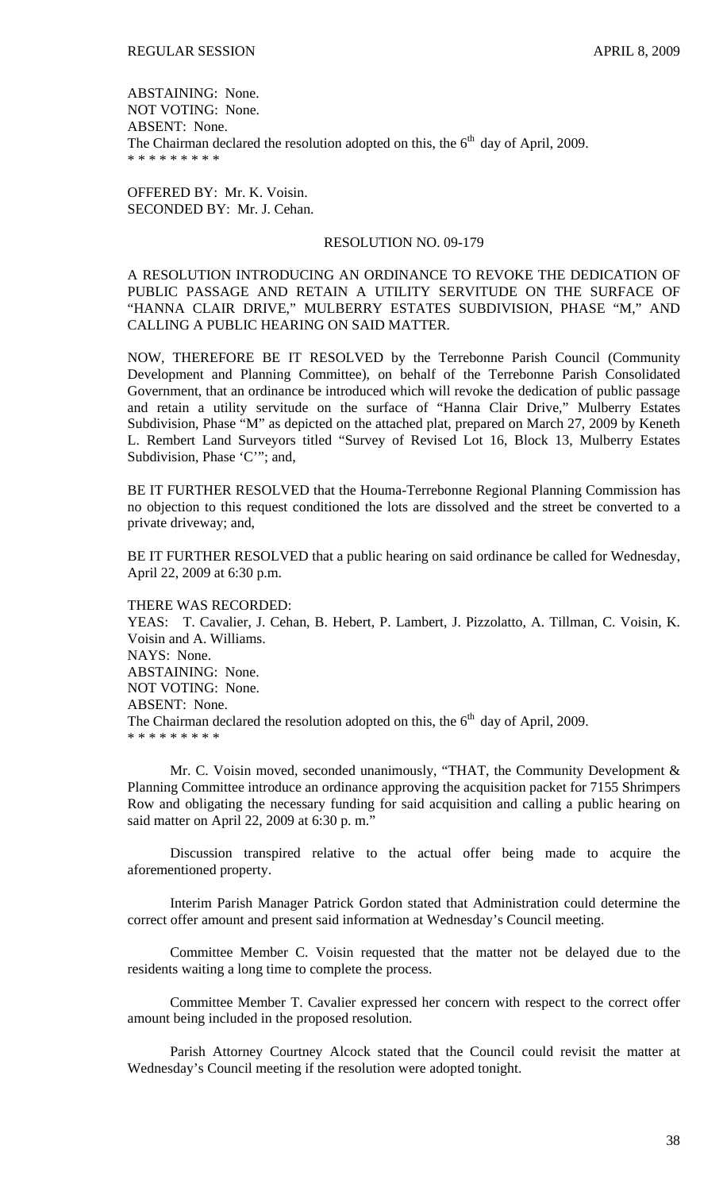ABSTAINING: None.
NOT VOTING: None.
ABSENT: None.
The Chairman declared the resolution adopted on this, the 6th day of April, 2009.
\* \* \* \* \* \* \* \* \*

OFFERED BY: Mr. K. Voisin.
SECONDED BY: Mr. J. Cehan.

RESOLUTION NO. 09-179

A RESOLUTION INTRODUCING AN ORDINANCE TO REVOKE THE DEDICATION OF PUBLIC PASSAGE AND RETAIN A UTILITY SERVITUDE ON THE SURFACE OF "HANNA CLAIR DRIVE," MULBERRY ESTATES SUBDIVISION, PHASE "M," AND CALLING A PUBLIC HEARING ON SAID MATTER.

NOW, THEREFORE BE IT RESOLVED by the Terrebonne Parish Council (Community Development and Planning Committee), on behalf of the Terrebonne Parish Consolidated Government, that an ordinance be introduced which will revoke the dedication of public passage and retain a utility servitude on the surface of "Hanna Clair Drive," Mulberry Estates Subdivision, Phase "M" as depicted on the attached plat, prepared on March 27, 2009 by Keneth L. Rembert Land Surveyors titled "Survey of Revised Lot 16, Block 13, Mulberry Estates Subdivision, Phase 'C'"; and,

BE IT FURTHER RESOLVED that the Houma-Terrebonne Regional Planning Commission has no objection to this request conditioned the lots are dissolved and the street be converted to a private driveway; and,

BE IT FURTHER RESOLVED that a public hearing on said ordinance be called for Wednesday, April 22, 2009 at 6:30 p.m.

THERE WAS RECORDED:
YEAS: T. Cavalier, J. Cehan, B. Hebert, P. Lambert, J. Pizzolatto, A. Tillman, C. Voisin, K. Voisin and A. Williams.
NAYS: None.
ABSTAINING: None.
NOT VOTING: None.
ABSENT: None.
The Chairman declared the resolution adopted on this, the 6th day of April, 2009.
\* \* \* \* \* \* \* \* \*

Mr. C. Voisin moved, seconded unanimously, "THAT, the Community Development & Planning Committee introduce an ordinance approving the acquisition packet for 7155 Shrimpers Row and obligating the necessary funding for said acquisition and calling a public hearing on said matter on April 22, 2009 at 6:30 p. m."

Discussion transpired relative to the actual offer being made to acquire the aforementioned property.

Interim Parish Manager Patrick Gordon stated that Administration could determine the correct offer amount and present said information at Wednesday's Council meeting.

Committee Member C. Voisin requested that the matter not be delayed due to the residents waiting a long time to complete the process.

Committee Member T. Cavalier expressed her concern with respect to the correct offer amount being included in the proposed resolution.

Parish Attorney Courtney Alcock stated that the Council could revisit the matter at Wednesday's Council meeting if the resolution were adopted tonight.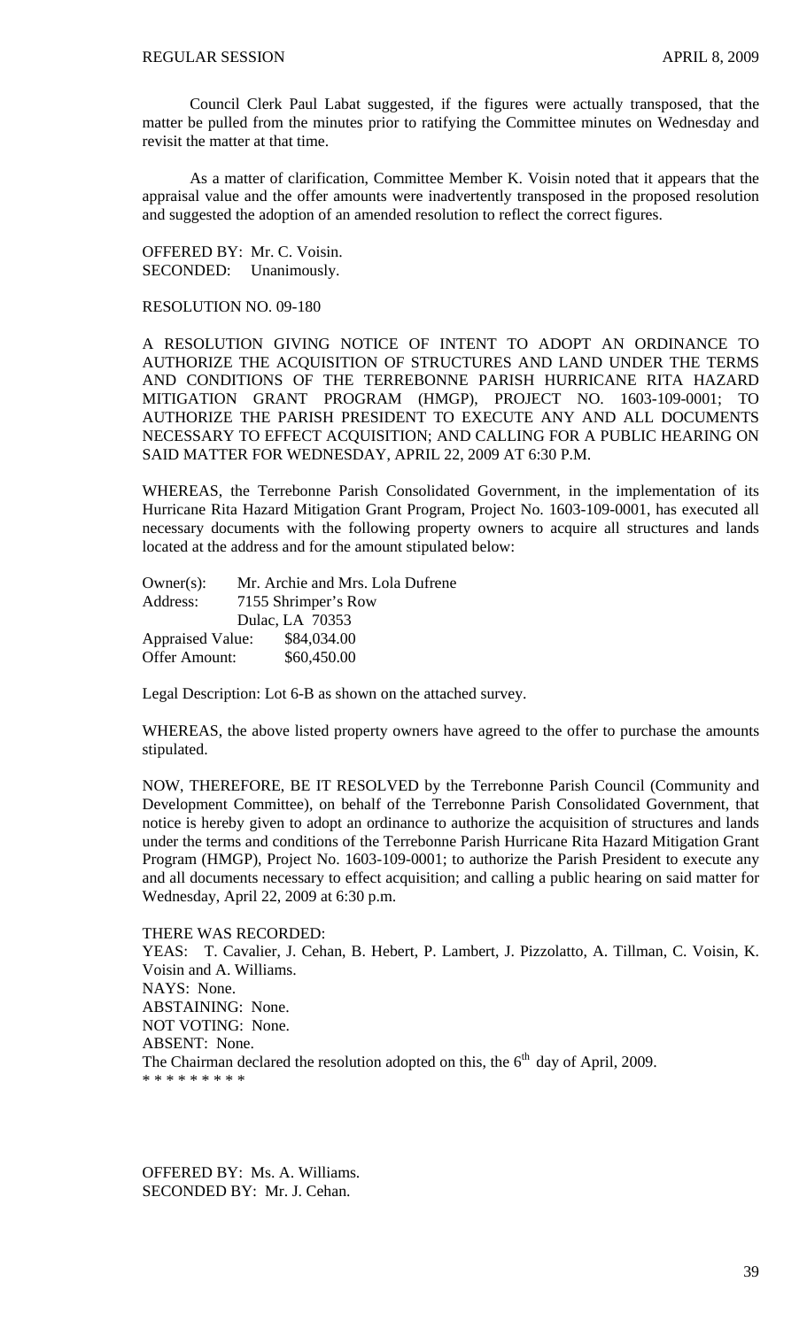Council Clerk Paul Labat suggested, if the figures were actually transposed, that the matter be pulled from the minutes prior to ratifying the Committee minutes on Wednesday and revisit the matter at that time.

As a matter of clarification, Committee Member K. Voisin noted that it appears that the appraisal value and the offer amounts were inadvertently transposed in the proposed resolution and suggested the adoption of an amended resolution to reflect the correct figures.

OFFERED BY: Mr. C. Voisin.
SECONDED: Unanimously.

RESOLUTION NO. 09-180

A RESOLUTION GIVING NOTICE OF INTENT TO ADOPT AN ORDINANCE TO AUTHORIZE THE ACQUISITION OF STRUCTURES AND LAND UNDER THE TERMS AND CONDITIONS OF THE TERREBONNE PARISH HURRICANE RITA HAZARD MITIGATION GRANT PROGRAM (HMGP), PROJECT NO. 1603-109-0001; TO AUTHORIZE THE PARISH PRESIDENT TO EXECUTE ANY AND ALL DOCUMENTS NECESSARY TO EFFECT ACQUISITION; AND CALLING FOR A PUBLIC HEARING ON SAID MATTER FOR WEDNESDAY, APRIL 22, 2009 AT 6:30 P.M.

WHEREAS, the Terrebonne Parish Consolidated Government, in the implementation of its Hurricane Rita Hazard Mitigation Grant Program, Project No. 1603-109-0001, has executed all necessary documents with the following property owners to acquire all structures and lands located at the address and for the amount stipulated below:

Owner(s): Mr. Archie and Mrs. Lola Dufrene
Address: 7155 Shrimper's Row
Dulac, LA 70353
Appraised Value: $84,034.00
Offer Amount: $60,450.00

Legal Description: Lot 6-B as shown on the attached survey.

WHEREAS, the above listed property owners have agreed to the offer to purchase the amounts stipulated.

NOW, THEREFORE, BE IT RESOLVED by the Terrebonne Parish Council (Community and Development Committee), on behalf of the Terrebonne Parish Consolidated Government, that notice is hereby given to adopt an ordinance to authorize the acquisition of structures and lands under the terms and conditions of the Terrebonne Parish Hurricane Rita Hazard Mitigation Grant Program (HMGP), Project No. 1603-109-0001; to authorize the Parish President to execute any and all documents necessary to effect acquisition; and calling a public hearing on said matter for Wednesday, April 22, 2009 at 6:30 p.m.

THERE WAS RECORDED:
YEAS: T. Cavalier, J. Cehan, B. Hebert, P. Lambert, J. Pizzolatto, A. Tillman, C. Voisin, K. Voisin and A. Williams.
NAYS: None.
ABSTAINING: None.
NOT VOTING: None.
ABSENT: None.
The Chairman declared the resolution adopted on this, the 6th day of April, 2009.
* * * * * * * * *

OFFERED BY: Ms. A. Williams.
SECONDED BY: Mr. J. Cehan.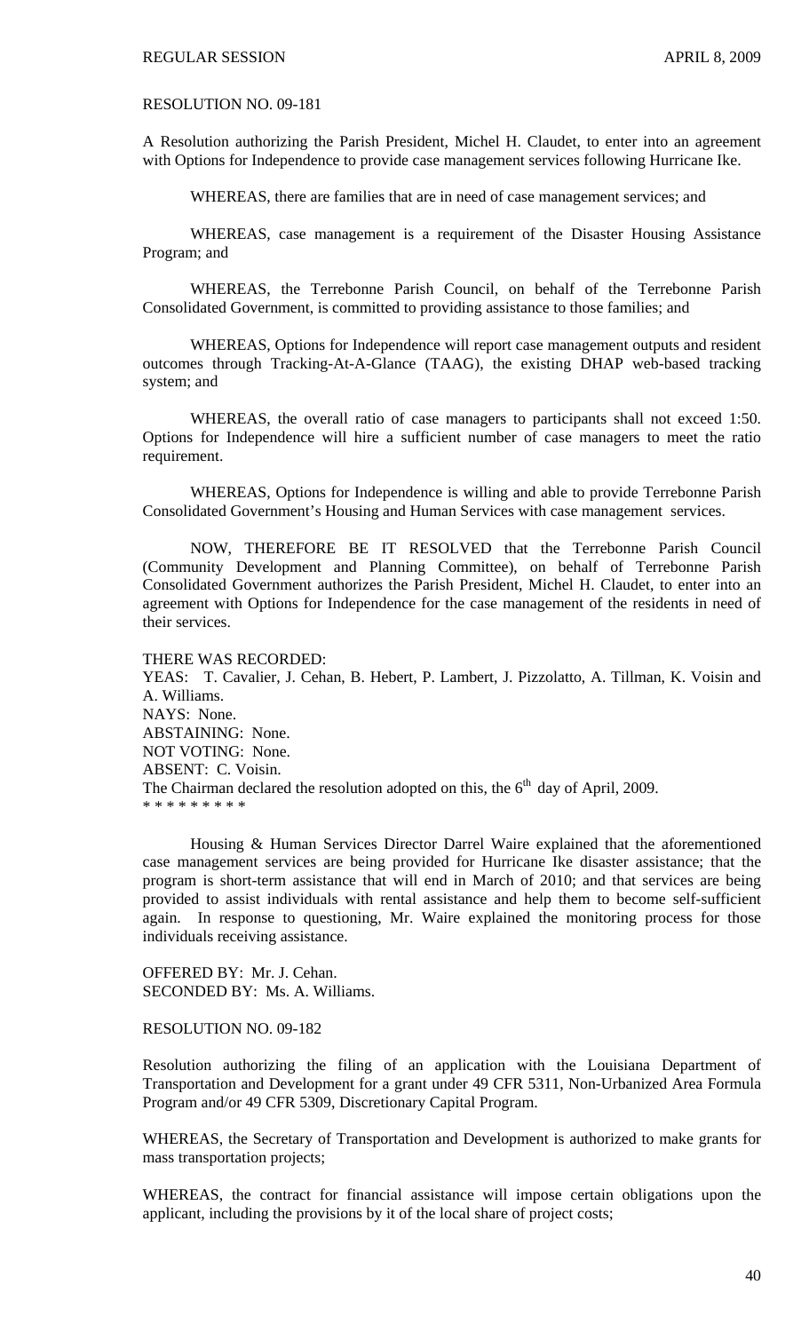RESOLUTION NO. 09-181

A Resolution authorizing the Parish President, Michel H. Claudet, to enter into an agreement with Options for Independence to provide case management services following Hurricane Ike.

WHEREAS, there are families that are in need of case management services; and

WHEREAS, case management is a requirement of the Disaster Housing Assistance Program; and

WHEREAS, the Terrebonne Parish Council, on behalf of the Terrebonne Parish Consolidated Government, is committed to providing assistance to those families; and

WHEREAS, Options for Independence will report case management outputs and resident outcomes through Tracking-At-A-Glance (TAAG), the existing DHAP web-based tracking system; and

WHEREAS, the overall ratio of case managers to participants shall not exceed 1:50. Options for Independence will hire a sufficient number of case managers to meet the ratio requirement.

WHEREAS, Options for Independence is willing and able to provide Terrebonne Parish Consolidated Government's Housing and Human Services with case management services.

NOW, THEREFORE BE IT RESOLVED that the Terrebonne Parish Council (Community Development and Planning Committee), on behalf of Terrebonne Parish Consolidated Government authorizes the Parish President, Michel H. Claudet, to enter into an agreement with Options for Independence for the case management of the residents in need of their services.

THERE WAS RECORDED:
YEAS: T. Cavalier, J. Cehan, B. Hebert, P. Lambert, J. Pizzolatto, A. Tillman, K. Voisin and A. Williams.
NAYS: None.
ABSTAINING: None.
NOT VOTING: None.
ABSENT: C. Voisin.
The Chairman declared the resolution adopted on this, the 6th day of April, 2009.
\* \* \* \* \* \* \* \* \*

Housing & Human Services Director Darrel Waire explained that the aforementioned case management services are being provided for Hurricane Ike disaster assistance; that the program is short-term assistance that will end in March of 2010; and that services are being provided to assist individuals with rental assistance and help them to become self-sufficient again. In response to questioning, Mr. Waire explained the monitoring process for those individuals receiving assistance.

OFFERED BY: Mr. J. Cehan.
SECONDED BY: Ms. A. Williams.

RESOLUTION NO. 09-182

Resolution authorizing the filing of an application with the Louisiana Department of Transportation and Development for a grant under 49 CFR 5311, Non-Urbanized Area Formula Program and/or 49 CFR 5309, Discretionary Capital Program.

WHEREAS, the Secretary of Transportation and Development is authorized to make grants for mass transportation projects;

WHEREAS, the contract for financial assistance will impose certain obligations upon the applicant, including the provisions by it of the local share of project costs;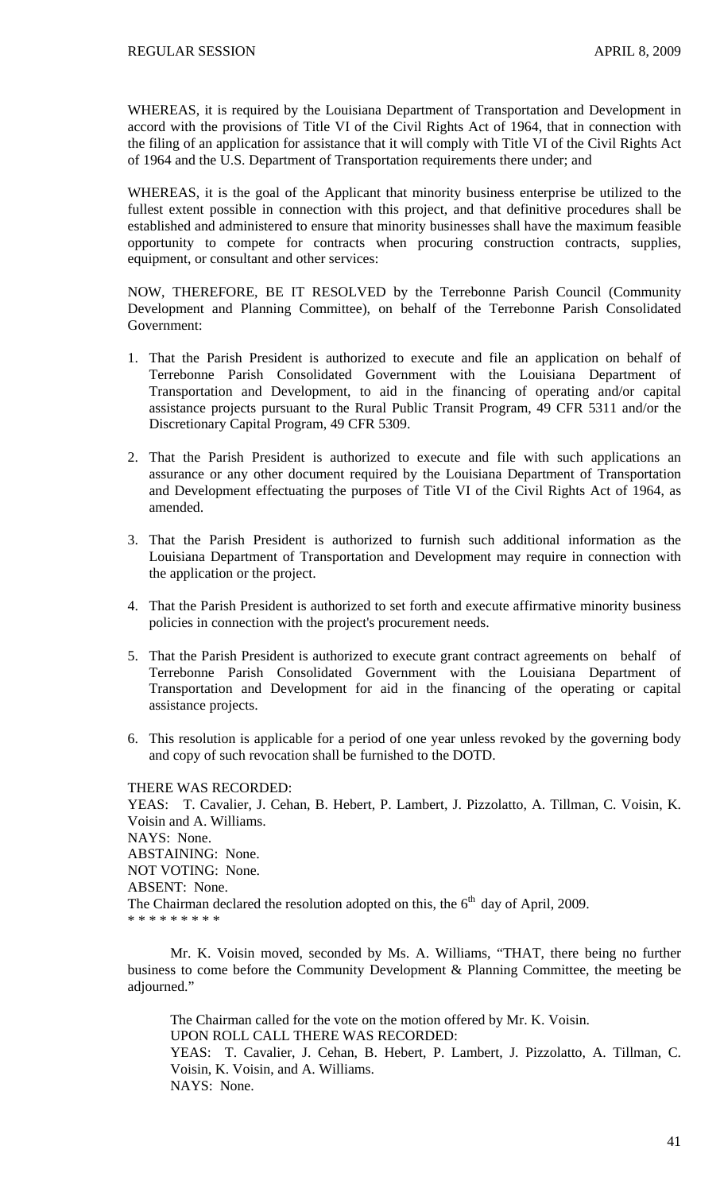WHEREAS, it is required by the Louisiana Department of Transportation and Development in accord with the provisions of Title VI of the Civil Rights Act of 1964, that in connection with the filing of an application for assistance that it will comply with Title VI of the Civil Rights Act of 1964 and the U.S. Department of Transportation requirements there under; and

WHEREAS, it is the goal of the Applicant that minority business enterprise be utilized to the fullest extent possible in connection with this project, and that definitive procedures shall be established and administered to ensure that minority businesses shall have the maximum feasible opportunity to compete for contracts when procuring construction contracts, supplies, equipment, or consultant and other services:

NOW, THEREFORE, BE IT RESOLVED by the Terrebonne Parish Council (Community Development and Planning Committee), on behalf of the Terrebonne Parish Consolidated Government:

1. That the Parish President is authorized to execute and file an application on behalf of Terrebonne Parish Consolidated Government with the Louisiana Department of Transportation and Development, to aid in the financing of operating and/or capital assistance projects pursuant to the Rural Public Transit Program, 49 CFR 5311 and/or the Discretionary Capital Program, 49 CFR 5309.

2. That the Parish President is authorized to execute and file with such applications an assurance or any other document required by the Louisiana Department of Transportation and Development effectuating the purposes of Title VI of the Civil Rights Act of 1964, as amended.

3. That the Parish President is authorized to furnish such additional information as the Louisiana Department of Transportation and Development may require in connection with the application or the project.

4. That the Parish President is authorized to set forth and execute affirmative minority business policies in connection with the project's procurement needs.

5. That the Parish President is authorized to execute grant contract agreements on behalf of Terrebonne Parish Consolidated Government with the Louisiana Department of Transportation and Development for aid in the financing of the operating or capital assistance projects.

6. This resolution is applicable for a period of one year unless revoked by the governing body and copy of such revocation shall be furnished to the DOTD.

THERE WAS RECORDED:
YEAS: T. Cavalier, J. Cehan, B. Hebert, P. Lambert, J. Pizzolatto, A. Tillman, C. Voisin, K. Voisin and A. Williams.
NAYS: None.
ABSTAINING: None.
NOT VOTING: None.
ABSENT: None.
The Chairman declared the resolution adopted on this, the 6th day of April, 2009.
\* \* \* \* \* \* \* \* \*

Mr. K. Voisin moved, seconded by Ms. A. Williams, "THAT, there being no further business to come before the Community Development & Planning Committee, the meeting be adjourned."

The Chairman called for the vote on the motion offered by Mr. K. Voisin.
UPON ROLL CALL THERE WAS RECORDED:
YEAS: T. Cavalier, J. Cehan, B. Hebert, P. Lambert, J. Pizzolatto, A. Tillman, C. Voisin, K. Voisin, and A. Williams.
NAYS: None.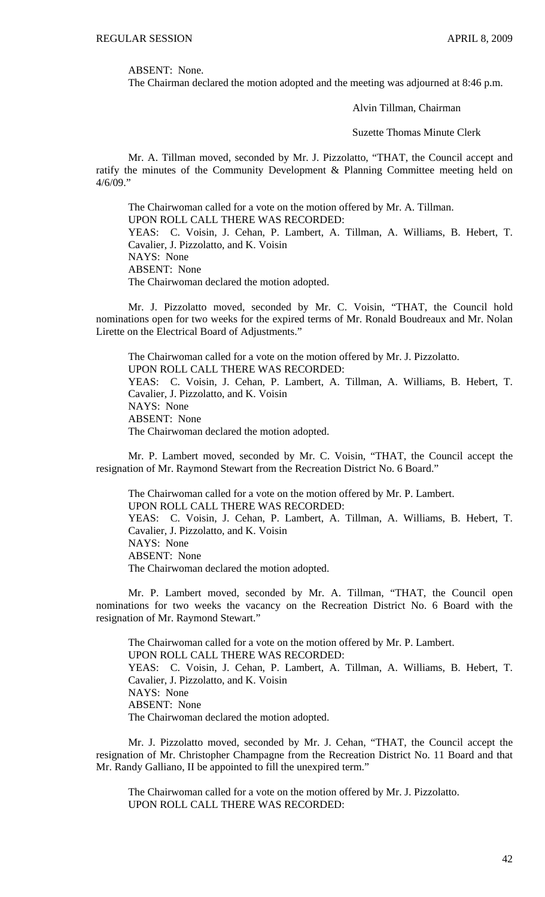ABSENT: None.

The Chairman declared the motion adopted and the meeting was adjourned at 8:46 p.m.

Alvin Tillman, Chairman

Suzette Thomas Minute Clerk

Mr. A. Tillman moved, seconded by Mr. J. Pizzolatto, "THAT, the Council accept and ratify the minutes of the Community Development & Planning Committee meeting held on 4/6/09."

The Chairwoman called for a vote on the motion offered by Mr. A. Tillman.
UPON ROLL CALL THERE WAS RECORDED:
YEAS: C. Voisin, J. Cehan, P. Lambert, A. Tillman, A. Williams, B. Hebert, T. Cavalier, J. Pizzolatto, and K. Voisin
NAYS: None
ABSENT: None
The Chairwoman declared the motion adopted.

Mr. J. Pizzolatto moved, seconded by Mr. C. Voisin, "THAT, the Council hold nominations open for two weeks for the expired terms of Mr. Ronald Boudreaux and Mr. Nolan Lirette on the Electrical Board of Adjustments."

The Chairwoman called for a vote on the motion offered by Mr. J. Pizzolatto.
UPON ROLL CALL THERE WAS RECORDED:
YEAS: C. Voisin, J. Cehan, P. Lambert, A. Tillman, A. Williams, B. Hebert, T. Cavalier, J. Pizzolatto, and K. Voisin
NAYS: None
ABSENT: None
The Chairwoman declared the motion adopted.

Mr. P. Lambert moved, seconded by Mr. C. Voisin, "THAT, the Council accept the resignation of Mr. Raymond Stewart from the Recreation District No. 6 Board."

The Chairwoman called for a vote on the motion offered by Mr. P. Lambert.
UPON ROLL CALL THERE WAS RECORDED:
YEAS: C. Voisin, J. Cehan, P. Lambert, A. Tillman, A. Williams, B. Hebert, T. Cavalier, J. Pizzolatto, and K. Voisin
NAYS: None
ABSENT: None
The Chairwoman declared the motion adopted.

Mr. P. Lambert moved, seconded by Mr. A. Tillman, "THAT, the Council open nominations for two weeks the vacancy on the Recreation District No. 6 Board with the resignation of Mr. Raymond Stewart."

The Chairwoman called for a vote on the motion offered by Mr. P. Lambert.
UPON ROLL CALL THERE WAS RECORDED:
YEAS: C. Voisin, J. Cehan, P. Lambert, A. Tillman, A. Williams, B. Hebert, T. Cavalier, J. Pizzolatto, and K. Voisin
NAYS: None
ABSENT: None
The Chairwoman declared the motion adopted.

Mr. J. Pizzolatto moved, seconded by Mr. J. Cehan, "THAT, the Council accept the resignation of Mr. Christopher Champagne from the Recreation District No. 11 Board and that Mr. Randy Galliano, II be appointed to fill the unexpired term."

The Chairwoman called for a vote on the motion offered by Mr. J. Pizzolatto.
UPON ROLL CALL THERE WAS RECORDED: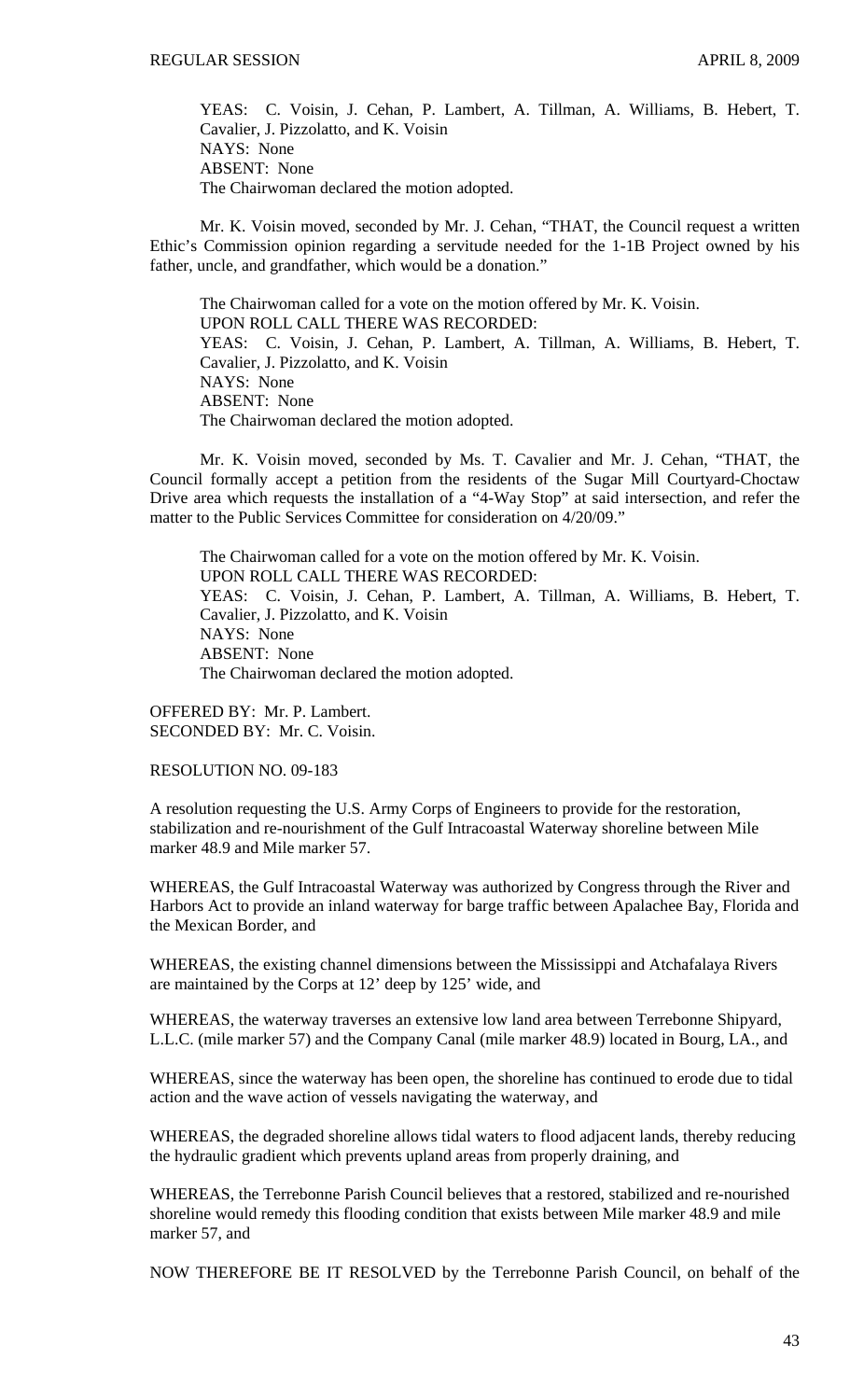YEAS: C. Voisin, J. Cehan, P. Lambert, A. Tillman, A. Williams, B. Hebert, T. Cavalier, J. Pizzolatto, and K. Voisin
NAYS: None
ABSENT: None
The Chairwoman declared the motion adopted.

Mr. K. Voisin moved, seconded by Mr. J. Cehan, "THAT, the Council request a written Ethic's Commission opinion regarding a servitude needed for the 1-1B Project owned by his father, uncle, and grandfather, which would be a donation."

The Chairwoman called for a vote on the motion offered by Mr. K. Voisin.
UPON ROLL CALL THERE WAS RECORDED:
YEAS: C. Voisin, J. Cehan, P. Lambert, A. Tillman, A. Williams, B. Hebert, T. Cavalier, J. Pizzolatto, and K. Voisin
NAYS: None
ABSENT: None
The Chairwoman declared the motion adopted.

Mr. K. Voisin moved, seconded by Ms. T. Cavalier and Mr. J. Cehan, "THAT, the Council formally accept a petition from the residents of the Sugar Mill Courtyard-Choctaw Drive area which requests the installation of a "4-Way Stop" at said intersection, and refer the matter to the Public Services Committee for consideration on 4/20/09."

The Chairwoman called for a vote on the motion offered by Mr. K. Voisin.
UPON ROLL CALL THERE WAS RECORDED:
YEAS: C. Voisin, J. Cehan, P. Lambert, A. Tillman, A. Williams, B. Hebert, T. Cavalier, J. Pizzolatto, and K. Voisin
NAYS: None
ABSENT: None
The Chairwoman declared the motion adopted.

OFFERED BY: Mr. P. Lambert.
SECONDED BY: Mr. C. Voisin.

RESOLUTION NO. 09-183

A resolution requesting the U.S. Army Corps of Engineers to provide for the restoration, stabilization and re-nourishment of the Gulf Intracoastal Waterway shoreline between Mile marker 48.9 and Mile marker 57.

WHEREAS, the Gulf Intracoastal Waterway was authorized by Congress through the River and Harbors Act to provide an inland waterway for barge traffic between Apalachee Bay, Florida and the Mexican Border, and

WHEREAS, the existing channel dimensions between the Mississippi and Atchafalaya Rivers are maintained by the Corps at 12' deep by 125' wide, and

WHEREAS, the waterway traverses an extensive low land area between Terrebonne Shipyard, L.L.C. (mile marker 57) and the Company Canal (mile marker 48.9) located in Bourg, LA., and

WHEREAS, since the waterway has been open, the shoreline has continued to erode due to tidal action and the wave action of vessels navigating the waterway, and

WHEREAS, the degraded shoreline allows tidal waters to flood adjacent lands, thereby reducing the hydraulic gradient which prevents upland areas from properly draining, and

WHEREAS, the Terrebonne Parish Council believes that a restored, stabilized and re-nourished shoreline would remedy this flooding condition that exists between Mile marker 48.9 and mile marker 57, and

NOW THEREFORE BE IT RESOLVED by the Terrebonne Parish Council, on behalf of the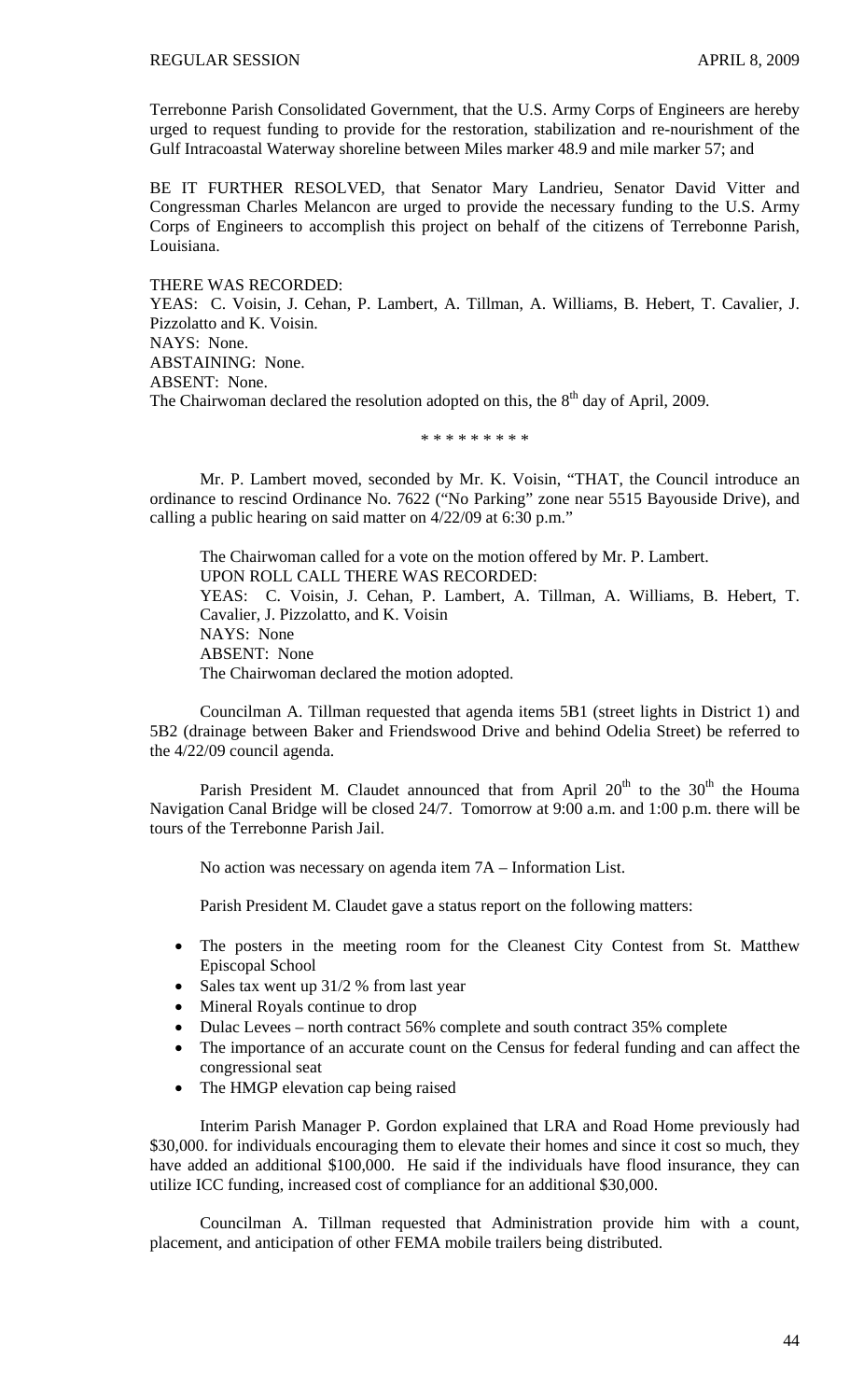Terrebonne Parish Consolidated Government, that the U.S. Army Corps of Engineers are hereby urged to request funding to provide for the restoration, stabilization and re-nourishment of the Gulf Intracoastal Waterway shoreline between Miles marker 48.9 and mile marker 57; and

BE IT FURTHER RESOLVED, that Senator Mary Landrieu, Senator David Vitter and Congressman Charles Melancon are urged to provide the necessary funding to the U.S. Army Corps of Engineers to accomplish this project on behalf of the citizens of Terrebonne Parish, Louisiana.

THERE WAS RECORDED:
YEAS: C. Voisin, J. Cehan, P. Lambert, A. Tillman, A. Williams, B. Hebert, T. Cavalier, J. Pizzolatto and K. Voisin.
NAYS: None.
ABSTAINING: None.
ABSENT: None.
The Chairwoman declared the resolution adopted on this, the 8th day of April, 2009.

\* \* \* \* \* \* \* \* \*

Mr. P. Lambert moved, seconded by Mr. K. Voisin, "THAT, the Council introduce an ordinance to rescind Ordinance No. 7622 ("No Parking" zone near 5515 Bayouside Drive), and calling a public hearing on said matter on 4/22/09 at 6:30 p.m."

The Chairwoman called for a vote on the motion offered by Mr. P. Lambert.
UPON ROLL CALL THERE WAS RECORDED:
YEAS: C. Voisin, J. Cehan, P. Lambert, A. Tillman, A. Williams, B. Hebert, T. Cavalier, J. Pizzolatto, and K. Voisin
NAYS: None
ABSENT: None
The Chairwoman declared the motion adopted.

Councilman A. Tillman requested that agenda items 5B1 (street lights in District 1) and 5B2 (drainage between Baker and Friendswood Drive and behind Odelia Street) be referred to the 4/22/09 council agenda.

Parish President M. Claudet announced that from April 20th to the 30th the Houma Navigation Canal Bridge will be closed 24/7. Tomorrow at 9:00 a.m. and 1:00 p.m. there will be tours of the Terrebonne Parish Jail.

No action was necessary on agenda item 7A – Information List.

Parish President M. Claudet gave a status report on the following matters:

- The posters in the meeting room for the Cleanest City Contest from St. Matthew Episcopal School
- Sales tax went up 31/2 % from last year
- Mineral Royals continue to drop
- Dulac Levees – north contract 56% complete and south contract 35% complete
- The importance of an accurate count on the Census for federal funding and can affect the congressional seat
- The HMGP elevation cap being raised

Interim Parish Manager P. Gordon explained that LRA and Road Home previously had $30,000. for individuals encouraging them to elevate their homes and since it cost so much, they have added an additional $100,000. He said if the individuals have flood insurance, they can utilize ICC funding, increased cost of compliance for an additional $30,000.

Councilman A. Tillman requested that Administration provide him with a count, placement, and anticipation of other FEMA mobile trailers being distributed.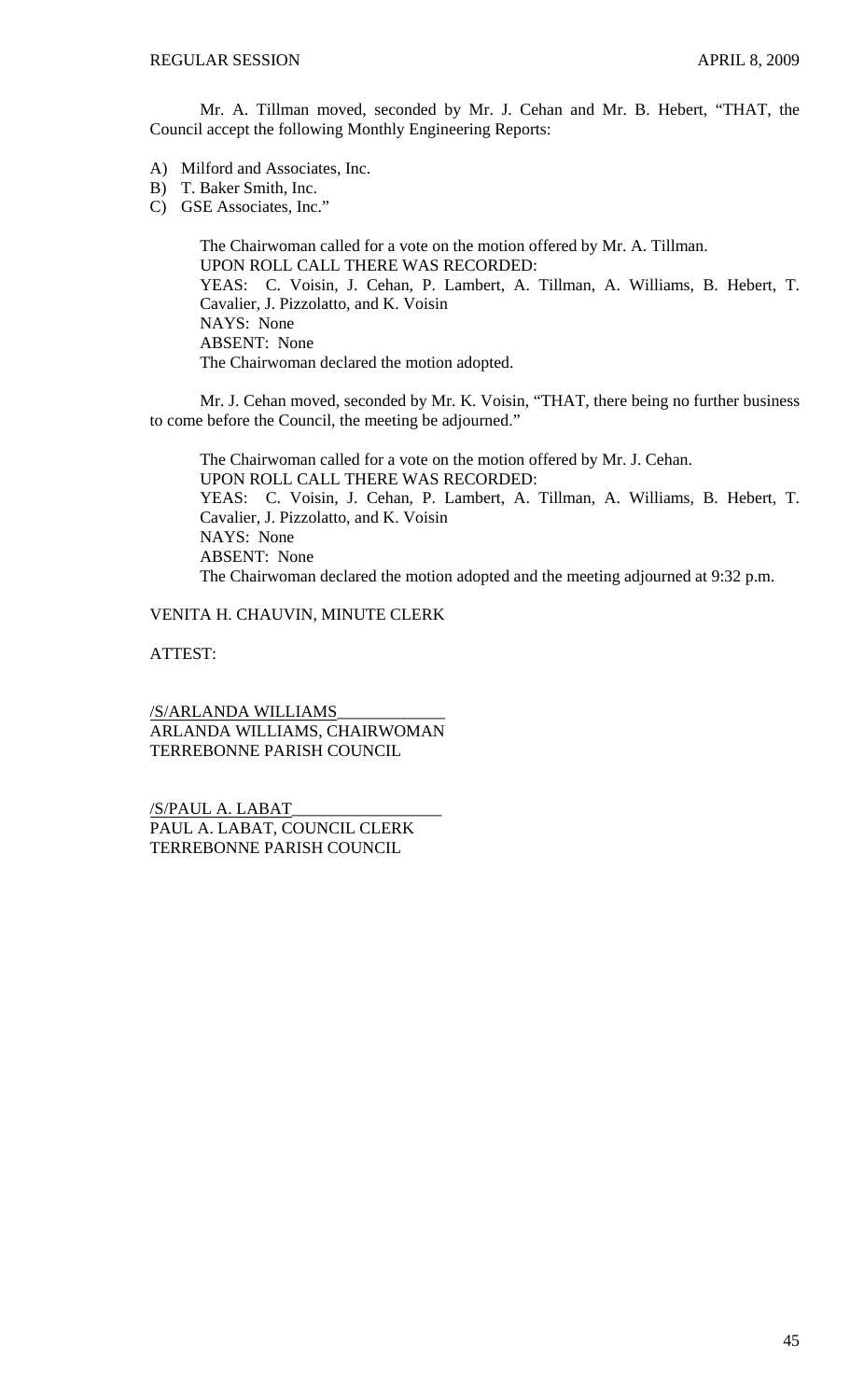Mr. A. Tillman moved, seconded by Mr. J. Cehan and Mr. B. Hebert, "THAT, the Council accept the following Monthly Engineering Reports:

A) Milford and Associates, Inc.
B) T. Baker Smith, Inc.
C) GSE Associates, Inc."

The Chairwoman called for a vote on the motion offered by Mr. A. Tillman.
UPON ROLL CALL THERE WAS RECORDED:
YEAS: C. Voisin, J. Cehan, P. Lambert, A. Tillman, A. Williams, B. Hebert, T. Cavalier, J. Pizzolatto, and K. Voisin
NAYS: None
ABSENT: None
The Chairwoman declared the motion adopted.

Mr. J. Cehan moved, seconded by Mr. K. Voisin, "THAT, there being no further business to come before the Council, the meeting be adjourned."

The Chairwoman called for a vote on the motion offered by Mr. J. Cehan.
UPON ROLL CALL THERE WAS RECORDED:
YEAS: C. Voisin, J. Cehan, P. Lambert, A. Tillman, A. Williams, B. Hebert, T. Cavalier, J. Pizzolatto, and K. Voisin
NAYS: None
ABSENT: None
The Chairwoman declared the motion adopted and the meeting adjourned at 9:32 p.m.

VENITA H. CHAUVIN, MINUTE CLERK

ATTEST:

/S/ARLANDA WILLIAMS
ARLANDA WILLIAMS, CHAIRWOMAN
TERREBONNE PARISH COUNCIL

/S/PAUL A. LABAT
PAUL A. LABAT, COUNCIL CLERK
TERREBONNE PARISH COUNCIL